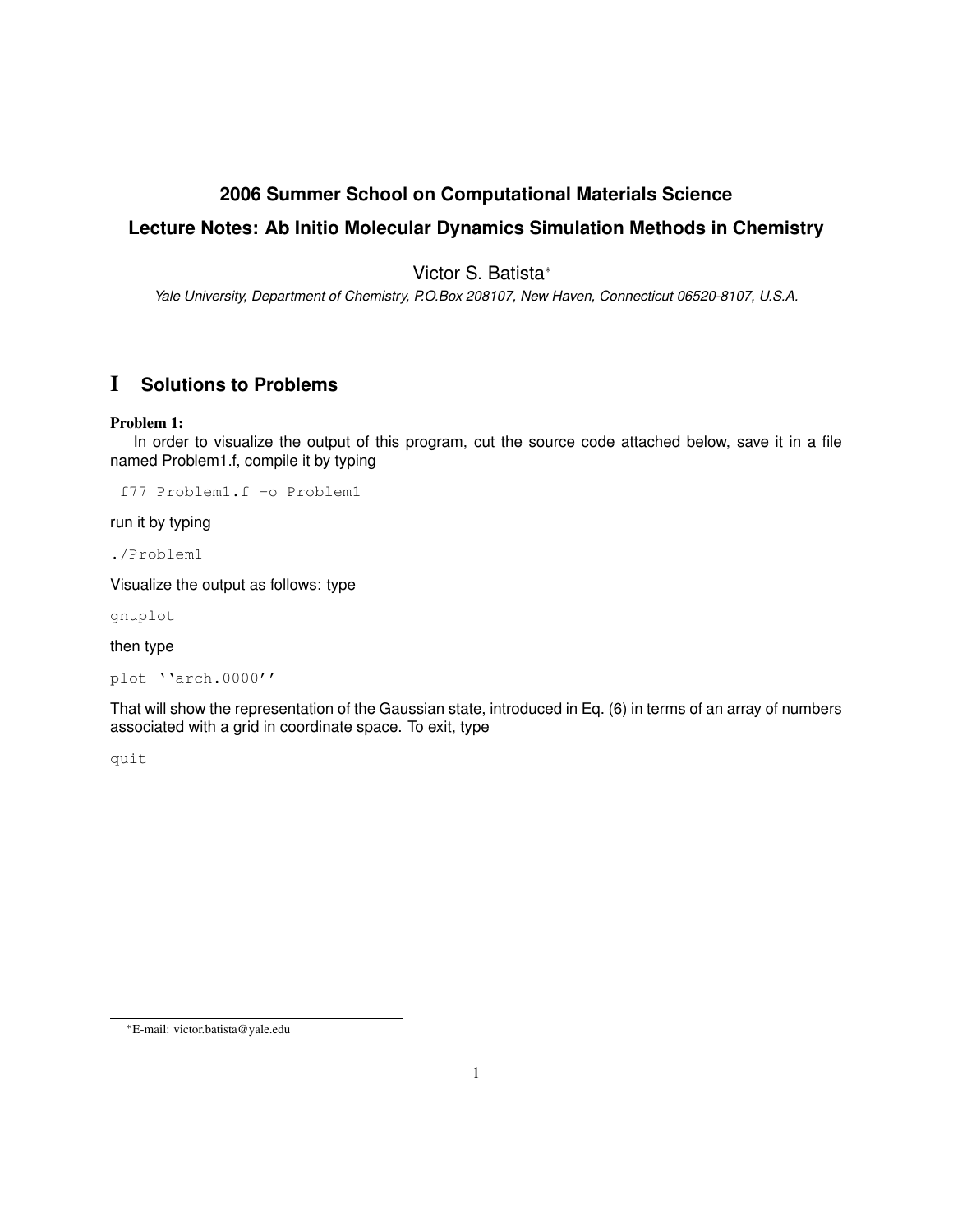# 2006 Summer School on Computational Materials Science

# Lecture Notes: Ab Initio Molecular Dynamics Simulation Methods in Chemistry

Victor S. Batista*

*Yale University, Department of Chemistry, P.O.Box 208107, New Haven, Connecticut 06520-8107, U.S.A.*

## I Solutions to Problems

**Problem 1:**

In order to visualize the output of this program, cut the source code attached below, save it in a file named Problem1.f, compile it by typing

```
f77 Problem1.f -o Problem1
```

run it by typing

```
./Problem1
```

Visualize the output as follows: type

```
gnuplot
```

then type

```
plot ''arch.0000''
```

That will show the representation of the Gaussian state, introduced in Eq. (6) in terms of an array of numbers associated with a grid in coordinate space. To exit, type

```
quit
```

*E-mail: victor.batista@yale.edu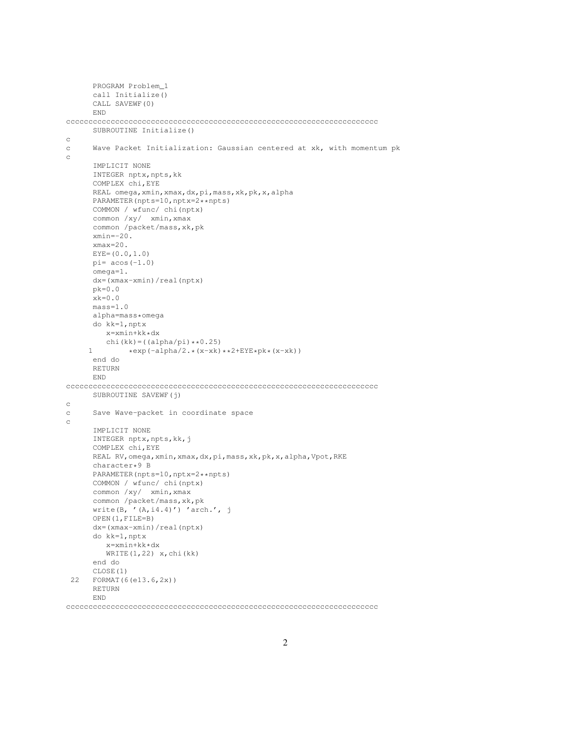```
      PROGRAM Problem_1
      call Initialize()
      CALL SAVEWF(0)
      END
cccccccccccccccccccccccccccccccccccccccccccccccccccccccccccccccccccccc
      SUBROUTINE Initialize()
c
c     Wave Packet Initialization: Gaussian centered at xk, with momentum pk
c
      IMPLICIT NONE
      INTEGER nptx,npts,kk
      COMPLEX chi,EYE
      REAL omega,xmin,xmax,dx,pi,mass,xk,pk,x,alpha
      PARAMETER(npts=10,nptx=2**npts)
      COMMON / wfunc/ chi(nptx)
      common /xy/  xmin,xmax
      common /packet/mass,xk,pk
      xmin=-20.
      xmax=20.
      EYE=(0.0,1.0)
      pi= acos(-1.0)
      omega=1.
      dx=(xmax-xmin)/real(nptx)
      pk=0.0
      xk=0.0
      mass=1.0
      alpha=mass*omega
      do kk=1,nptx
         x=xmin+kk*dx
         chi(kk)=((alpha/pi)**0.25)
     1        *exp(-alpha/2.*(x-xk)**2+EYE*pk*(x-xk))
      end do
      RETURN
      END
cccccccccccccccccccccccccccccccccccccccccccccccccccccccccccccccccccccc
      SUBROUTINE SAVEWF(j)
c
c     Save Wave-packet in coordinate space
c
      IMPLICIT NONE
      INTEGER nptx,npts,kk,j
      COMPLEX chi,EYE
      REAL RV,omega,xmin,xmax,dx,pi,mass,xk,pk,x,alpha,Vpot,RKE
      character*9 B
      PARAMETER(npts=10,nptx=2**npts)
      COMMON / wfunc/ chi(nptx)
      common /xy/  xmin,xmax
      common /packet/mass,xk,pk
      write(B, '(A,i4.4)') 'arch.', j
      OPEN(1,FILE=B)
      dx=(xmax-xmin)/real(nptx)
      do kk=1,nptx
         x=xmin+kk*dx
         WRITE(1,22) x,chi(kk)
      end do
      CLOSE(1)
 22   FORMAT(6(e13.6,2x))
      RETURN
      END
cccccccccccccccccccccccccccccccccccccccccccccccccccccccccccccccccccccc
```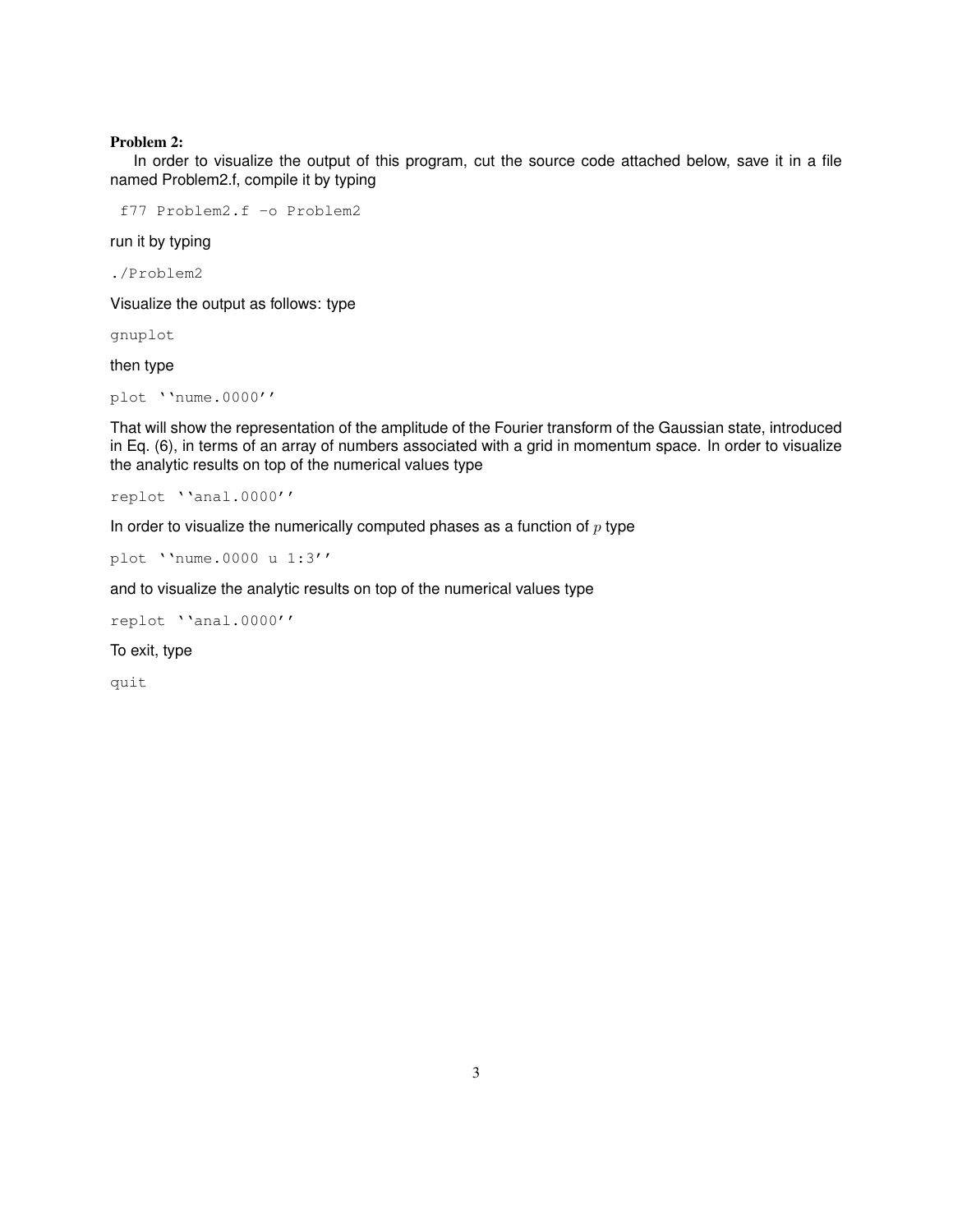**Problem 2:**

In order to visualize the output of this program, cut the source code attached below, save it in a file named Problem2.f, compile it by typing

```
f77 Problem2.f -o Problem2
```

run it by typing

```
./Problem2
```

Visualize the output as follows: type

```
gnuplot
```

then type

```
plot ''nume.0000''
```

That will show the representation of the amplitude of the Fourier transform of the Gaussian state, introduced in Eq. (6), in terms of an array of numbers associated with a grid in momentum space. In order to visualize the analytic results on top of the numerical values type

```
replot ''anal.0000''
```

In order to visualize the numerically computed phases as a function of $p$ type

```
plot ''nume.0000 u 1:3''
```

and to visualize the analytic results on top of the numerical values type

```
replot ''anal.0000''
```

To exit, type

```
quit
```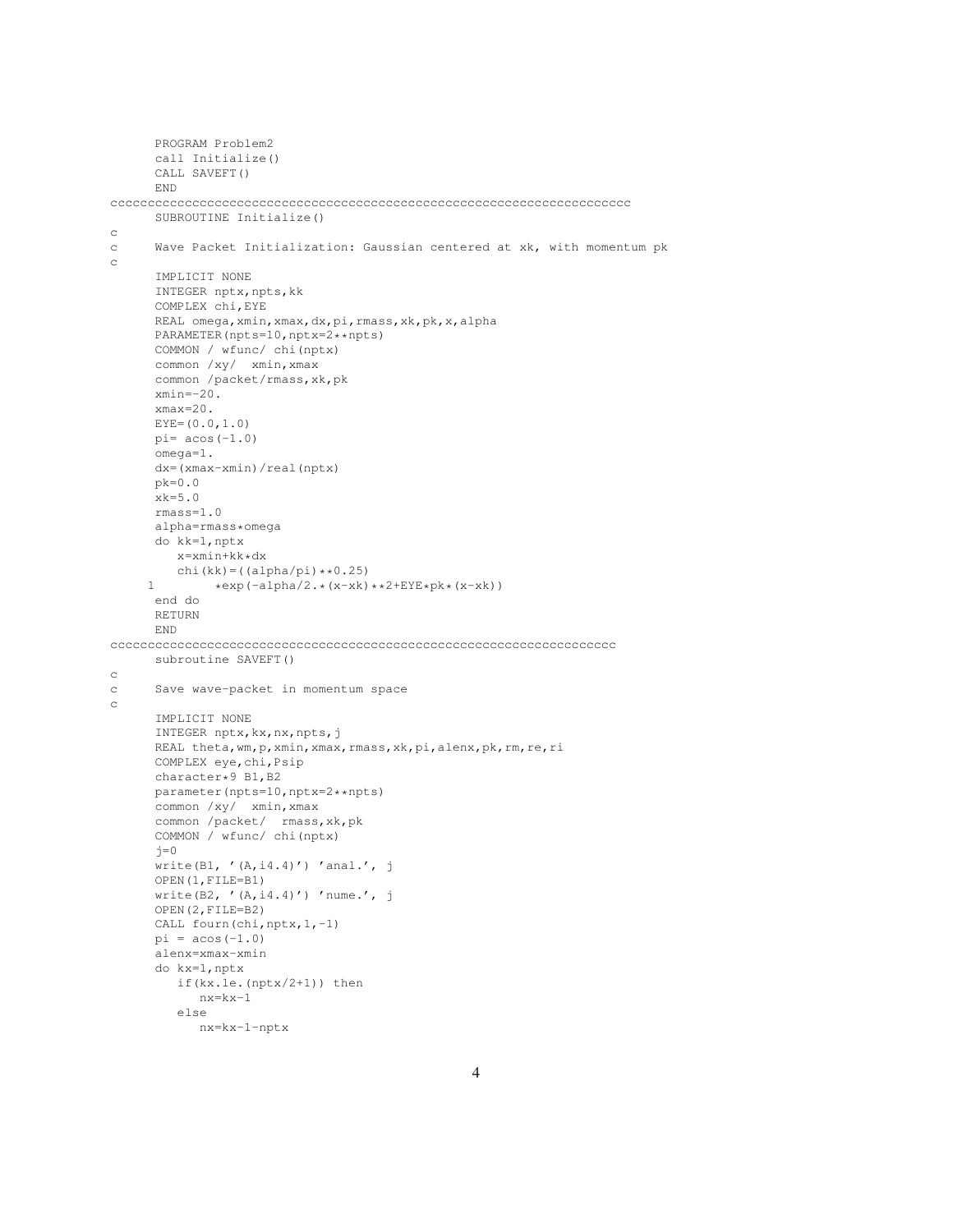```
      PROGRAM Problem2
      call Initialize()
      CALL SAVEFT()
      END
cccccccccccccccccccccccccccccccccccccccccccccccccccccccccccccccccccc
      SUBROUTINE Initialize()
c
c     Wave Packet Initialization: Gaussian centered at xk, with momentum pk
c
      IMPLICIT NONE
      INTEGER nptx,npts,kk
      COMPLEX chi,EYE
      REAL omega,xmin,xmax,dx,pi,rmass,xk,pk,x,alpha
      PARAMETER(npts=10,nptx=2**npts)
      COMMON / wfunc/ chi(nptx)
      common /xy/  xmin,xmax
      common /packet/rmass,xk,pk
      xmin=-20.
      xmax=20.
      EYE=(0.0,1.0)
      pi= acos(-1.0)
      omega=1.
      dx=(xmax-xmin)/real(nptx)
      pk=0.0
      xk=5.0
      rmass=1.0
      alpha=rmass*omega
      do kk=1,nptx
         x=xmin+kk*dx
         chi(kk)=((alpha/pi)**0.25)
     1        *exp(-alpha/2.*(x-xk)**2+EYE*pk*(x-xk))
      end do
      RETURN
      END
ccccccccccccccccccccccccccccccccccccccccccccccccccccccccccccccccccc
      subroutine SAVEFT()
c
c     Save wave-packet in momentum space
c
      IMPLICIT NONE
      INTEGER nptx,kx,nx,npts,j
      REAL theta,wm,p,xmin,xmax,rmass,xk,pi,alenx,pk,rm,re,ri
      COMPLEX eye,chi,Psip
      character*9 B1,B2
      parameter(npts=10,nptx=2**npts)
      common /xy/  xmin,xmax
      common /packet/  rmass,xk,pk
      COMMON / wfunc/ chi(nptx)
      j=0
      write(B1, '(A,i4.4)') 'anal.', j
      OPEN(1,FILE=B1)
      write(B2, '(A,i4.4)') 'nume.', j
      OPEN(2,FILE=B2)
      CALL four(chi,nptx,1,-1)
      pi = acos(-1.0)
      alenx=xmax-xmin
      do kx=1,nptx
         if(kx.le.(nptx/2+1)) then
            nx=kx-1
         else
            nx=kx-1-nptx
```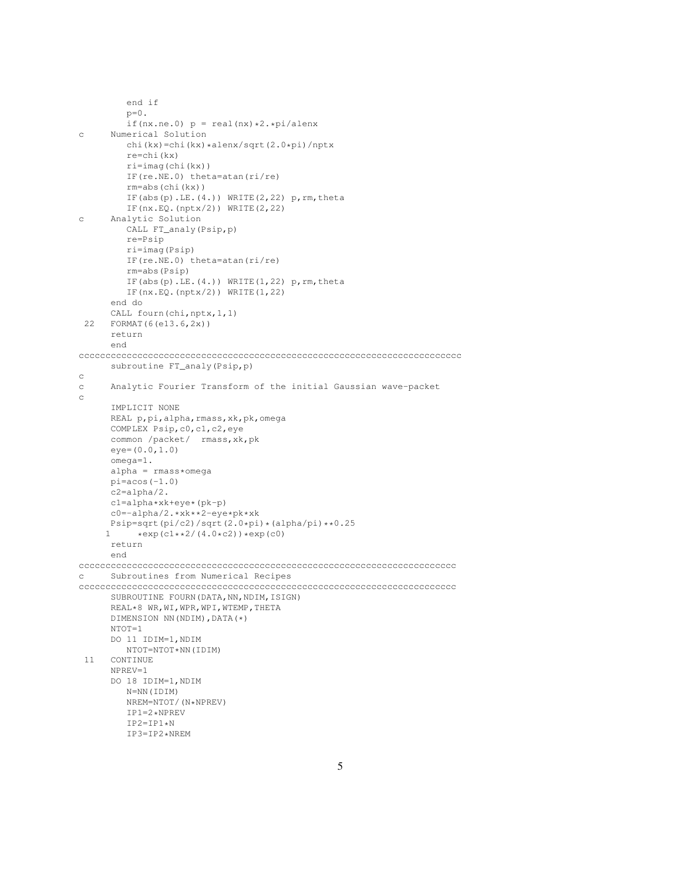```
         end if
         p=0.
         if(nx.ne.0) p = real(nx)*2.*pi/alenx
c      Numerical Solution
         chi(kx)=chi(kx)*alenx/sqrt(2.0*pi)/nptx
         re=chi(kx)
         ri=imag(chi(kx))
         IF(re.NE.0) theta=atan(ri/re)
         rm=abs(chi(kx))
         IF(abs(p).LE.(4.)) WRITE(2,22) p,rm,theta
         IF(nx.EQ.(nptx/2)) WRITE(2,22)
c      Analytic Solution
         CALL FT_analy(Psip,p)
         re=Psip
         ri=imag(Psip)
         IF(re.NE.0) theta=atan(ri/re)
         rm=abs(Psip)
         IF(abs(p).LE.(4.)) WRITE(1,22) p,rm,theta
         IF(nx.EQ.(nptx/2)) WRITE(1,22)
      end do
      CALL four(chi,nptx,1,1)
 22   FORMAT(6(e13.6,2x))
      return
      end
ccccccccccccccccccccccccccccccccccccccccccccccccccccccccccccccccccccccc
      subroutine FT_analy(Psip,p)
c
c      Analytic Fourier Transform of the initial Gaussian wave-packet
c
      IMPLICIT NONE
      REAL p,pi,alpha,rmass,xk,pk,omega
      COMPLEX Psip,c0,c1,c2,eye
      common /packet/  rmass,xk,pk
      eye=(0.0,1.0)
      omega=1.
      alpha = rmass*omega
      pi=acos(-1.0)
      c2=alpha/2.
      c1=alpha*xk+eye*(pk-p)
      c0=-alpha/2.*xk**2-eye*pk*xk
      Psip=sqrt(pi/c2)/sqrt(2.0*pi)*(alpha/pi)**0.25
     1     *exp(c1**2/(4.0*c2))*exp(c0)
      return
      end
cccccccccccccccccccccccccccccccccccccccccccccccccccccccccccccccccccccc
c      Subroutines from Numerical Recipes
cccccccccccccccccccccccccccccccccccccccccccccccccccccccccccccccccccccc
      SUBROUTINE FOURN(DATA,NN,NDIM,ISIGN)
      REAL*8 WR,WI,WPR,WPI,WTEMP,THETA
      DIMENSION NN(NDIM),DATA(*)
      NTOT=1
      DO 11 IDIM=1,NDIM
         NTOT=NTOT*NN(IDIM)
 11   CONTINUE
      NPREV=1
      DO 18 IDIM=1,NDIM
         N=NN(IDIM)
         NREM=NTOT/(N*NPREV)
         IP1=2*NPREV
         IP2=IP1*N
         IP3=IP2*NREM
```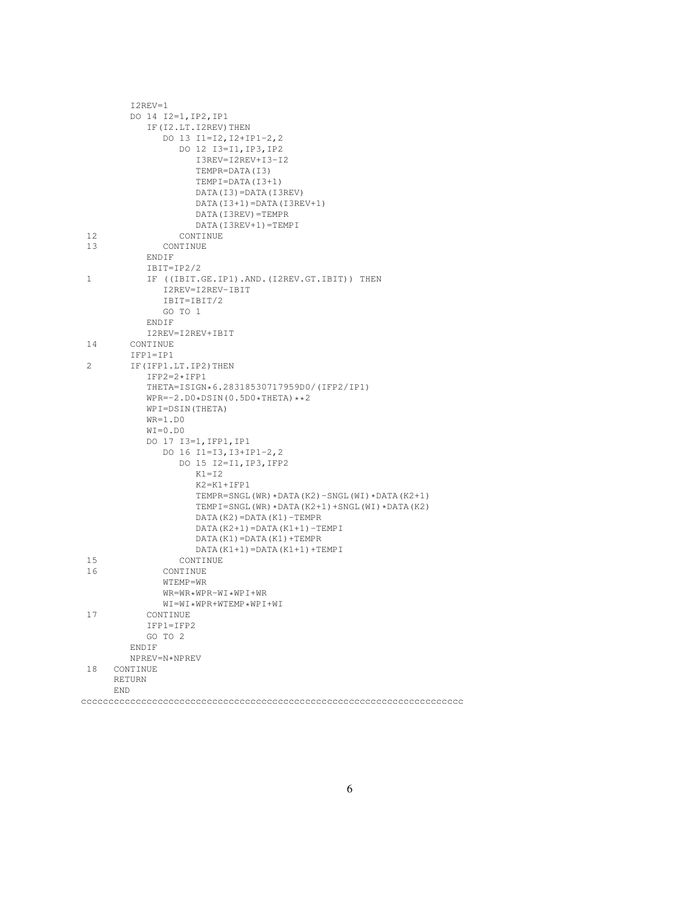```
         I2REV=1
         DO 14 I2=1,IP2,IP1
            IF(I2.LT.I2REV)THEN
               DO 13 I1=I2,I2+IP1-2,2
                  DO 12 I3=I1,IP3,IP2
                     I3REV=I2REV+I3-I2
                     TEMPR=DATA(I3)
                     TEMPI=DATA(I3+1)
                     DATA(I3)=DATA(I3REV)
                     DATA(I3+1)=DATA(I3REV+1)
                     DATA(I3REV)=TEMPR
                     DATA(I3REV+1)=TEMPI
 12               CONTINUE
 13            CONTINUE
            ENDIF
            IBIT=IP2/2
 1          IF ((IBIT.GE.IP1).AND.(I2REV.GT.IBIT)) THEN
               I2REV=I2REV-IBIT
               IBIT=IBIT/2
               GO TO 1
            ENDIF
            I2REV=I2REV+IBIT
 14      CONTINUE
         IFP1=IP1
 2       IF(IFP1.LT.IP2)THEN
            IFP2=2*IFP1
            THETA=ISIGN*6.28318530717959D0/(IFP2/IP1)
            WPR=-2.D0*DSIN(0.5D0*THETA)**2
            WPI=DSIN(THETA)
            WR=1.D0
            WI=0.D0
            DO 17 I3=1,IFP1,IP1
               DO 16 I1=I3,I3+IP1-2,2
                  DO 15 I2=I1,IP3,IFP2
                     K1=I2
                     K2=K1+IFP1
                     TEMPR=SNGL(WR)*DATA(K2)-SNGL(WI)*DATA(K2+1)
                     TEMPI=SNGL(WR)*DATA(K2+1)+SNGL(WI)*DATA(K2)
                     DATA(K2)=DATA(K1)-TEMPR
                     DATA(K2+1)=DATA(K1+1)-TEMPI
                     DATA(K1)=DATA(K1)+TEMPR
                     DATA(K1+1)=DATA(K1+1)+TEMPI
 15               CONTINUE
 16            CONTINUE
               WTEMP=WR
               WR=WR*WPR-WI*WPI+WR
               WI=WI*WPR+WTEMP*WPI+WI
 17         CONTINUE
            IFP1=IFP2
            GO TO 2
         ENDIF
         NPREV=N*NPREV
 18   CONTINUE
      RETURN
      END
cccccccccccccccccccccccccccccccccccccccccccccccccccccccccccccccccccccc
```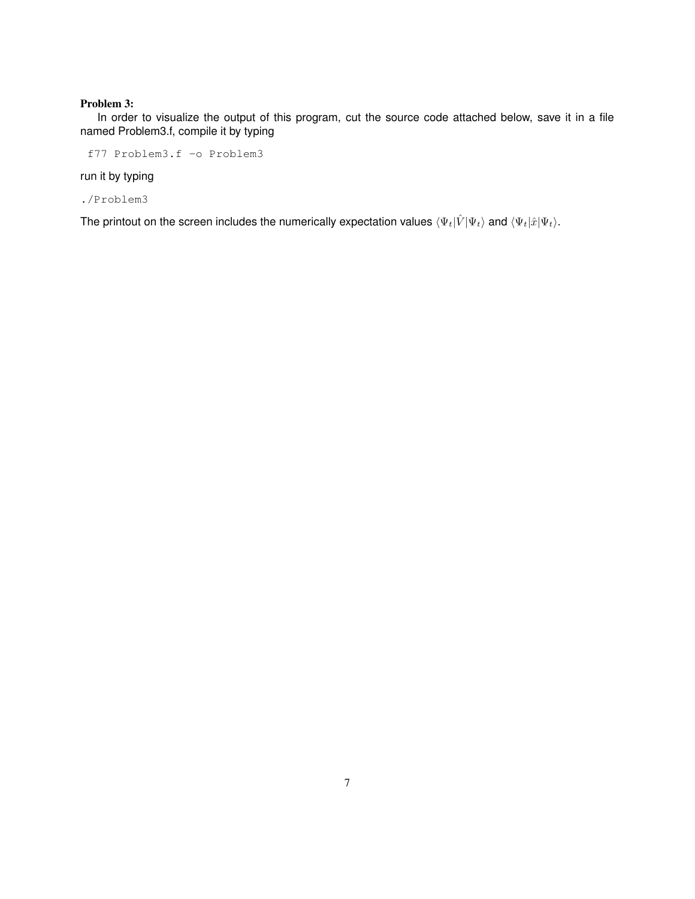**Problem 3:**

In order to visualize the output of this program, cut the source code attached below, save it in a file named Problem3.f, compile it by typing

```
f77 Problem3.f -o Problem3
```

run it by typing

```
./Problem3
```

The printout on the screen includes the numerically expectation values $\langle \Psi_t | \hat{V} | \Psi_t \rangle$ and $\langle \Psi_t | \hat{x} | \Psi_t \rangle$.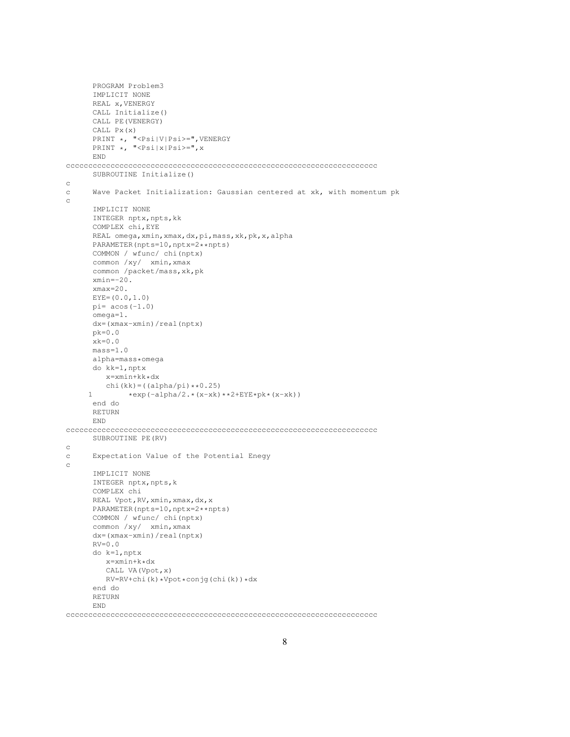```fortran
      PROGRAM Problem3
      IMPLICIT NONE
      REAL x,VENERGY
      CALL Initialize()
      CALL PE(VENERGY)
      CALL Px(x)
      PRINT *, "<Psi|V|Psi>=",VENERGY
      PRINT *, "<Psi|x|Psi>=",x
      END
cccccccccccccccccccccccccccccccccccccccccccccccccccccccccccccccccccccc
      SUBROUTINE Initialize()
c
c     Wave Packet Initialization: Gaussian centered at xk, with momentum pk
c
      IMPLICIT NONE
      INTEGER nptx,npts,kk
      COMPLEX chi,EYE
      REAL omega,xmin,xmax,dx,pi,mass,xk,pk,x,alpha
      PARAMETER(npts=10,nptx=2**npts)
      COMMON / wfunc/ chi(nptx)
      common /xy/  xmin,xmax
      common /packet/mass,xk,pk
      xmin=-20.
      xmax=20.
      EYE=(0.0,1.0)
      pi= acos(-1.0)
      omega=1.
      dx=(xmax-xmin)/real(nptx)
      pk=0.0
      xk=0.0
      mass=1.0
      alpha=mass*omega
      do kk=1,nptx
         x=xmin+kk*dx
         chi(kk)=((alpha/pi)**0.25)
     1         *exp(-alpha/2.*(x-xk)**2+EYE*pk*(x-xk))
      end do
      RETURN
      END
cccccccccccccccccccccccccccccccccccccccccccccccccccccccccccccccccccccc
      SUBROUTINE PE(RV)
c
c     Expectation Value of the Potential Enegy
c
      IMPLICIT NONE
      INTEGER nptx,npts,k
      COMPLEX chi
      REAL Vpot,RV,xmin,xmax,dx,x
      PARAMETER(npts=10,nptx=2**npts)
      COMMON / wfunc/ chi(nptx)
      common /xy/  xmin,xmax
      dx=(xmax-xmin)/real(nptx)
      RV=0.0
      do k=1,nptx
         x=xmin+k*dx
         CALL VA(Vpot,x)
         RV=RV+chi(k)*Vpot*conjg(chi(k))*dx
      end do
      RETURN
      END
cccccccccccccccccccccccccccccccccccccccccccccccccccccccccccccccccccccc
```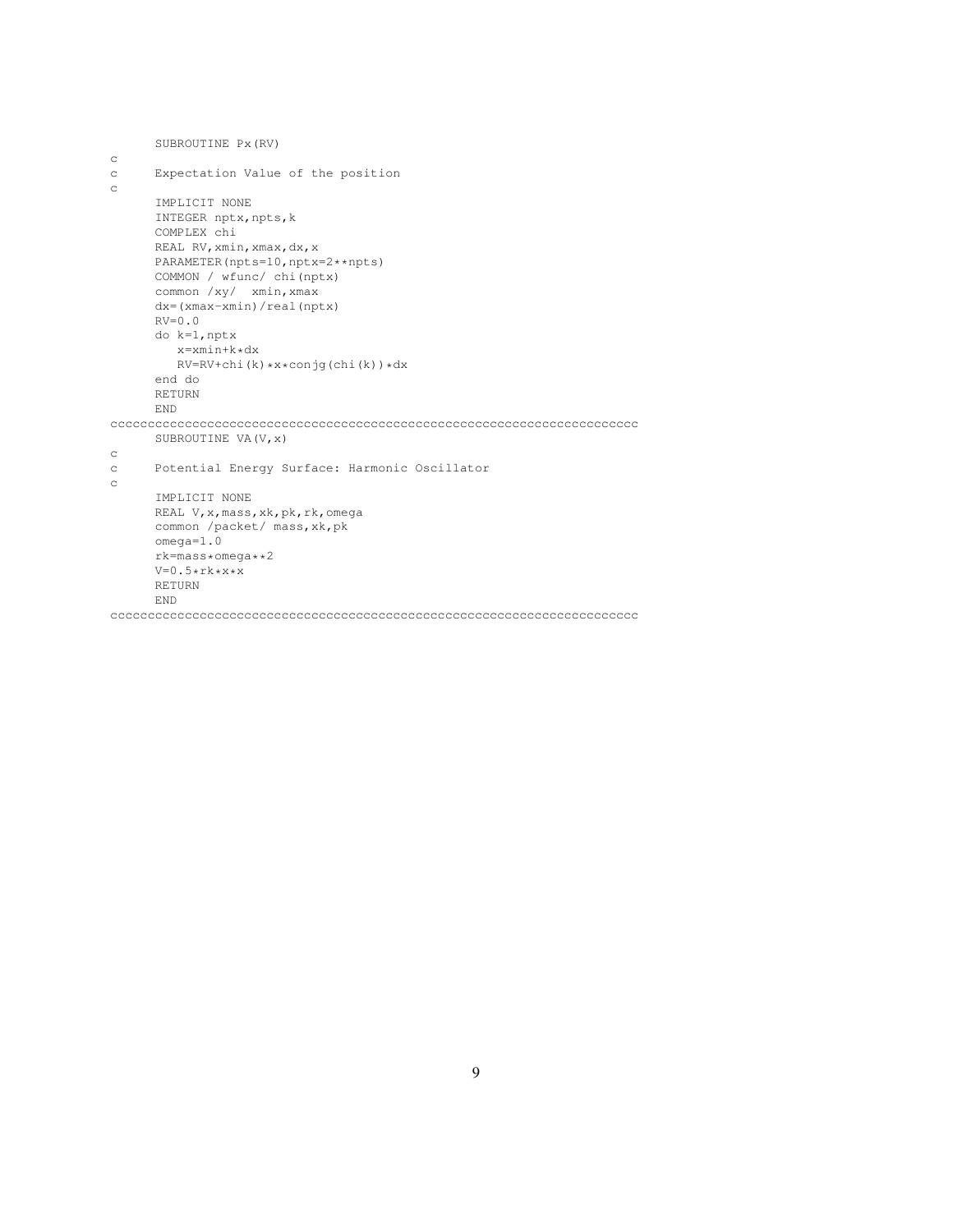```
      SUBROUTINE Px(RV)
c
c     Expectation Value of the position
c
      IMPLICIT NONE
      INTEGER nptx,npts,k
      COMPLEX chi
      REAL RV,xmin,xmax,dx,x
      PARAMETER(npts=10,nptx=2**npts)
      COMMON / wfunc/ chi(nptx)
      common /xy/  xmin,xmax
      dx=(xmax-xmin)/real(nptx)
      RV=0.0
      do k=1,nptx
         x=xmin+k*dx
         RV=RV+chi(k)*x*conjg(chi(k))*dx
      end do
      RETURN
      END
cccccccccccccccccccccccccccccccccccccccccccccccccccccccccccccccccccccccc
      SUBROUTINE VA(V,x)
c
c     Potential Energy Surface: Harmonic Oscillator
c
      IMPLICIT NONE
      REAL V,x,mass,xk,pk,rk,omega
      common /packet/ mass,xk,pk
      omega=1.0
      rk=mass*omega**2
      V=0.5*rk*x*x
      RETURN
      END
cccccccccccccccccccccccccccccccccccccccccccccccccccccccccccccccccccccccc
```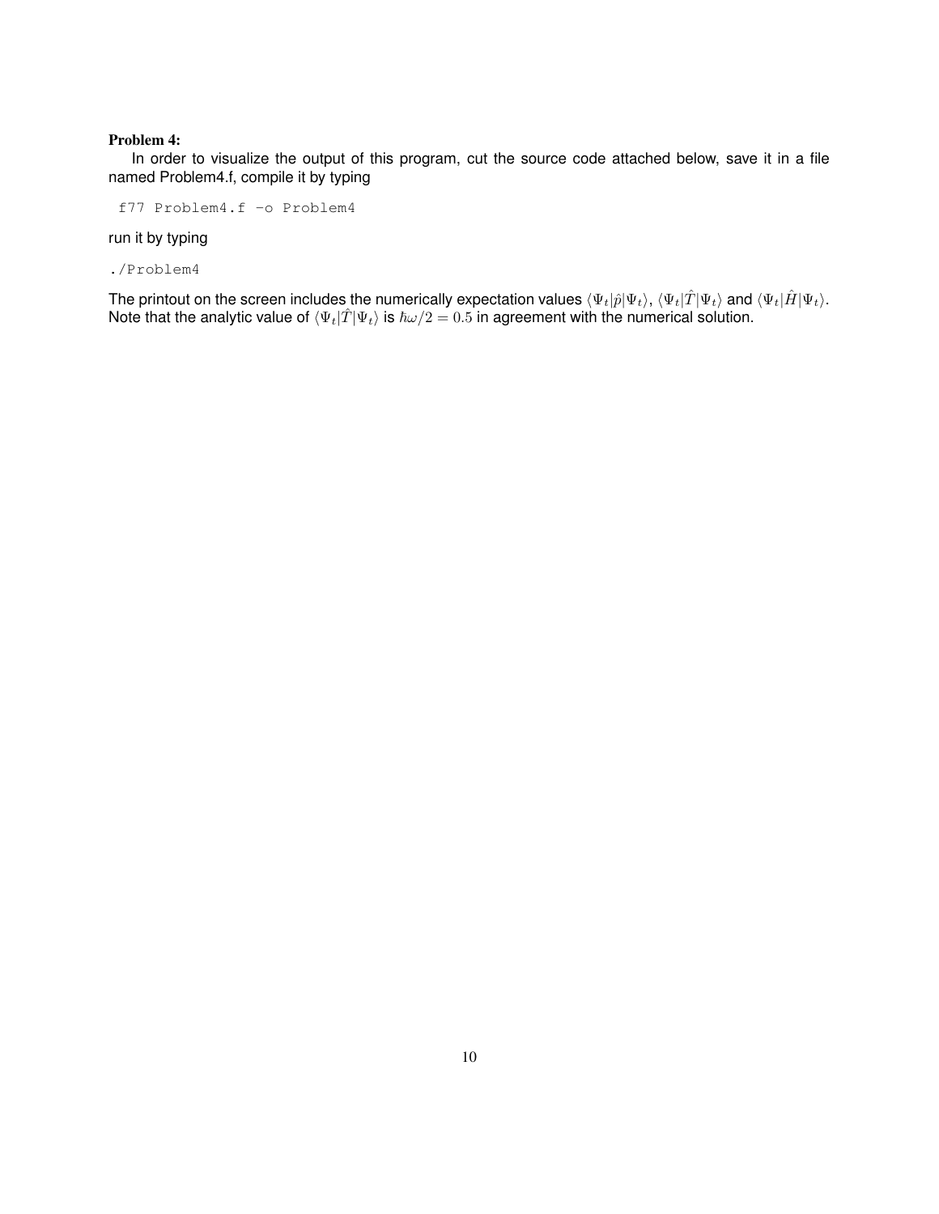**Problem 4:**

In order to visualize the output of this program, cut the source code attached below, save it in a file named Problem4.f, compile it by typing

```
f77 Problem4.f -o Problem4
```

run it by typing

```
./Problem4
```

The printout on the screen includes the numerically expectation values $\langle \Psi_t | \hat{p} | \Psi_t \rangle$, $\langle \Psi_t | \hat{T} | \Psi_t \rangle$ and $\langle \Psi_t | \hat{H} | \Psi_t \rangle$. Note that the analytic value of $\langle \Psi_t | \hat{T} | \Psi_t \rangle$ is $\hbar\omega/2 = 0.5$ in agreement with the numerical solution.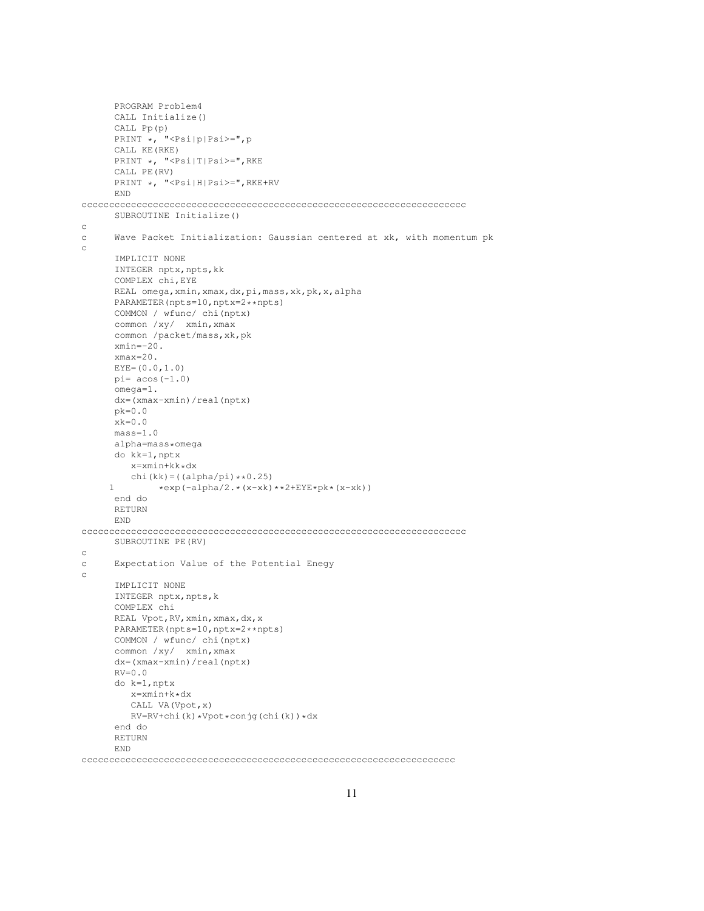```
      PROGRAM Problem4
      CALL Initialize()
      CALL Pp(p)
      PRINT *, "<Psi|p|Psi>=",p
      CALL KE(RKE)
      PRINT *, "<Psi|T|Psi>=",RKE
      CALL PE(RV)
      PRINT *, "<Psi|H|Psi>=",RKE+RV
      END
cccccccccccccccccccccccccccccccccccccccccccccccccccccccccccccccccccccc
      SUBROUTINE Initialize()
c
c     Wave Packet Initialization: Gaussian centered at xk, with momentum pk
c
      IMPLICIT NONE
      INTEGER nptx,npts,kk
      COMPLEX chi,EYE
      REAL omega,xmin,xmax,dx,pi,mass,xk,pk,x,alpha
      PARAMETER(npts=10,nptx=2**npts)
      COMMON / wfunc/ chi(nptx)
      common /xy/  xmin,xmax
      common /packet/mass,xk,pk
      xmin=-20.
      xmax=20.
      EYE=(0.0,1.0)
      pi= acos(-1.0)
      omega=1.
      dx=(xmax-xmin)/real(nptx)
      pk=0.0
      xk=0.0
      mass=1.0
      alpha=mass*omega
      do kk=1,nptx
         x=xmin+kk*dx
         chi(kk)=((alpha/pi)**0.25)
     1        *exp(-alpha/2.*(x-xk)**2+EYE*pk*(x-xk))
      end do
      RETURN
      END
cccccccccccccccccccccccccccccccccccccccccccccccccccccccccccccccccccccc
      SUBROUTINE PE(RV)
c
c     Expectation Value of the Potential Enegy
c
      IMPLICIT NONE
      INTEGER nptx,npts,k
      COMPLEX chi
      REAL Vpot,RV,xmin,xmax,dx,x
      PARAMETER(npts=10,nptx=2**npts)
      COMMON / wfunc/ chi(nptx)
      common /xy/  xmin,xmax
      dx=(xmax-xmin)/real(nptx)
      RV=0.0
      do k=1,nptx
         x=xmin+k*dx
         CALL VA(Vpot,x)
         RV=RV+chi(k)*Vpot*conjg(chi(k))*dx
      end do
      RETURN
      END
ccccccccccccccccccccccccccccccccccccccccccccccccccccccccccccccccccccc
```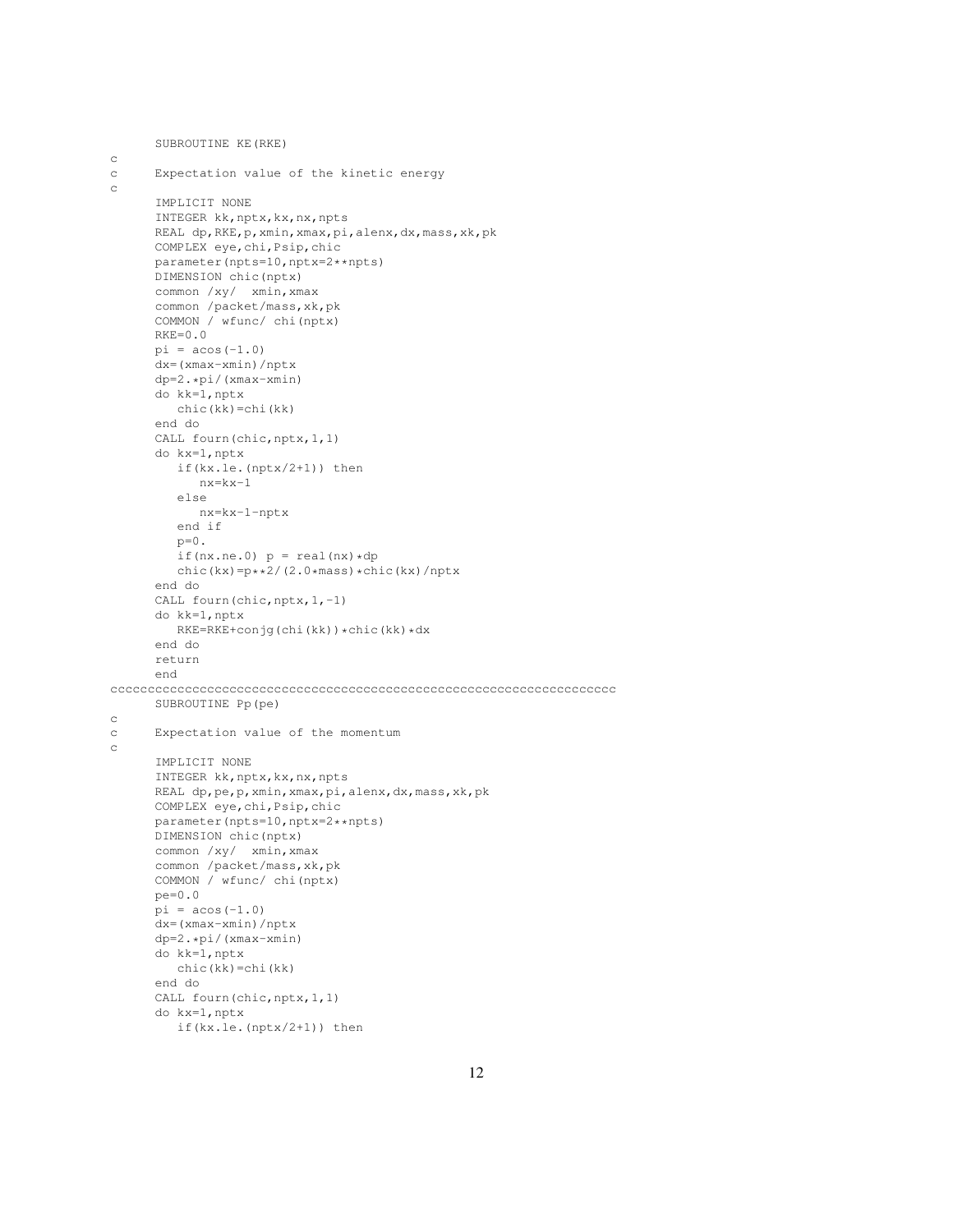```
      SUBROUTINE KE(RKE)
c
c     Expectation value of the kinetic energy
c
      IMPLICIT NONE
      INTEGER kk,nptx,kx,nx,npts
      REAL dp,RKE,p,xmin,xmax,pi,alenx,dx,mass,xk,pk
      COMPLEX eye,chi,Psip,chic
      parameter(npts=10,nptx=2**npts)
      DIMENSION chic(nptx)
      common /xy/  xmin,xmax
      common /packet/mass,xk,pk
      COMMON / wfunc/ chi(nptx)
      RKE=0.0
      pi = acos(-1.0)
      dx=(xmax-xmin)/nptx
      dp=2.*pi/(xmax-xmin)
      do kk=1,nptx
         chic(kk)=chi(kk)
      end do
      CALL four(chic,nptx,1,1)
      do kx=1,nptx
         if(kx.le.(nptx/2+1)) then
            nx=kx-1
         else
            nx=kx-1-nptx
         end if
         p=0.
         if(nx.ne.0) p = real(nx)*dp
         chic(kx)=p**2/(2.0*mass)*chic(kx)/nptx
      end do
      CALL four(chic,nptx,1,-1)
      do kk=1,nptx
         RKE=RKE+conjg(chi(kk))*chic(kk)*dx
      end do
      return
      end
cccccccccccccccccccccccccccccccccccccccccccccccccccccccccccccccccccc
      SUBROUTINE Pp(pe)
c
c     Expectation value of the momentum
c
      IMPLICIT NONE
      INTEGER kk,nptx,kx,nx,npts
      REAL dp,pe,p,xmin,xmax,pi,alenx,dx,mass,xk,pk
      COMPLEX eye,chi,Psip,chic
      parameter(npts=10,nptx=2**npts)
      DIMENSION chic(nptx)
      common /xy/  xmin,xmax
      common /packet/mass,xk,pk
      COMMON / wfunc/ chi(nptx)
      pe=0.0
      pi = acos(-1.0)
      dx=(xmax-xmin)/nptx
      dp=2.*pi/(xmax-xmin)
      do kk=1,nptx
         chic(kk)=chi(kk)
      end do
      CALL four(chic,nptx,1,1)
      do kx=1,nptx
         if(kx.le.(nptx/2+1)) then
```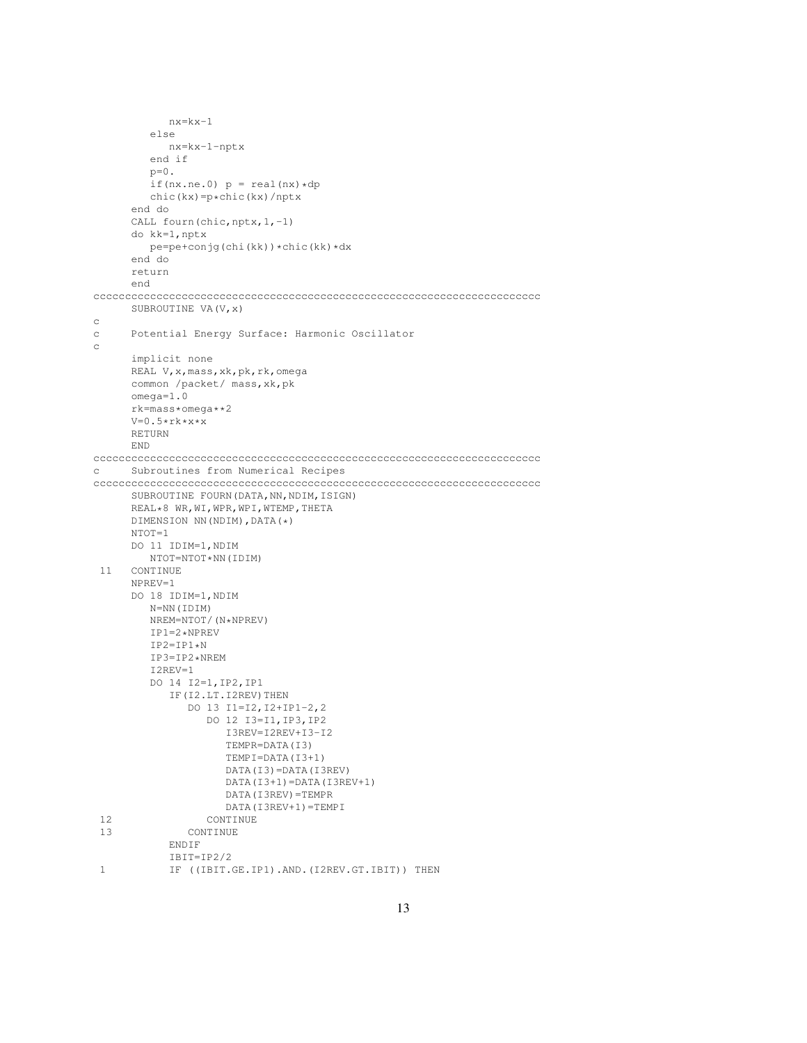```
            nx=kx-1
         else
            nx=kx-1-nptx
         end if
         p=0.
         if(nx.ne.0) p = real(nx)*dp
         chic(kx)=p*chic(kx)/nptx
      end do
      CALL fourn(chic,nptx,1,-1)
      do kk=1,nptx
         pe=pe+conjg(chi(kk))*chic(kk)*dx
      end do
      return
      end
cccccccccccccccccccccccccccccccccccccccccccccccccccccccccccccccccccccc
      SUBROUTINE VA(V,x)
c
c     Potential Energy Surface: Harmonic Oscillator
c
      implicit none
      REAL V,x,mass,xk,pk,rk,omega
      common /packet/ mass,xk,pk
      omega=1.0
      rk=mass*omega**2
      V=0.5*rk*x*x
      RETURN
      END
cccccccccccccccccccccccccccccccccccccccccccccccccccccccccccccccccccccc
c     Subroutines from Numerical Recipes
cccccccccccccccccccccccccccccccccccccccccccccccccccccccccccccccccccccc
      SUBROUTINE FOURN(DATA,NN,NDIM,ISIGN)
      REAL*8 WR,WI,WPR,WPI,WTEMP,THETA
      DIMENSION NN(NDIM),DATA(*)
      NTOT=1
      DO 11 IDIM=1,NDIM
         NTOT=NTOT*NN(IDIM)
 11   CONTINUE
      NPREV=1
      DO 18 IDIM=1,NDIM
         N=NN(IDIM)
         NREM=NTOT/(N*NPREV)
         IP1=2*NPREV
         IP2=IP1*N
         IP3=IP2*NREM
         I2REV=1
         DO 14 I2=1,IP2,IP1
            IF(I2.LT.I2REV)THEN
               DO 13 I1=I2,I2+IP1-2,2
                  DO 12 I3=I1,IP3,IP2
                     I3REV=I2REV+I3-I2
                     TEMPR=DATA(I3)
                     TEMPI=DATA(I3+1)
                     DATA(I3)=DATA(I3REV)
                     DATA(I3+1)=DATA(I3REV+1)
                     DATA(I3REV)=TEMPR
                     DATA(I3REV+1)=TEMPI
 12               CONTINUE
 13            CONTINUE
            ENDIF
            IBIT=IP2/2
 1          IF ((IBIT.GE.IP1).AND.(I2REV.GT.IBIT)) THEN
```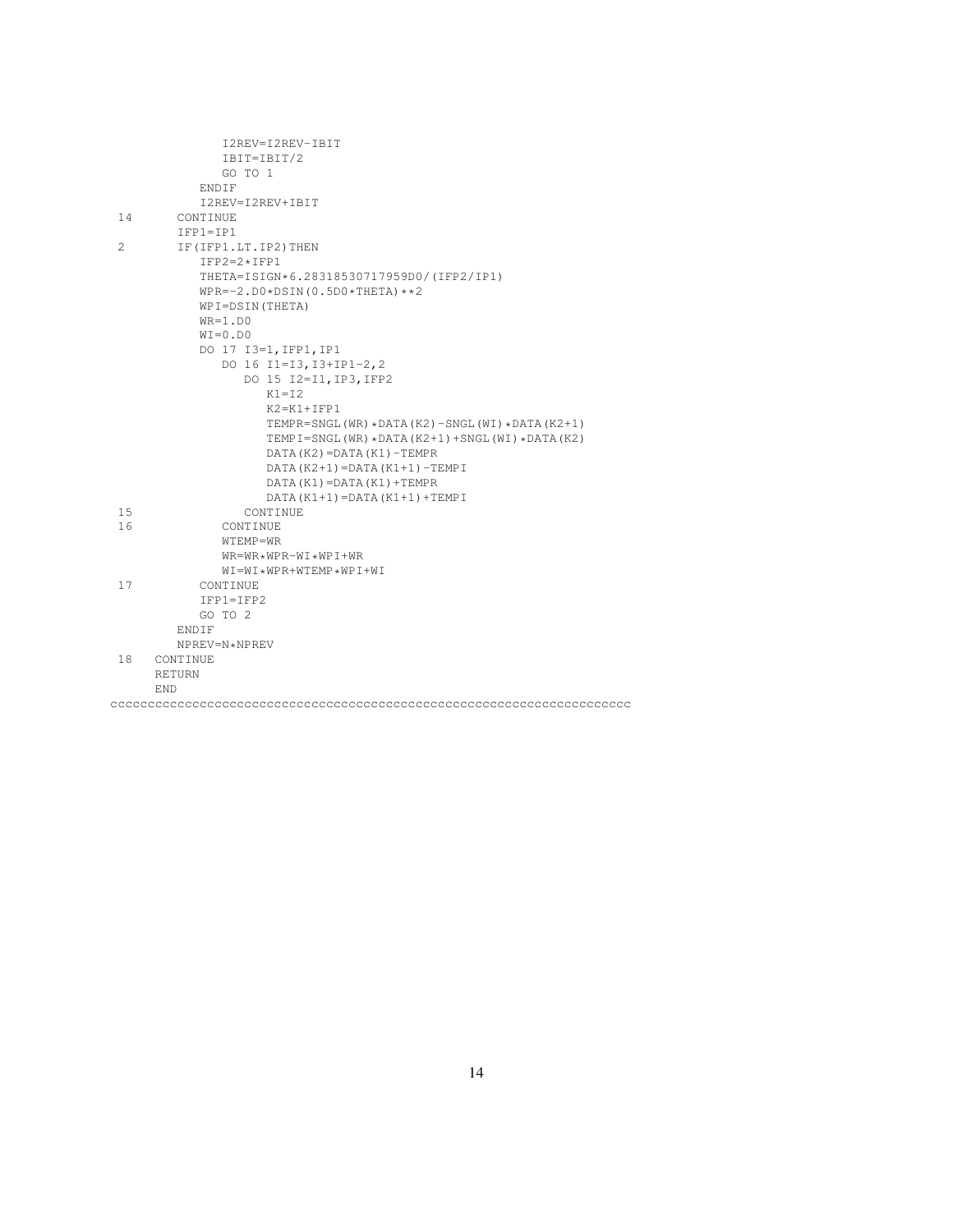```
               I2REV=I2REV-IBIT
               IBIT=IBIT/2
               GO TO 1
            ENDIF
            I2REV=I2REV+IBIT
 14      CONTINUE
         IFP1=IP1
 2       IF(IFP1.LT.IP2)THEN
            IFP2=2*IFP1
            THETA=ISIGN*6.28318530717959D0/(IFP2/IP1)
            WPR=-2.D0*DSIN(0.5D0*THETA)**2
            WPI=DSIN(THETA)
            WR=1.D0
            WI=0.D0
            DO 17 I3=1,IFP1,IP1
               DO 16 I1=I3,I3+IP1-2,2
                  DO 15 I2=I1,IP3,IFP2
                     K1=I2
                     K2=K1+IFP1
                     TEMPR=SNGL(WR)*DATA(K2)-SNGL(WI)*DATA(K2+1)
                     TEMPI=SNGL(WR)*DATA(K2+1)+SNGL(WI)*DATA(K2)
                     DATA(K2)=DATA(K1)-TEMPR
                     DATA(K2+1)=DATA(K1+1)-TEMPI
                     DATA(K1)=DATA(K1)+TEMPR
                     DATA(K1+1)=DATA(K1+1)+TEMPI
 15               CONTINUE
 16            CONTINUE
               WTEMP=WR
               WR=WR*WPR-WI*WPI+WR
               WI=WI*WPR+WTEMP*WPI+WI
 17         CONTINUE
            IFP1=IFP2
            GO TO 2
         ENDIF
         NPREV=N*NPREV
 18   CONTINUE
      RETURN
      END
cccccccccccccccccccccccccccccccccccccccccccccccccccccccccccccccccccccc
```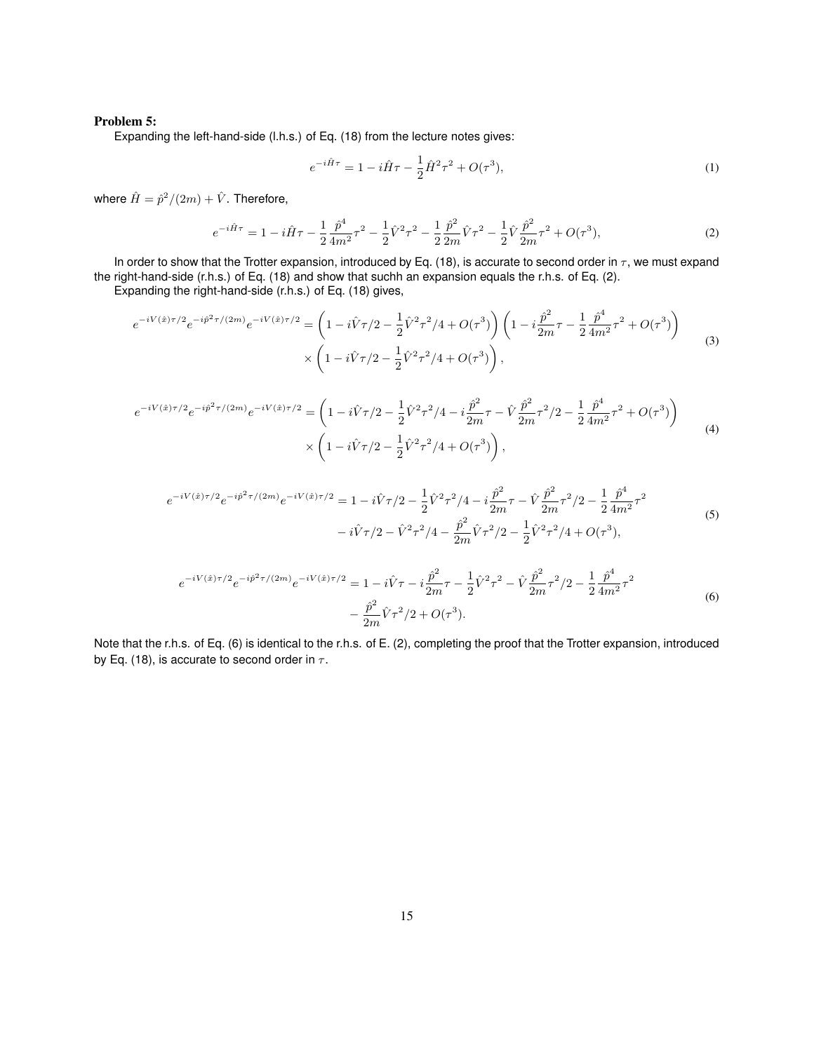**Problem 5:**

Expanding the left-hand-side (l.h.s.) of Eq. (18) from the lecture notes gives:

$$e^{-i\hat{H}\tau} = 1 - i\hat{H}\tau - \frac{1}{2}\hat{H}^2\tau^2 + O(\tau^3), \tag{1}$$

where $\hat{H} = \hat{p}^2/(2m) + \hat{V}$. Therefore,

$$e^{-i\hat{H}\tau} = 1 - i\hat{H}\tau - \frac{1}{2}\frac{\hat{p}^4}{4m^2}\tau^2 - \frac{1}{2}\hat{V}^2\tau^2 - \frac{1}{2}\frac{\hat{p}^2}{2m}\hat{V}\tau^2 - \frac{1}{2}\hat{V}\frac{\hat{p}^2}{2m}\tau^2 + O(\tau^3), \tag{2}$$

In order to show that the Trotter expansion, introduced by Eq. (18), is accurate to second order in $\tau$, we must expand the right-hand-side (r.h.s.) of Eq. (18) and show that suchh an expansion equals the r.h.s. of Eq. (2).

Expanding the right-hand-side (r.h.s.) of Eq. (18) gives,

$$\begin{aligned} e^{-iV(\hat{x})\tau/2}e^{-i\hat{p}^2\tau/(2m)}e^{-iV(\hat{x})\tau/2} = &\left(1 - i\hat{V}\tau/2 - \frac{1}{2}\hat{V}^2\tau^2/4 + O(\tau^3)\right)\left(1 - i\frac{\hat{p}^2}{2m}\tau - \frac{1}{2}\frac{\hat{p}^4}{4m^2}\tau^2 + O(\tau^3)\right) \\ &\times \left(1 - i\hat{V}\tau/2 - \frac{1}{2}\hat{V}^2\tau^2/4 + O(\tau^3)\right), \end{aligned} \tag{3}$$

$$\begin{aligned} e^{-iV(\hat{x})\tau/2}e^{-i\hat{p}^2\tau/(2m)}e^{-iV(\hat{x})\tau/2} = &\left(1 - i\hat{V}\tau/2 - \frac{1}{2}\hat{V}^2\tau^2/4 - i\frac{\hat{p}^2}{2m}\tau - \hat{V}\frac{\hat{p}^2}{2m}\tau^2/2 - \frac{1}{2}\frac{\hat{p}^4}{4m^2}\tau^2 + O(\tau^3)\right) \\ &\times \left(1 - i\hat{V}\tau/2 - \frac{1}{2}\hat{V}^2\tau^2/4 + O(\tau^3)\right), \end{aligned} \tag{4}$$

$$\begin{aligned} e^{-iV(\hat{x})\tau/2}e^{-i\hat{p}^2\tau/(2m)}e^{-iV(\hat{x})\tau/2} = &\ 1 - i\hat{V}\tau/2 - \frac{1}{2}\hat{V}^2\tau^2/4 - i\frac{\hat{p}^2}{2m}\tau - \hat{V}\frac{\hat{p}^2}{2m}\tau^2/2 - \frac{1}{2}\frac{\hat{p}^4}{4m^2}\tau^2 \\ &- i\hat{V}\tau/2 - \hat{V}^2\tau^2/4 - \frac{\hat{p}^2}{2m}\hat{V}\tau^2/2 - \frac{1}{2}\hat{V}^2\tau^2/4 + O(\tau^3), \end{aligned} \tag{5}$$

$$\begin{aligned} e^{-iV(\hat{x})\tau/2}e^{-i\hat{p}^2\tau/(2m)}e^{-iV(\hat{x})\tau/2} = &\ 1 - i\hat{V}\tau - i\frac{\hat{p}^2}{2m}\tau - \frac{1}{2}\hat{V}^2\tau^2 - \hat{V}\frac{\hat{p}^2}{2m}\tau^2/2 - \frac{1}{2}\frac{\hat{p}^4}{4m^2}\tau^2 \\ &- \frac{\hat{p}^2}{2m}\hat{V}\tau^2/2 + O(\tau^3). \end{aligned} \tag{6}$$

Note that the r.h.s. of Eq. (6) is identical to the r.h.s. of E. (2), completing the proof that the Trotter expansion, introduced by Eq. (18), is accurate to second order in $\tau$.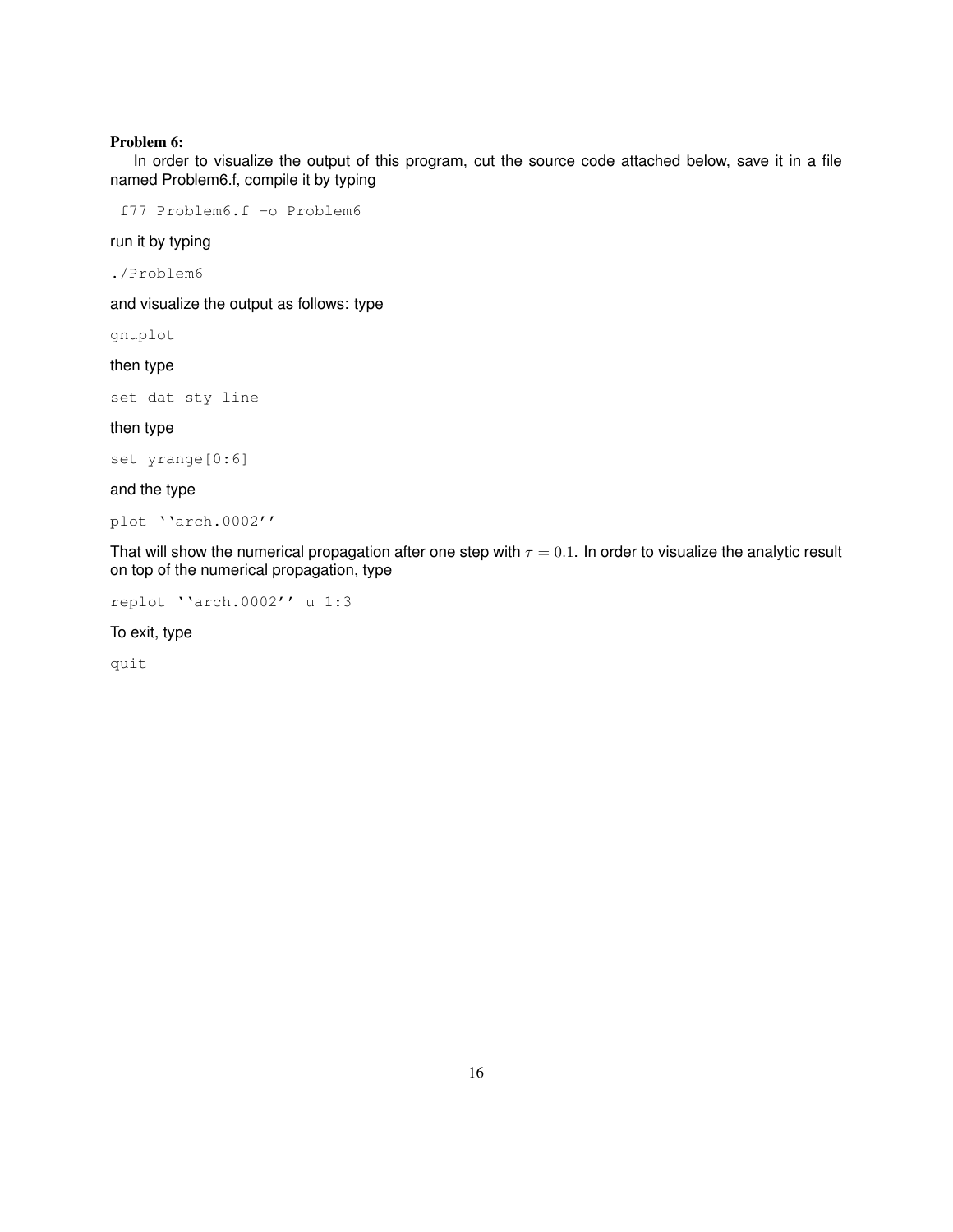**Problem 6:**

In order to visualize the output of this program, cut the source code attached below, save it in a file named Problem6.f, compile it by typing

```
f77 Problem6.f -o Problem6
```

run it by typing

```
./Problem6
```

and visualize the output as follows: type

```
gnuplot
```

then type

```
set dat sty line
```

then type

```
set yrange[0:6]
```

and the type

```
plot ``arch.0002''
```

That will show the numerical propagation after one step with $\tau = 0.1$. In order to visualize the analytic result on top of the numerical propagation, type

```
replot ``arch.0002'' u 1:3
```

To exit, type

```
quit
```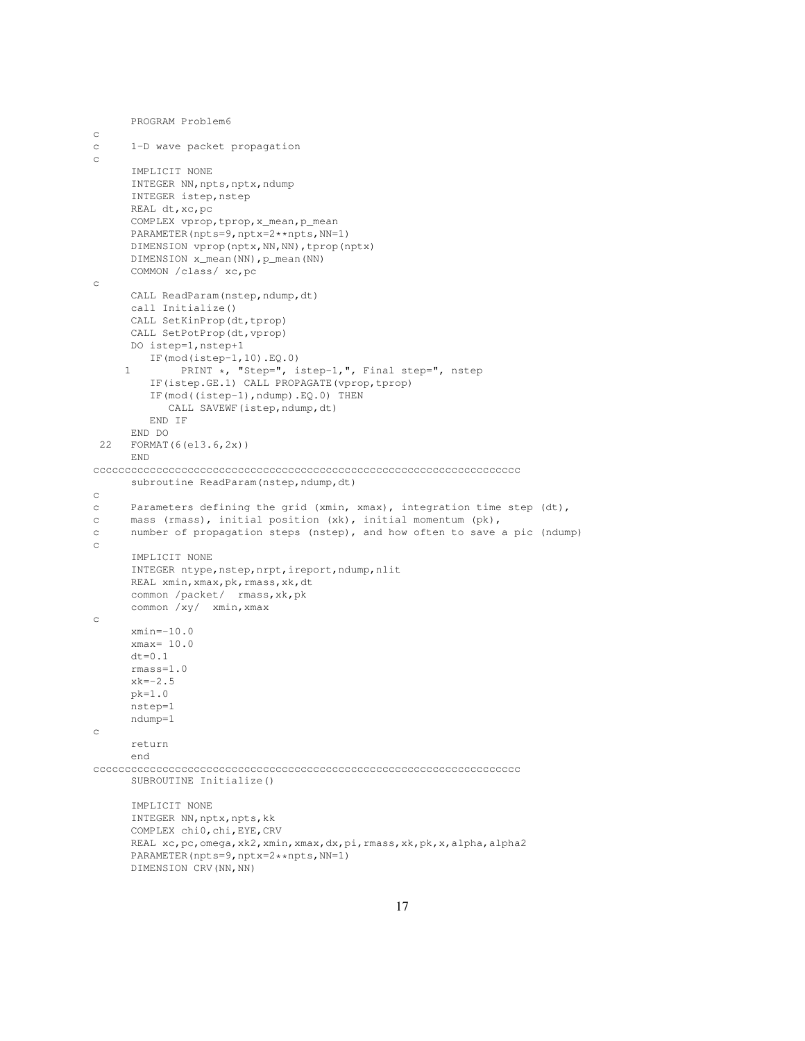```
      PROGRAM Problem6
c
c     1-D wave packet propagation
c
      IMPLICIT NONE
      INTEGER NN,npts,nptx,ndump
      INTEGER istep,nstep
      REAL dt,xc,pc
      COMPLEX vprop,tprop,x_mean,p_mean
      PARAMETER(npts=9,nptx=2**npts,NN=1)
      DIMENSION vprop(nptx,NN,NN),tprop(nptx)
      DIMENSION x_mean(NN),p_mean(NN)
      COMMON /class/ xc,pc
c
      CALL ReadParam(nstep,ndump,dt)
      call Initialize()
      CALL SetKinProp(dt,tprop)
      CALL SetPotProp(dt,vprop)
      DO istep=1,nstep+1
         IF(mod(istep-1,10).EQ.0)
     1        PRINT *, "Step=", istep-1,", Final step=", nstep
         IF(istep.GE.1) CALL PROPAGATE(vprop,tprop)
         IF(mod((istep-1),ndump).EQ.0) THEN
            CALL SAVEWF(istep,ndump,dt)
         END IF
      END DO
 22   FORMAT(6(e13.6,2x))
      END
cccccccccccccccccccccccccccccccccccccccccccccccccccccccccccccccccccc
      subroutine ReadParam(nstep,ndump,dt)
c
c     Parameters defining the grid (xmin, xmax), integration time step (dt),
c     mass (rmass), initial position (xk), initial momentum (pk),
c     number of propagation steps (nstep), and how often to save a pic (ndump)
c
      IMPLICIT NONE
      INTEGER ntype,nstep,nrpt,ireport,ndump,nlit
      REAL xmin,xmax,pk,rmass,xk,dt
      common /packet/  rmass,xk,pk
      common /xy/  xmin,xmax
c
      xmin=-10.0
      xmax= 10.0
      dt=0.1
      rmass=1.0
      xk=-2.5
      pk=1.0
      nstep=1
      ndump=1
c
      return
      end
cccccccccccccccccccccccccccccccccccccccccccccccccccccccccccccccccccc
      SUBROUTINE Initialize()

      IMPLICIT NONE
      INTEGER NN,nptx,npts,kk
      COMPLEX chi0,chi,EYE,CRV
      REAL xc,pc,omega,xk2,xmin,xmax,dx,pi,rmass,xk,pk,x,alpha,alpha2
      PARAMETER(npts=9,nptx=2**npts,NN=1)
      DIMENSION CRV(NN,NN)
```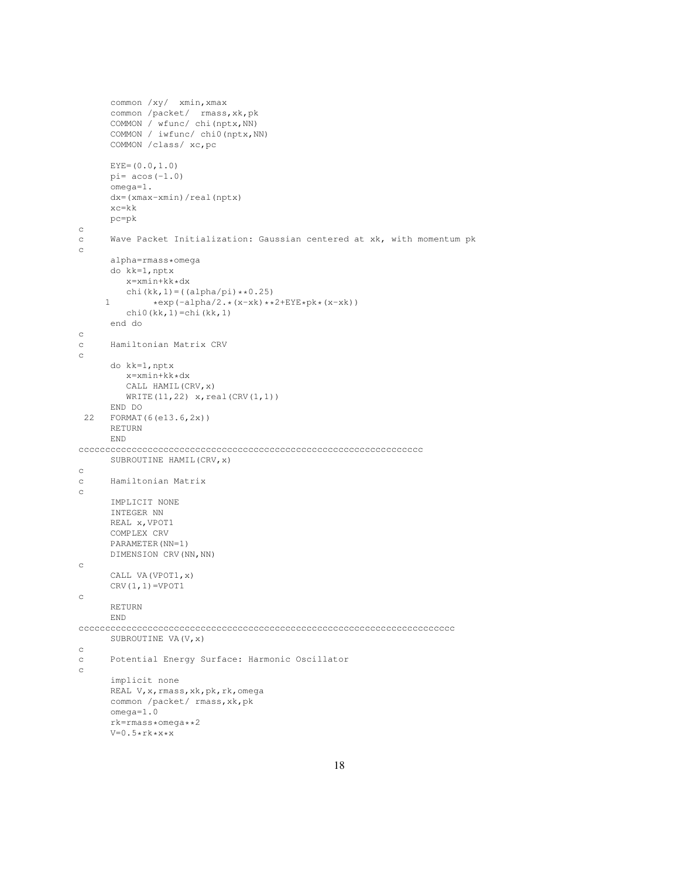```
      common /xy/  xmin,xmax
      common /packet/  rmass,xk,pk
      COMMON / wfunc/ chi(nptx,NN)
      COMMON / iwfunc/ chi0(nptx,NN)
      COMMON /class/ xc,pc

      EYE=(0.0,1.0)
      pi= acos(-1.0)
      omega=1.
      dx=(xmax-xmin)/real(nptx)
      xc=kk
      pc=pk
c
c     Wave Packet Initialization: Gaussian centered at xk, with momentum pk
c
      alpha=rmass*omega
      do kk=1,nptx
         x=xmin+kk*dx
         chi(kk,1)=((alpha/pi)**0.25)
     1        *exp(-alpha/2.*(x-xk)**2+EYE*pk*(x-xk))
         chi0(kk,1)=chi(kk,1)
      end do
c
c     Hamiltonian Matrix CRV
c
      do kk=1,nptx
         x=xmin+kk*dx
         CALL HAMIL(CRV,x)
         WRITE(11,22) x,real(CRV(1,1))
      END DO
 22   FORMAT(6(e13.6,2x))
      RETURN
      END
cccccccccccccccccccccccccccccccccccccccccccccccccccccccccccccccc
      SUBROUTINE HAMIL(CRV,x)
c
c     Hamiltonian Matrix
c
      IMPLICIT NONE
      INTEGER NN
      REAL x,VPOT1
      COMPLEX CRV
      PARAMETER(NN=1)
      DIMENSION CRV(NN,NN)
c
      CALL VA(VPOT1,x)
      CRV(1,1)=VPOT1
c
      RETURN
      END
cccccccccccccccccccccccccccccccccccccccccccccccccccccccccccccccccccccc
      SUBROUTINE VA(V,x)
c
c     Potential Energy Surface: Harmonic Oscillator
c
      implicit none
      REAL V,x,rmass,xk,pk,rk,omega
      common /packet/ rmass,xk,pk
      omega=1.0
      rk=rmass*omega**2
      V=0.5*rk*x*x
```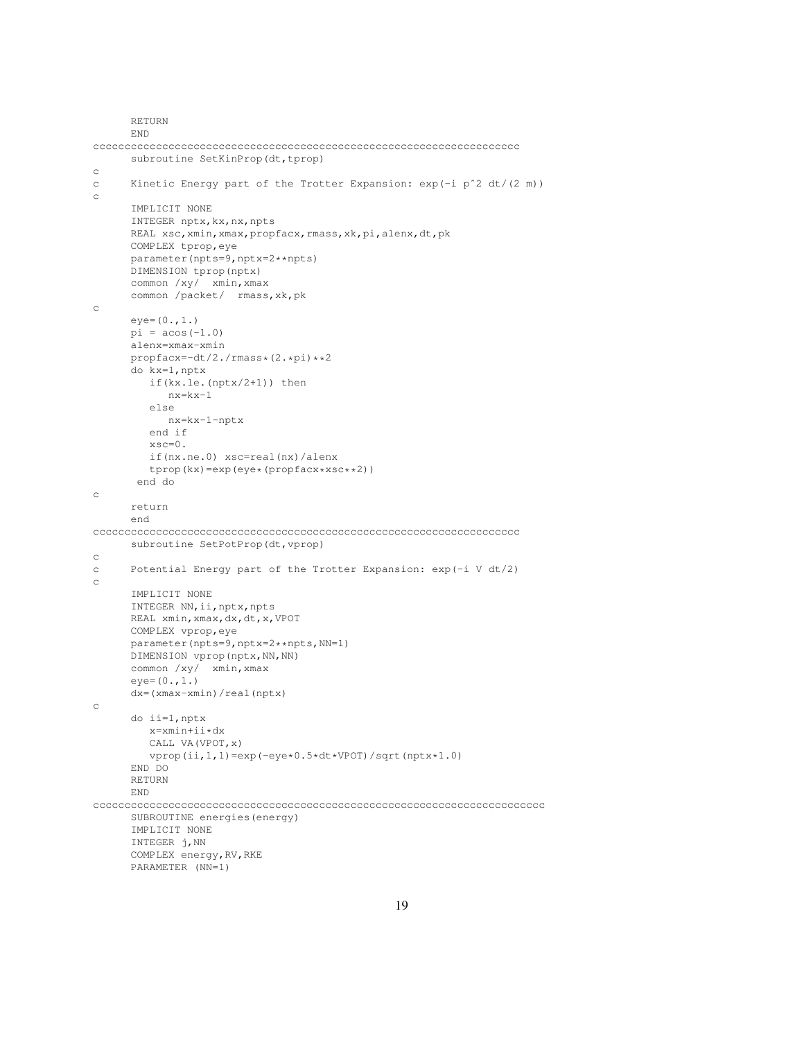```
      RETURN
      END
cccccccccccccccccccccccccccccccccccccccccccccccccccccccccccccccccccc
      subroutine SetKinProp(dt,tprop)
c
c     Kinetic Energy part of the Trotter Expansion: exp(-i p^2 dt/(2 m))
c
      IMPLICIT NONE
      INTEGER nptx,kx,nx,npts
      REAL xsc,xmin,xmax,propfacx,rmass,xk,pi,alenx,dt,pk
      COMPLEX tprop,eye
      parameter(npts=9,nptx=2**npts)
      DIMENSION tprop(nptx)
      common /xy/  xmin,xmax
      common /packet/  rmass,xk,pk
c
      eye=(0.,1.)
      pi = acos(-1.0)
      alenx=xmax-xmin
      propfacx=-dt/2./rmass*(2.*pi)**2
      do kx=1,nptx
         if(kx.le.(nptx/2+1)) then
            nx=kx-1
         else
            nx=kx-1-nptx
         end if
         xsc=0.
         if(nx.ne.0) xsc=real(nx)/alenx
         tprop(kx)=exp(eye*(propfacx*xsc**2))
       end do
c
      return
      end
cccccccccccccccccccccccccccccccccccccccccccccccccccccccccccccccccccc
      subroutine SetPotProp(dt,vprop)
c
c     Potential Energy part of the Trotter Expansion: exp(-i V dt/2)
c
      IMPLICIT NONE
      INTEGER NN,ii,nptx,npts
      REAL xmin,xmax,dx,dt,x,VPOT
      COMPLEX vprop,eye
      parameter(npts=9,nptx=2**npts,NN=1)
      DIMENSION vprop(nptx,NN,NN)
      common /xy/  xmin,xmax
      eye=(0.,1.)
      dx=(xmax-xmin)/real(nptx)
c
      do ii=1,nptx
         x=xmin+ii*dx
         CALL VA(VPOT,x)
         vprop(ii,1,1)=exp(-eye*0.5*dt*VPOT)/sqrt(nptx*1.0)
      END DO
      RETURN
      END
cccccccccccccccccccccccccccccccccccccccccccccccccccccccccccccccccccccc
      SUBROUTINE energies(energy)
      IMPLICIT NONE
      INTEGER j,NN
      COMPLEX energy,RV,RKE
      PARAMETER (NN=1)
```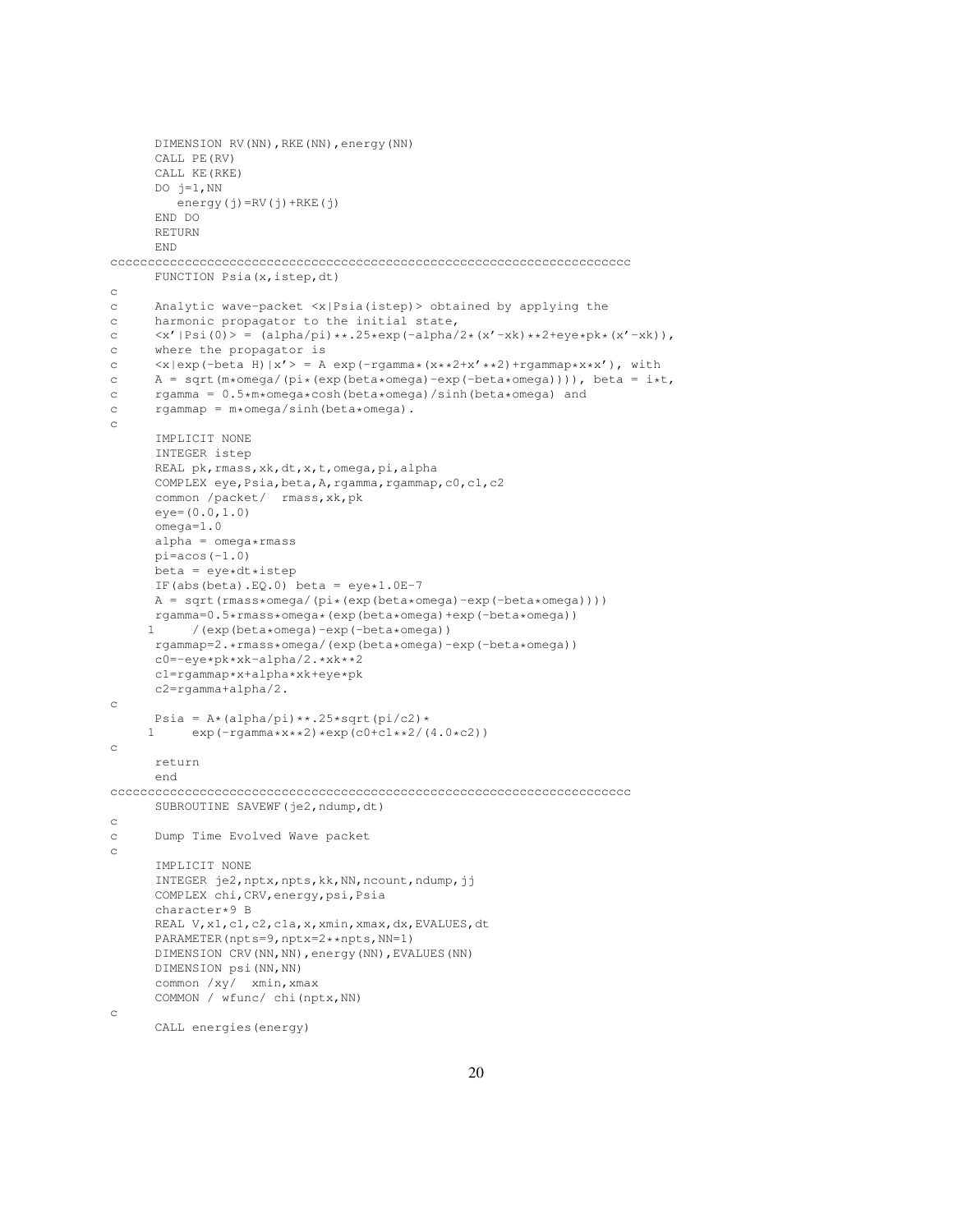```
      DIMENSION RV(NN),RKE(NN),energy(NN)
      CALL PE(RV)
      CALL KE(RKE)
      DO j=1,NN
         energy(j)=RV(j)+RKE(j)
      END DO
      RETURN
      END
cccccccccccccccccccccccccccccccccccccccccccccccccccccccccccccccccccc
      FUNCTION Psia(x,istep,dt)
c
c     Analytic wave-packet <x|Psia(istep)> obtained by applying the
c     harmonic propagator to the initial state,
c     <x'|Psi(0)> = (alpha/pi)**.25*exp(-alpha/2*(x'-xk)**2+eye*pk*(x'-xk)),
c     where the propagator is
c     <x|exp(-beta H)|x'> = A exp(-rgamma*(x**2+x'**2)+rgammap*x*x'), with
c     A = sqrt(m*omega/(pi*(exp(beta*omega)-exp(-beta*omega)))), beta = i*t,
c     rgamma = 0.5*m*omega*cosh(beta*omega)/sinh(beta*omega) and
c     rgammap = m*omega/sinh(beta*omega).
c
      IMPLICIT NONE
      INTEGER istep
      REAL pk,rmass,xk,dt,x,t,omega,pi,alpha
      COMPLEX eye,Psia,beta,A,rgamma,rgammap,c0,c1,c2
      common /packet/  rmass,xk,pk
      eye=(0.0,1.0)
      omega=1.0
      alpha = omega*rmass
      pi=acos(-1.0)
      beta = eye*dt*istep
      IF(abs(beta).EQ.0) beta = eye*1.0E-7
      A = sqrt(rmass*omega/(pi*(exp(beta*omega)-exp(-beta*omega))))
      rgamma=0.5*rmass*omega*(exp(beta*omega)+exp(-beta*omega))
     1     /(exp(beta*omega)-exp(-beta*omega))
      rgammap=2.*rmass*omega/(exp(beta*omega)-exp(-beta*omega))
      c0=-eye*pk*xk-alpha/2.*xk**2
      c1=rgammap*x+alpha*xk+eye*pk
      c2=rgamma+alpha/2.
c
      Psia = A*(alpha/pi)**.25*sqrt(pi/c2)*
     1     exp(-rgamma*x**2)*exp(c0+c1**2/(4.0*c2))
c
      return
      end
cccccccccccccccccccccccccccccccccccccccccccccccccccccccccccccccccccc
      SUBROUTINE SAVEWF(je2,ndump,dt)
c
c     Dump Time Evolved Wave packet
c
      IMPLICIT NONE
      INTEGER je2,nptx,npts,kk,NN,ncount,ndump,jj
      COMPLEX chi,CRV,energy,psi,Psia
      character*9 B
      REAL V,x1,c1,c2,c1a,x,xmin,xmax,dx,EVALUES,dt
      PARAMETER(npts=9,nptx=2**npts,NN=1)
      DIMENSION CRV(NN,NN),energy(NN),EVALUES(NN)
      DIMENSION psi(NN,NN)
      common /xy/  xmin,xmax
      COMMON / wfunc/ chi(nptx,NN)
c
      CALL energies(energy)
```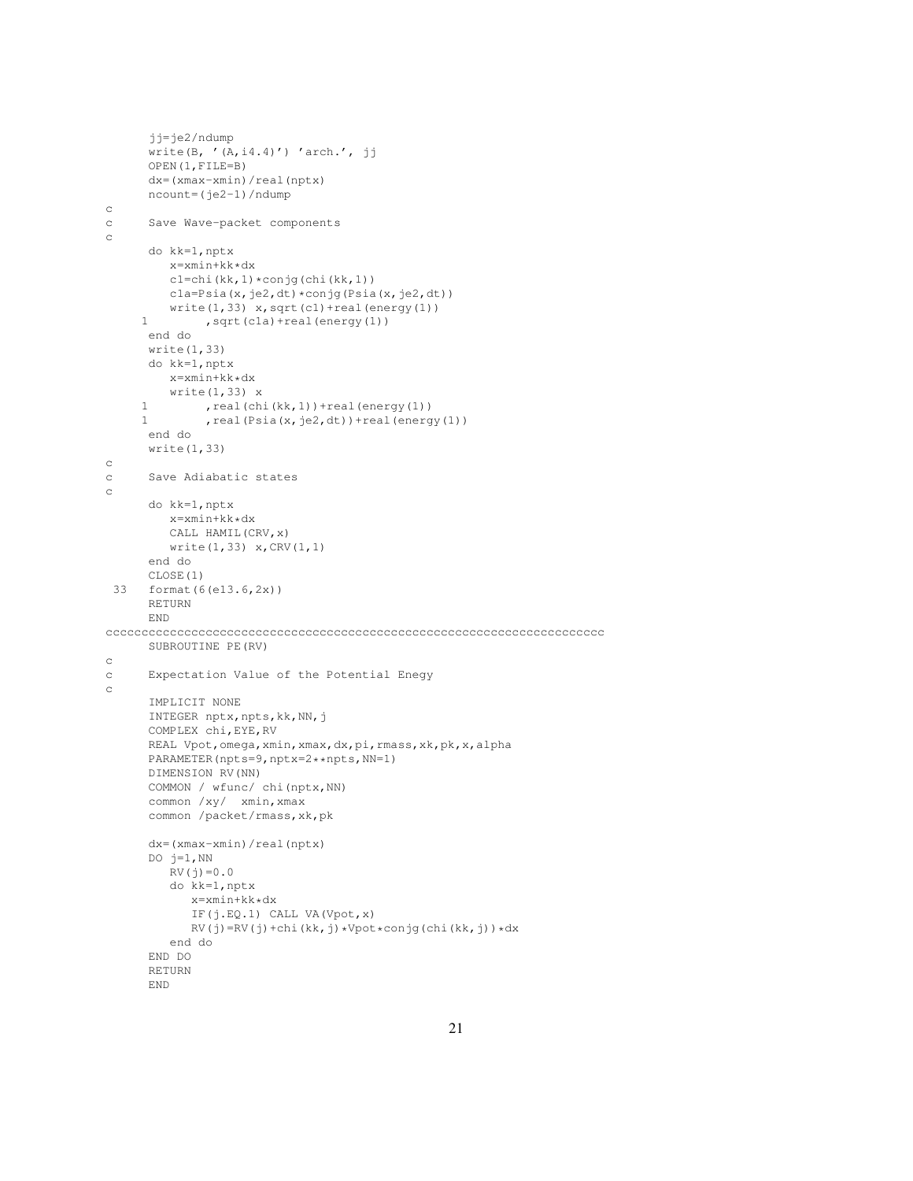```
      jj=je2/ndump
      write(B, '(A,i4.4)') 'arch.', jj
      OPEN(1,FILE=B)
      dx=(xmax-xmin)/real(nptx)
      ncount=(je2-1)/ndump
c
c     Save Wave-packet components
c
      do kk=1,nptx
         x=xmin+kk*dx
         c1=chi(kk,1)*conjg(chi(kk,1))
         c1a=Psia(x,je2,dt)*conjg(Psia(x,je2,dt))
         write(1,33) x,sqrt(c1)+real(energy(1))
     1        ,sqrt(c1a)+real(energy(1))
      end do
      write(1,33)
      do kk=1,nptx
         x=xmin+kk*dx
         write(1,33) x
     1        ,real(chi(kk,1))+real(energy(1))
     1        ,real(Psia(x,je2,dt))+real(energy(1))
      end do
      write(1,33)
c
c     Save Adiabatic states
c
      do kk=1,nptx
         x=xmin+kk*dx
         CALL HAMIL(CRV,x)
         write(1,33) x,CRV(1,1)
      end do
      CLOSE(1)
 33   format(6(e13.6,2x))
      RETURN
      END
cccccccccccccccccccccccccccccccccccccccccccccccccccccccccccccccccccc
      SUBROUTINE PE(RV)
c
c     Expectation Value of the Potential Enegy
c
      IMPLICIT NONE
      INTEGER nptx,npts,kk,NN,j
      COMPLEX chi,EYE,RV
      REAL Vpot,omega,xmin,xmax,dx,pi,rmass,xk,pk,x,alpha
      PARAMETER(npts=9,nptx=2**npts,NN=1)
      DIMENSION RV(NN)
      COMMON / wfunc/ chi(nptx,NN)
      common /xy/  xmin,xmax
      common /packet/rmass,xk,pk

      dx=(xmax-xmin)/real(nptx)
      DO j=1,NN
         RV(j)=0.0
         do kk=1,nptx
            x=xmin+kk*dx
            IF(j.EQ.1) CALL VA(Vpot,x)
            RV(j)=RV(j)+chi(kk,j)*Vpot*conjg(chi(kk,j))*dx
         end do
      END DO
      RETURN
      END
```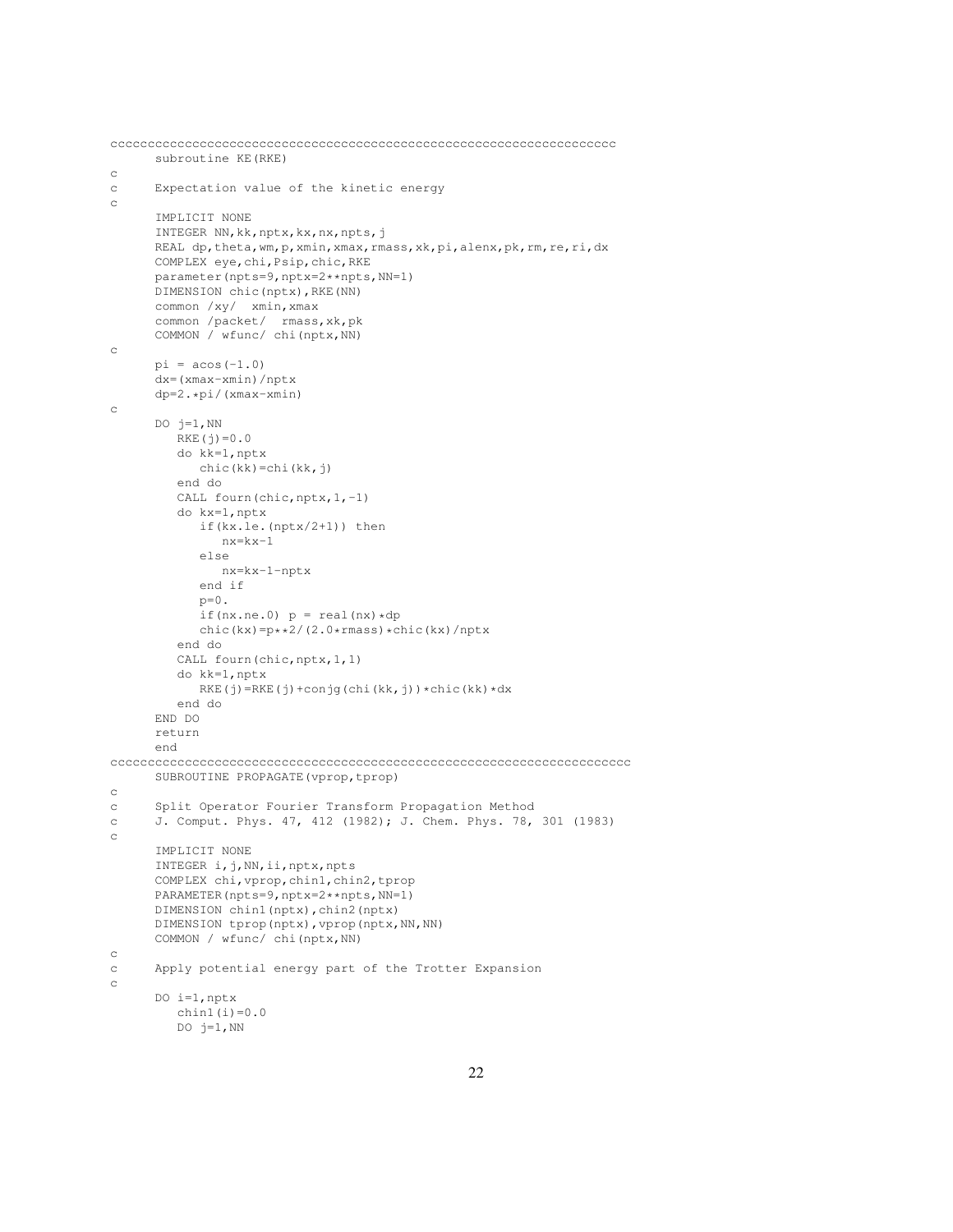```
cccccccccccccccccccccccccccccccccccccccccccccccccccccccccccccccccccc
      subroutine KE(RKE)
c
c     Expectation value of the kinetic energy
c
      IMPLICIT NONE
      INTEGER NN,kk,nptx,kx,nx,npts,j
      REAL dp,theta,wm,p,xmin,xmax,rmass,xk,pi,alenx,pk,rm,re,ri,dx
      COMPLEX eye,chi,Psip,chic,RKE
      parameter(npts=9,nptx=2**npts,NN=1)
      DIMENSION chic(nptx),RKE(NN)
      common /xy/  xmin,xmax
      common /packet/  rmass,xk,pk
      COMMON / wfunc/ chi(nptx,NN)
c
      pi = acos(-1.0)
      dx=(xmax-xmin)/nptx
      dp=2.*pi/(xmax-xmin)
c
      DO j=1,NN
         RKE(j)=0.0
         do kk=1,nptx
            chic(kk)=chi(kk,j)
         end do
         CALL fourn(chic,nptx,1,-1)
         do kx=1,nptx
            if(kx.le.(nptx/2+1)) then
               nx=kx-1
            else
               nx=kx-1-nptx
            end if
            p=0.
            if(nx.ne.0) p = real(nx)*dp
            chic(kx)=p**2/(2.0*rmass)*chic(kx)/nptx
         end do
         CALL fourn(chic,nptx,1,1)
         do kk=1,nptx
            RKE(j)=RKE(j)+conjg(chi(kk,j))*chic(kk)*dx
         end do
      END DO
      return
      end
ccccccccccccccccccccccccccccccccccccccccccccccccccccccccccccccccccccc
      SUBROUTINE PROPAGATE(vprop,tprop)
c
c     Split Operator Fourier Transform Propagation Method
c     J. Comput. Phys. 47, 412 (1982); J. Chem. Phys. 78, 301 (1983)
c
      IMPLICIT NONE
      INTEGER i,j,NN,ii,nptx,npts
      COMPLEX chi,vprop,chin1,chin2,tprop
      PARAMETER(npts=9,nptx=2**npts,NN=1)
      DIMENSION chin1(nptx),chin2(nptx)
      DIMENSION tprop(nptx),vprop(nptx,NN,NN)
      COMMON / wfunc/ chi(nptx,NN)
c
c     Apply potential energy part of the Trotter Expansion
c
      DO i=1,nptx
         chin1(i)=0.0
         DO j=1,NN
```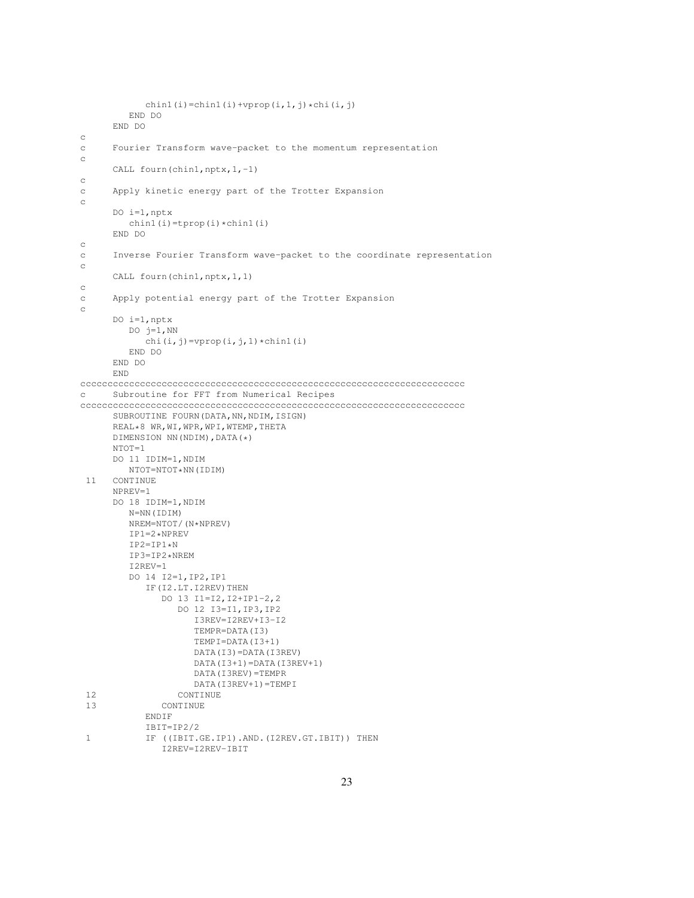```
            chin1(i)=chin1(i)+vprop(i,1,j)*chi(i,j)
         END DO
      END DO
c
c     Fourier Transform wave-packet to the momentum representation
c
      CALL fourn(chin1,nptx,1,-1)
c
c     Apply kinetic energy part of the Trotter Expansion
c
      DO i=1,nptx
         chin1(i)=tprop(i)*chin1(i)
      END DO
c
c     Inverse Fourier Transform wave-packet to the coordinate representation
c
      CALL fourn(chin1,nptx,1,1)
c
c     Apply potential energy part of the Trotter Expansion
c
      DO i=1,nptx
         DO j=1,NN
            chi(i,j)=vprop(i,j,1)*chin1(i)
         END DO
      END DO
      END
cccccccccccccccccccccccccccccccccccccccccccccccccccccccccccccccccccccccc
c     Subroutine for FFT from Numerical Recipes
cccccccccccccccccccccccccccccccccccccccccccccccccccccccccccccccccccccccc
      SUBROUTINE FOURN(DATA,NN,NDIM,ISIGN)
      REAL*8 WR,WI,WPR,WPI,WTEMP,THETA
      DIMENSION NN(NDIM),DATA(*)
      NTOT=1
      DO 11 IDIM=1,NDIM
         NTOT=NTOT*NN(IDIM)
 11   CONTINUE
      NPREV=1
      DO 18 IDIM=1,NDIM
         N=NN(IDIM)
         NREM=NTOT/(N*NPREV)
         IP1=2*NPREV
         IP2=IP1*N
         IP3=IP2*NREM
         I2REV=1
         DO 14 I2=1,IP2,IP1
            IF(I2.LT.I2REV)THEN
               DO 13 I1=I2,I2+IP1-2,2
                  DO 12 I3=I1,IP3,IP2
                     I3REV=I2REV+I3-I2
                     TEMPR=DATA(I3)
                     TEMPI=DATA(I3+1)
                     DATA(I3)=DATA(I3REV)
                     DATA(I3+1)=DATA(I3REV+1)
                     DATA(I3REV)=TEMPR
                     DATA(I3REV+1)=TEMPI
 12               CONTINUE
 13            CONTINUE
            ENDIF
            IBIT=IP2/2
 1          IF ((IBIT.GE.IP1).AND.(I2REV.GT.IBIT)) THEN
               I2REV=I2REV-IBIT
```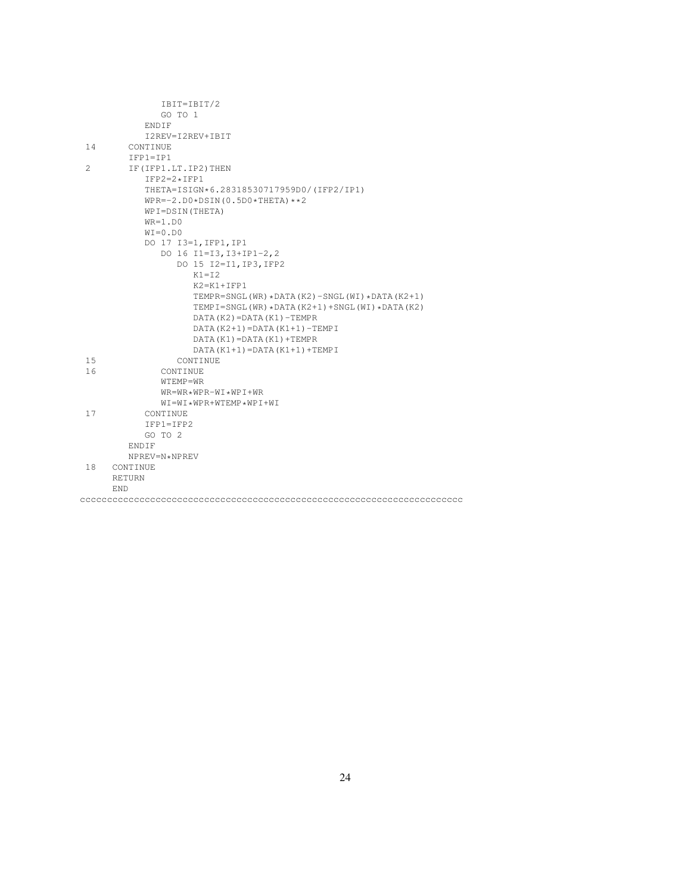```
              IBIT=IBIT/2
              GO TO 1
           ENDIF
           I2REV=I2REV+IBIT
 14      CONTINUE
         IFP1=IP1
 2       IF(IFP1.LT.IP2)THEN
           IFP2=2*IFP1
           THETA=ISIGN*6.28318530717959D0/(IFP2/IP1)
           WPR=-2.D0*DSIN(0.5D0*THETA)**2
           WPI=DSIN(THETA)
           WR=1.D0
           WI=0.D0
           DO 17 I3=1,IFP1,IP1
              DO 16 I1=I3,I3+IP1-2,2
                 DO 15 I2=I1,IP3,IFP2
                    K1=I2
                    K2=K1+IFP1
                    TEMPR=SNGL(WR)*DATA(K2)-SNGL(WI)*DATA(K2+1)
                    TEMPI=SNGL(WR)*DATA(K2+1)+SNGL(WI)*DATA(K2)
                    DATA(K2)=DATA(K1)-TEMPR
                    DATA(K2+1)=DATA(K1+1)-TEMPI
                    DATA(K1)=DATA(K1)+TEMPR
                    DATA(K1+1)=DATA(K1+1)+TEMPI
 15              CONTINUE
 16           CONTINUE
              WTEMP=WR
              WR=WR*WPR-WI*WPI+WR
              WI=WI*WPR+WTEMP*WPI+WI
 17        CONTINUE
           IFP1=IFP2
           GO TO 2
         ENDIF
         NPREV=N*NPREV
 18    CONTINUE
       RETURN
       END
cccccccccccccccccccccccccccccccccccccccccccccccccccccccccccccccccccccccc
```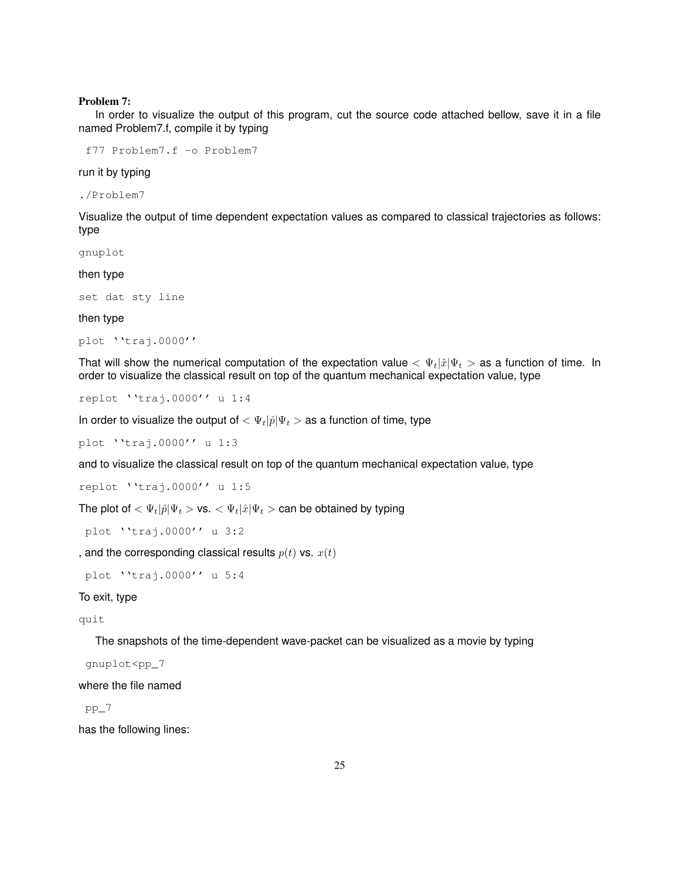**Problem 7:**

In order to visualize the output of this program, cut the source code attached bellow, save it in a file named Problem7.f, compile it by typing

```
f77 Problem7.f -o Problem7
```

run it by typing

```
./Problem7
```

Visualize the output of time dependent expectation values as compared to classical trajectories as follows: type

```
gnuplot
```

then type

```
set dat sty line
```

then type

```
plot ''traj.0000''
```

That will show the numerical computation of the expectation value $<\Psi_t|\hat{x}|\Psi_t>$ as a function of time. In order to visualize the classical result on top of the quantum mechanical expectation value, type

```
replot ''traj.0000'' u 1:4
```

In order to visualize the output of $<\Psi_t|\hat{p}|\Psi_t>$ as a function of time, type

```
plot ''traj.0000'' u 1:3
```

and to visualize the classical result on top of the quantum mechanical expectation value, type

```
replot ''traj.0000'' u 1:5
```

The plot of $<\Psi_t|\hat{p}|\Psi_t>$ vs. $<\Psi_t|\hat{x}|\Psi_t>$ can be obtained by typing

```
plot ''traj.0000'' u 3:2
```

, and the corresponding classical results $p(t)$ vs. $x(t)$

```
plot ''traj.0000'' u 5:4
```

To exit, type

```
quit
```

The snapshots of the time-dependent wave-packet can be visualized as a movie by typing

```
gnuplot<pp_7
```

where the file named

```
pp_7
```

has the following lines: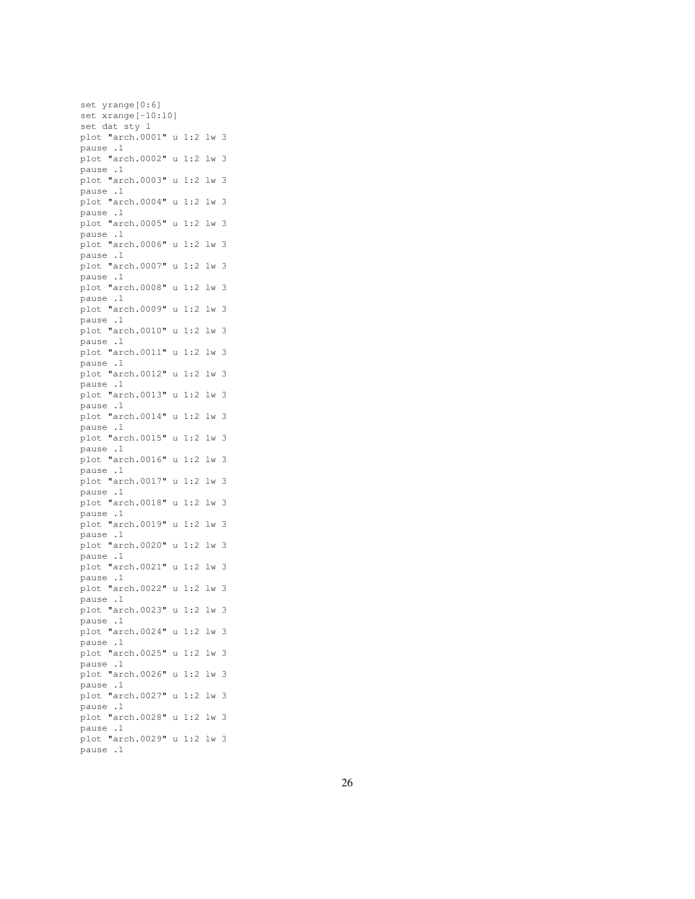```
set yrange[0:6]
set xrange[-10:10]
set dat sty l
plot "arch.0001" u 1:2 lw 3
pause .1
plot "arch.0002" u 1:2 lw 3
pause .1
plot "arch.0003" u 1:2 lw 3
pause .1
plot "arch.0004" u 1:2 lw 3
pause .1
plot "arch.0005" u 1:2 lw 3
pause .1
plot "arch.0006" u 1:2 lw 3
pause .1
plot "arch.0007" u 1:2 lw 3
pause .1
plot "arch.0008" u 1:2 lw 3
pause .1
plot "arch.0009" u 1:2 lw 3
pause .1
plot "arch.0010" u 1:2 lw 3
pause .1
plot "arch.0011" u 1:2 lw 3
pause .1
plot "arch.0012" u 1:2 lw 3
pause .1
plot "arch.0013" u 1:2 lw 3
pause .1
plot "arch.0014" u 1:2 lw 3
pause .1
plot "arch.0015" u 1:2 lw 3
pause .1
plot "arch.0016" u 1:2 lw 3
pause .1
plot "arch.0017" u 1:2 lw 3
pause .1
plot "arch.0018" u 1:2 lw 3
pause .1
plot "arch.0019" u 1:2 lw 3
pause .1
plot "arch.0020" u 1:2 lw 3
pause .1
plot "arch.0021" u 1:2 lw 3
pause .1
plot "arch.0022" u 1:2 lw 3
pause .1
plot "arch.0023" u 1:2 lw 3
pause .1
plot "arch.0024" u 1:2 lw 3
pause .1
plot "arch.0025" u 1:2 lw 3
pause .1
plot "arch.0026" u 1:2 lw 3
pause .1
plot "arch.0027" u 1:2 lw 3
pause .1
plot "arch.0028" u 1:2 lw 3
pause .1
plot "arch.0029" u 1:2 lw 3
pause .1
```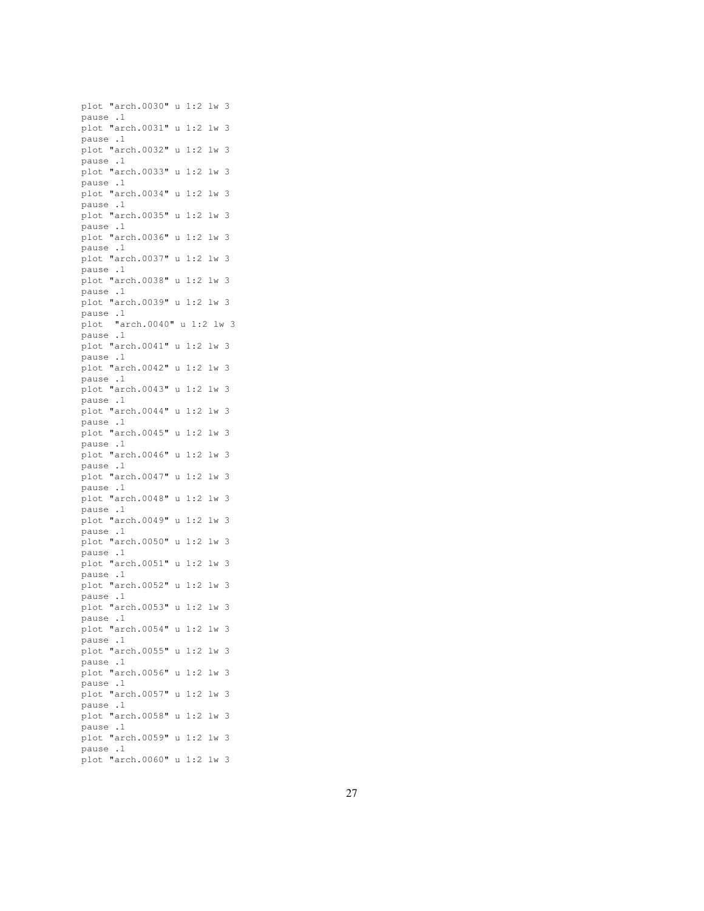```
plot "arch.0030" u 1:2 lw 3
pause .1
plot "arch.0031" u 1:2 lw 3
pause .1
plot "arch.0032" u 1:2 lw 3
pause .1
plot "arch.0033" u 1:2 lw 3
pause .1
plot "arch.0034" u 1:2 lw 3
pause .1
plot "arch.0035" u 1:2 lw 3
pause .1
plot "arch.0036" u 1:2 lw 3
pause .1
plot "arch.0037" u 1:2 lw 3
pause .1
plot "arch.0038" u 1:2 lw 3
pause .1
plot "arch.0039" u 1:2 lw 3
pause .1
plot  "arch.0040" u 1:2 lw 3
pause .1
plot "arch.0041" u 1:2 lw 3
pause .1
plot "arch.0042" u 1:2 lw 3
pause .1
plot "arch.0043" u 1:2 lw 3
pause .1
plot "arch.0044" u 1:2 lw 3
pause .1
plot "arch.0045" u 1:2 lw 3
pause .1
plot "arch.0046" u 1:2 lw 3
pause .1
plot "arch.0047" u 1:2 lw 3
pause .1
plot "arch.0048" u 1:2 lw 3
pause .1
plot "arch.0049" u 1:2 lw 3
pause .1
plot "arch.0050" u 1:2 lw 3
pause .1
plot "arch.0051" u 1:2 lw 3
pause .1
plot "arch.0052" u 1:2 lw 3
pause .1
plot "arch.0053" u 1:2 lw 3
pause .1
plot "arch.0054" u 1:2 lw 3
pause .1
plot "arch.0055" u 1:2 lw 3
pause .1
plot "arch.0056" u 1:2 lw 3
pause .1
plot "arch.0057" u 1:2 lw 3
pause .1
plot "arch.0058" u 1:2 lw 3
pause .1
plot "arch.0059" u 1:2 lw 3
pause .1
plot "arch.0060" u 1:2 lw 3
```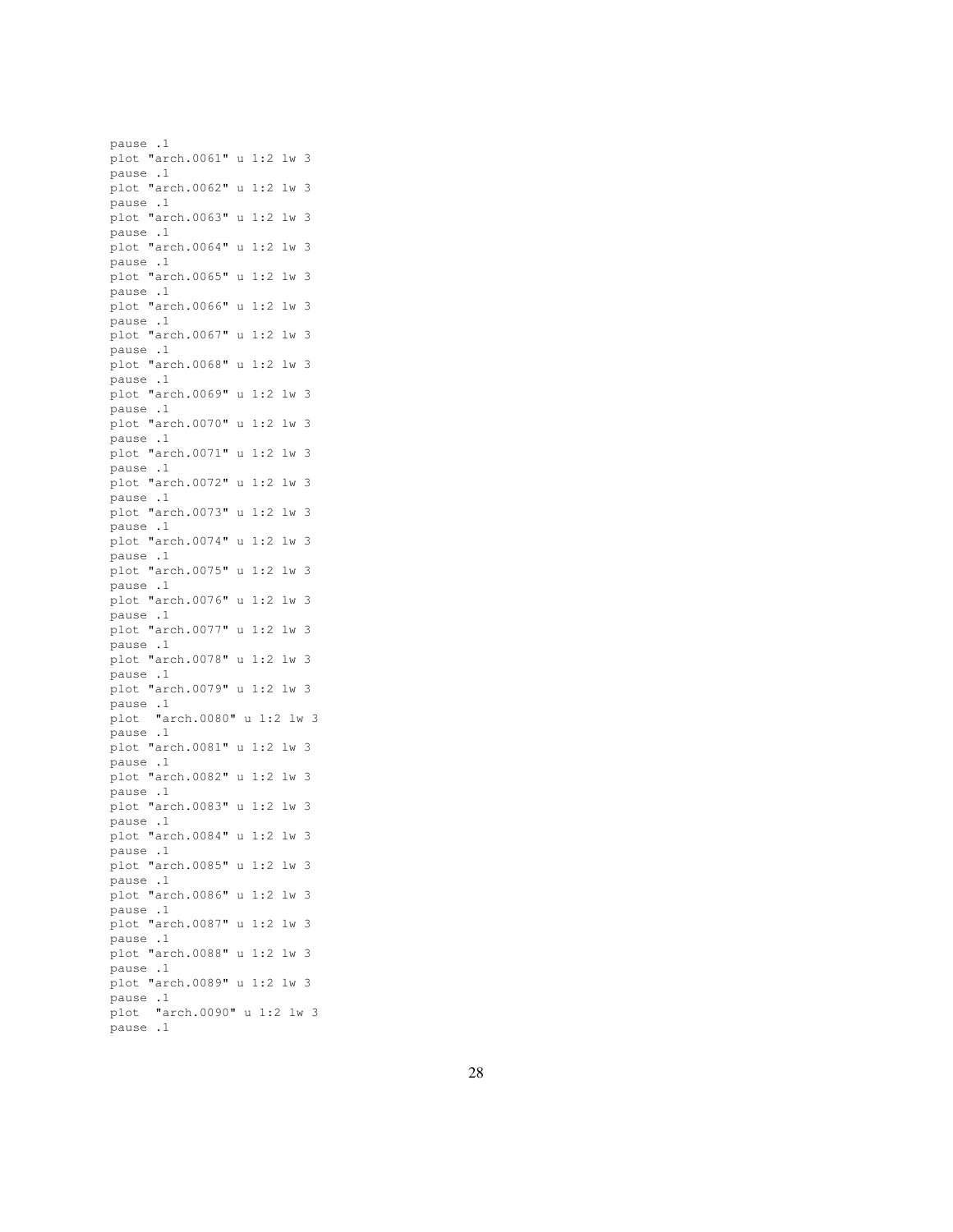```
pause .1
plot "arch.0061" u 1:2 lw 3
pause .1
plot "arch.0062" u 1:2 lw 3
pause .1
plot "arch.0063" u 1:2 lw 3
pause .1
plot "arch.0064" u 1:2 lw 3
pause .1
plot "arch.0065" u 1:2 lw 3
pause .1
plot "arch.0066" u 1:2 lw 3
pause .1
plot "arch.0067" u 1:2 lw 3
pause .1
plot "arch.0068" u 1:2 lw 3
pause .1
plot "arch.0069" u 1:2 lw 3
pause .1
plot "arch.0070" u 1:2 lw 3
pause .1
plot "arch.0071" u 1:2 lw 3
pause .1
plot "arch.0072" u 1:2 lw 3
pause .1
plot "arch.0073" u 1:2 lw 3
pause .1
plot "arch.0074" u 1:2 lw 3
pause .1
plot "arch.0075" u 1:2 lw 3
pause .1
plot "arch.0076" u 1:2 lw 3
pause .1
plot "arch.0077" u 1:2 lw 3
pause .1
plot "arch.0078" u 1:2 lw 3
pause .1
plot "arch.0079" u 1:2 lw 3
pause .1
plot  "arch.0080" u 1:2 lw 3
pause .1
plot "arch.0081" u 1:2 lw 3
pause .1
plot "arch.0082" u 1:2 lw 3
pause .1
plot "arch.0083" u 1:2 lw 3
pause .1
plot "arch.0084" u 1:2 lw 3
pause .1
plot "arch.0085" u 1:2 lw 3
pause .1
plot "arch.0086" u 1:2 lw 3
pause .1
plot "arch.0087" u 1:2 lw 3
pause .1
plot "arch.0088" u 1:2 lw 3
pause .1
plot "arch.0089" u 1:2 lw 3
pause .1
plot  "arch.0090" u 1:2 lw 3
pause .1
```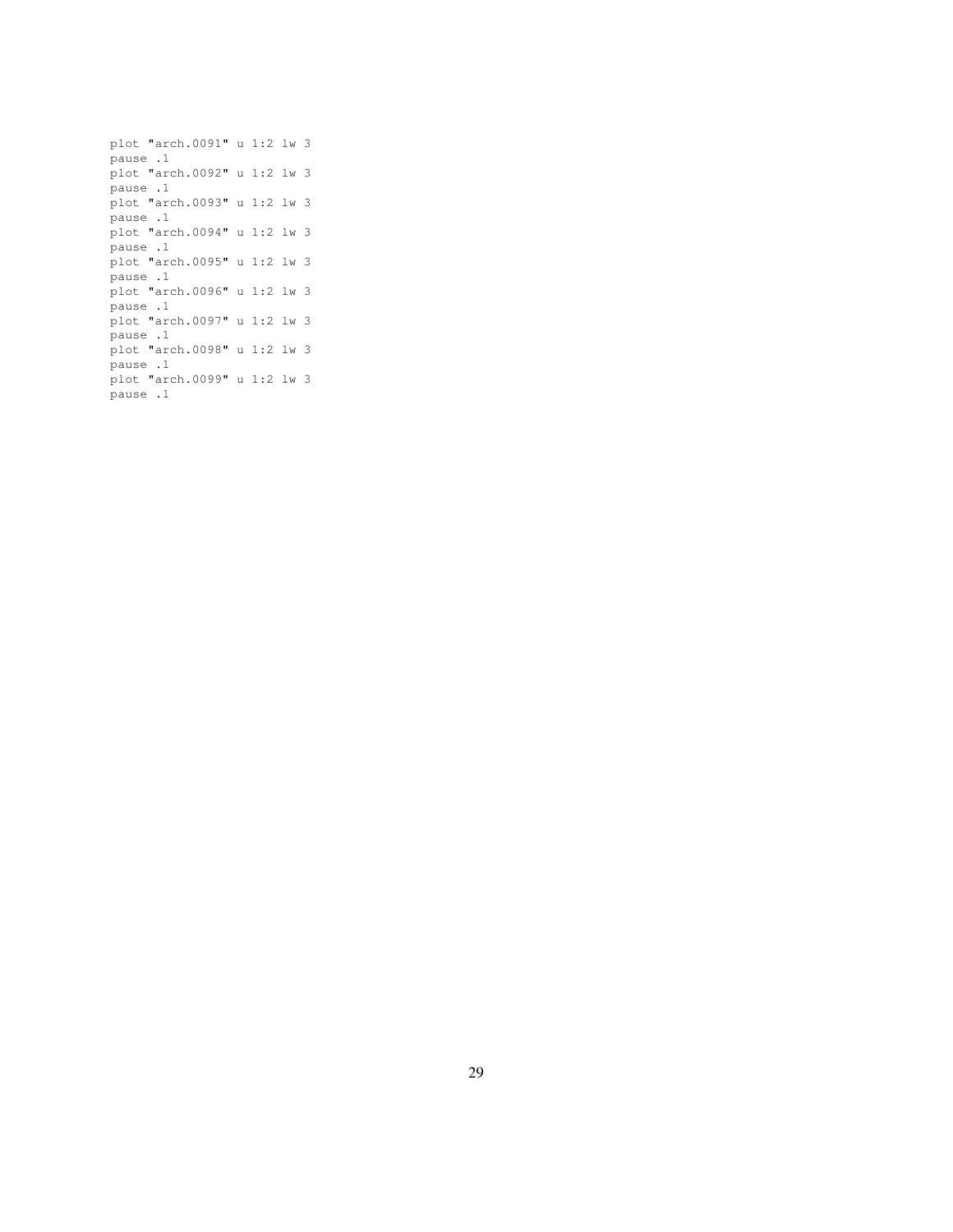```
plot "arch.0091" u 1:2 lw 3
pause .1
plot "arch.0092" u 1:2 lw 3
pause .1
plot "arch.0093" u 1:2 lw 3
pause .1
plot "arch.0094" u 1:2 lw 3
pause .1
plot "arch.0095" u 1:2 lw 3
pause .1
plot "arch.0096" u 1:2 lw 3
pause .1
plot "arch.0097" u 1:2 lw 3
pause .1
plot "arch.0098" u 1:2 lw 3
pause .1
plot "arch.0099" u 1:2 lw 3
pause .1
```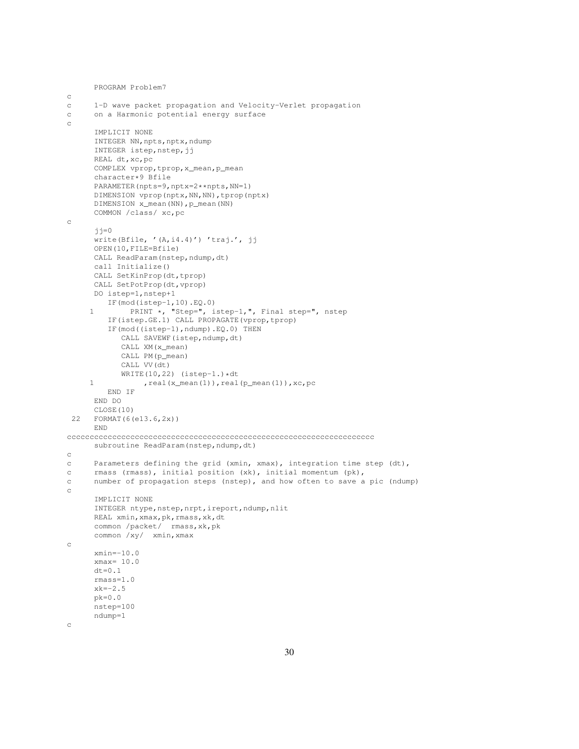```
      PROGRAM Problem7
c
c     1-D wave packet propagation and Velocity-Verlet propagation
c     on a Harmonic potential energy surface
c
      IMPLICIT NONE
      INTEGER NN,npts,nptx,ndump
      INTEGER istep,nstep,jj
      REAL dt,xc,pc
      COMPLEX vprop,tprop,x_mean,p_mean
      character*9 Bfile
      PARAMETER(npts=9,nptx=2**npts,NN=1)
      DIMENSION vprop(nptx,NN,NN),tprop(nptx)
      DIMENSION x_mean(NN),p_mean(NN)
      COMMON /class/ xc,pc
c
      jj=0
      write(Bfile, '(A,i4.4)') 'traj.', jj
      OPEN(10,FILE=Bfile)
      CALL ReadParam(nstep,ndump,dt)
      call Initialize()
      CALL SetKinProp(dt,tprop)
      CALL SetPotProp(dt,vprop)
      DO istep=1,nstep+1
         IF(mod(istep-1,10).EQ.0)
     1        PRINT *, "Step=", istep-1,", Final step=", nstep
         IF(istep.GE.1) CALL PROPAGATE(vprop,tprop)
         IF(mod((istep-1),ndump).EQ.0) THEN
            CALL SAVEWF(istep,ndump,dt)
            CALL XM(x_mean)
            CALL PM(p_mean)
            CALL VV(dt)
            WRITE(10,22) (istep-1.)*dt
     1           ,real(x_mean(1)),real(p_mean(1)),xc,pc
         END IF
      END DO
      CLOSE(10)
 22   FORMAT(6(e13.6,2x))
      END
cccccccccccccccccccccccccccccccccccccccccccccccccccccccccccccccccc
      subroutine ReadParam(nstep,ndump,dt)
c
c     Parameters defining the grid (xmin, xmax), integration time step (dt),
c     rmass (rmass), initial position (xk), initial momentum (pk),
c     number of propagation steps (nstep), and how often to save a pic (ndump)
c
      IMPLICIT NONE
      INTEGER ntype,nstep,nrpt,ireport,ndump,nlit
      REAL xmin,xmax,pk,rmass,xk,dt
      common /packet/  rmass,xk,pk
      common /xy/  xmin,xmax
c
      xmin=-10.0
      xmax= 10.0
      dt=0.1
      rmass=1.0
      xk=-2.5
      pk=0.0
      nstep=100
      ndump=1
c
```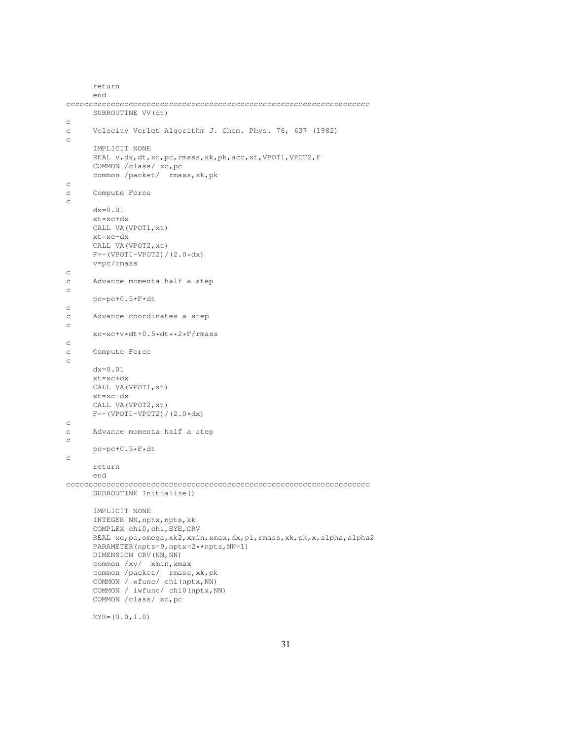```
      return
      end
cccccccccccccccccccccccccccccccccccccccccccccccccccccccccccccccccc
      SUBROUTINE VV(dt)
c
c     Velocity Verlet Algorithm J. Chem. Phys. 76, 637 (1982)
c
      IMPLICIT NONE
      REAL v,dx,dt,xc,pc,rmass,xk,pk,acc,xt,VPOT1,VPOT2,F
      COMMON /class/ xc,pc
      common /packet/  rmass,xk,pk
c
c     Compute Force
c
      dx=0.01
      xt=xc+dx
      CALL VA(VPOT1,xt)
      xt=xc-dx
      CALL VA(VPOT2,xt)
      F=-(VPOT1-VPOT2)/(2.0*dx)
      v=pc/rmass
c
c     Advance momenta half a step
c
      pc=pc+0.5*F*dt
c
c     Advance coordinates a step
c
      xc=xc+v*dt+0.5*dt**2*F/rmass
c
c     Compute Force
c
      dx=0.01
      xt=xc+dx
      CALL VA(VPOT1,xt)
      xt=xc-dx
      CALL VA(VPOT2,xt)
      F=-(VPOT1-VPOT2)/(2.0*dx)
c
c     Advance momenta half a step
c
      pc=pc+0.5*F*dt
c
      return
      end
cccccccccccccccccccccccccccccccccccccccccccccccccccccccccccccccccc
      SUBROUTINE Initialize()

      IMPLICIT NONE
      INTEGER NN,nptx,npts,kk
      COMPLEX chi0,chi,EYE,CRV
      REAL xc,pc,omega,xk2,xmin,xmax,dx,pi,rmass,xk,pk,x,alpha,alpha2
      PARAMETER(npts=9,nptx=2**npts,NN=1)
      DIMENSION CRV(NN,NN)
      common /xy/  xmin,xmax
      common /packet/  rmass,xk,pk
      COMMON / wfunc/ chi(nptx,NN)
      COMMON / iwfunc/ chi0(nptx,NN)
      COMMON /class/ xc,pc

      EYE=(0.0,1.0)
```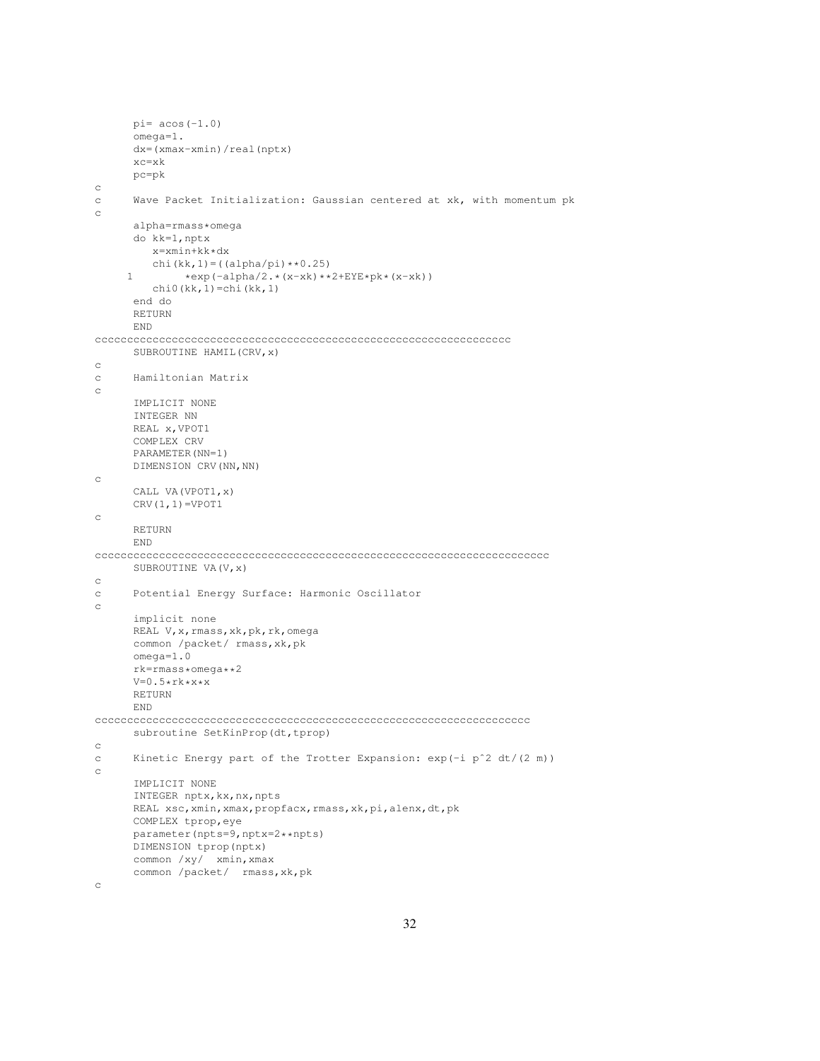```
      pi= acos(-1.0)
      omega=1.
      dx=(xmax-xmin)/real(nptx)
      xc=xk
      pc=pk
c
c     Wave Packet Initialization: Gaussian centered at xk, with momentum pk
c
      alpha=rmass*omega
      do kk=1,nptx
         x=xmin+kk*dx
         chi(kk,1)=((alpha/pi)**0.25)
     1        *exp(-alpha/2.*(x-xk)**2+EYE*pk*(x-xk))
         chi0(kk,1)=chi(kk,1)
      end do
      RETURN
      END
cccccccccccccccccccccccccccccccccccccccccccccccccccccccccccccccc
      SUBROUTINE HAMIL(CRV,x)
c
c     Hamiltonian Matrix
c
      IMPLICIT NONE
      INTEGER NN
      REAL x,VPOT1
      COMPLEX CRV
      PARAMETER(NN=1)
      DIMENSION CRV(NN,NN)
c
      CALL VA(VPOT1,x)
      CRV(1,1)=VPOT1
c
      RETURN
      END
cccccccccccccccccccccccccccccccccccccccccccccccccccccccccccccccccccccc
      SUBROUTINE VA(V,x)
c
c     Potential Energy Surface: Harmonic Oscillator
c
      implicit none
      REAL V,x,rmass,xk,pk,rk,omega
      common /packet/ rmass,xk,pk
      omega=1.0
      rk=rmass*omega**2
      V=0.5*rk*x*x
      RETURN
      END
ccccccccccccccccccccccccccccccccccccccccccccccccccccccccccccccccccc
      subroutine SetKinProp(dt,tprop)
c
c     Kinetic Energy part of the Trotter Expansion: exp(-i p^2 dt/(2 m))
c
      IMPLICIT NONE
      INTEGER nptx,kx,nx,npts
      REAL xsc,xmin,xmax,propfacx,rmass,xk,pi,alenx,dt,pk
      COMPLEX tprop,eye
      parameter(npts=9,nptx=2**npts)
      DIMENSION tprop(nptx)
      common /xy/  xmin,xmax
      common /packet/  rmass,xk,pk
c
```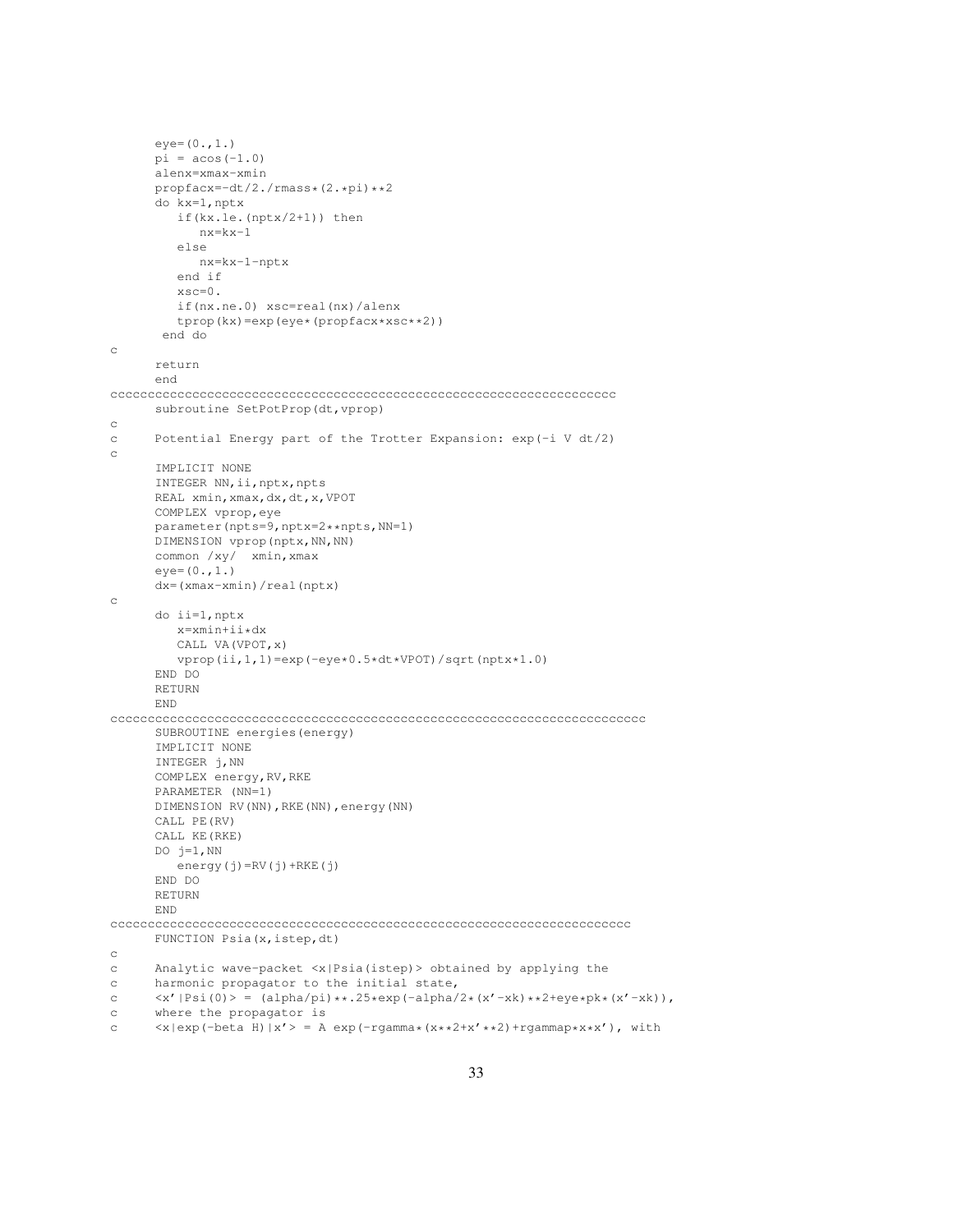```
      eye=(0.,1.)
      pi = acos(-1.0)
      alenx=xmax-xmin
      propfacx=-dt/2./rmass*(2.*pi)**2
      do kx=1,nptx
         if(kx.le.(nptx/2+1)) then
            nx=kx-1
         else
            nx=kx-1-nptx
         end if
         xsc=0.
         if(nx.ne.0) xsc=real(nx)/alenx
         tprop(kx)=exp(eye*(propfacx*xsc**2))
       end do
c
      return
      end
cccccccccccccccccccccccccccccccccccccccccccccccccccccccccccccccccccc
      subroutine SetPotProp(dt,vprop)
c
c     Potential Energy part of the Trotter Expansion: exp(-i V dt/2)
c
      IMPLICIT NONE
      INTEGER NN,ii,nptx,npts
      REAL xmin,xmax,dx,dt,x,VPOT
      COMPLEX vprop,eye
      parameter(npts=9,nptx=2**npts,NN=1)
      DIMENSION vprop(nptx,NN,NN)
      common /xy/  xmin,xmax
      eye=(0.,1.)
      dx=(xmax-xmin)/real(nptx)
c
      do ii=1,nptx
         x=xmin+ii*dx
         CALL VA(VPOT,x)
         vprop(ii,1,1)=exp(-eye*0.5*dt*VPOT)/sqrt(nptx*1.0)
      END DO
      RETURN
      END
cccccccccccccccccccccccccccccccccccccccccccccccccccccccccccccccccccccccc
      SUBROUTINE energies(energy)
      IMPLICIT NONE
      INTEGER j,NN
      COMPLEX energy,RV,RKE
      PARAMETER (NN=1)
      DIMENSION RV(NN),RKE(NN),energy(NN)
      CALL PE(RV)
      CALL KE(RKE)
      DO j=1,NN
         energy(j)=RV(j)+RKE(j)
      END DO
      RETURN
      END
ccccccccccccccccccccccccccccccccccccccccccccccccccccccccccccccccccccc
      FUNCTION Psia(x,istep,dt)
c
c     Analytic wave-packet <x|Psia(istep)> obtained by applying the
c     harmonic propagator to the initial state,
c     <x'|Psi(0)> = (alpha/pi)**.25*exp(-alpha/2*(x'-xk)**2+eye*pk*(x'-xk)),
c     where the propagator is
c     <x|exp(-beta H)|x'> = A exp(-rgamma*(x**2+x'**2)+rgammap*x*x'), with
```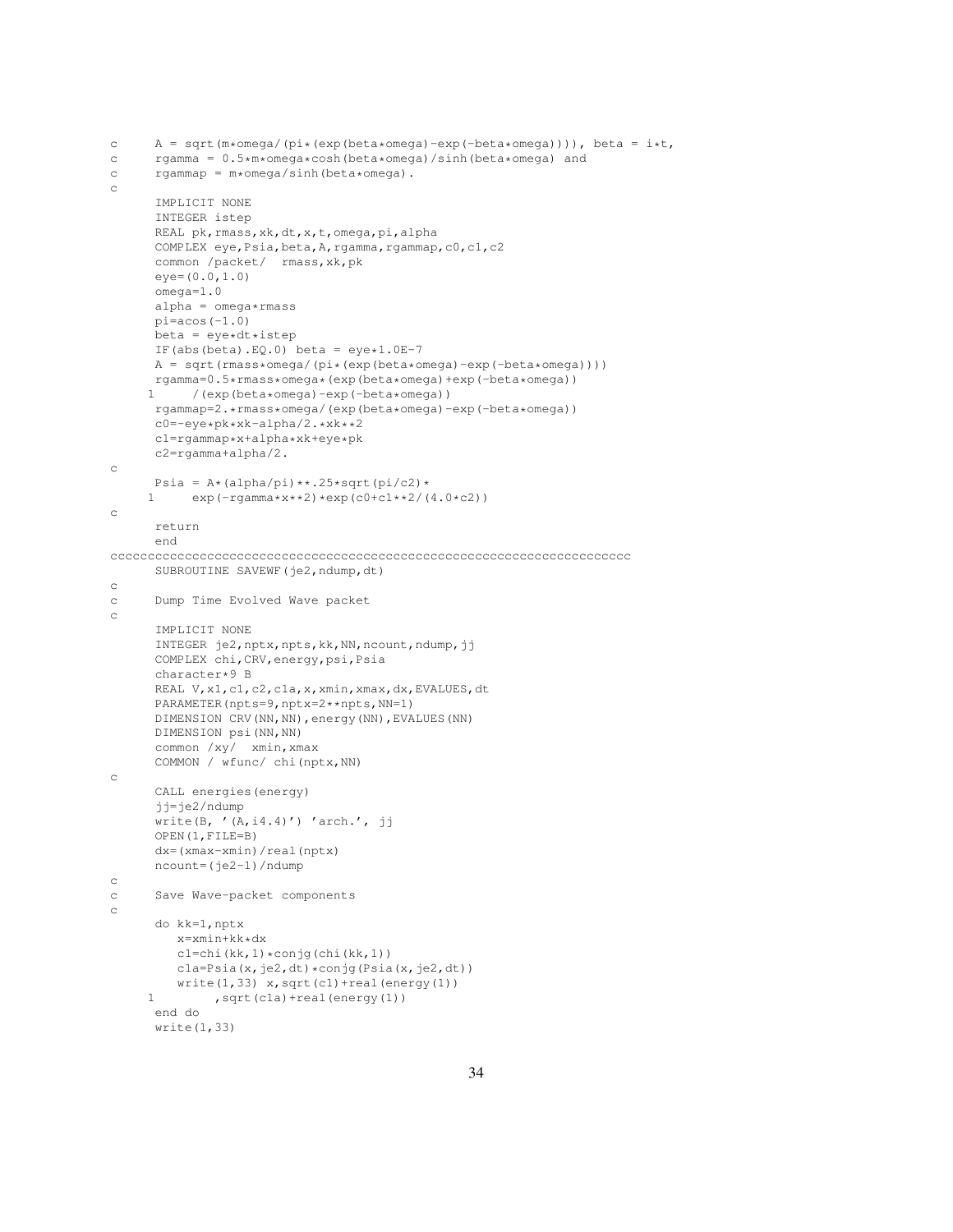```
c     A = sqrt(m*omega/(pi*(exp(beta*omega)-exp(-beta*omega)))), beta = i*t,
c     rgamma = 0.5*m*omega*cosh(beta*omega)/sinh(beta*omega) and
c     rgammap = m*omega/sinh(beta*omega).
c
      IMPLICIT NONE
      INTEGER istep
      REAL pk,rmass,xk,dt,x,t,omega,pi,alpha
      COMPLEX eye,Psia,beta,A,rgamma,rgammap,c0,c1,c2
      common /packet/  rmass,xk,pk
      eye=(0.0,1.0)
      omega=1.0
      alpha = omega*rmass
      pi=acos(-1.0)
      beta = eye*dt*istep
      IF(abs(beta).EQ.0) beta = eye*1.0E-7
      A = sqrt(rmass*omega/(pi*(exp(beta*omega)-exp(-beta*omega))))
      rgamma=0.5*rmass*omega*(exp(beta*omega)+exp(-beta*omega))
     1     /(exp(beta*omega)-exp(-beta*omega))
      rgammap=2.*rmass*omega/(exp(beta*omega)-exp(-beta*omega))
      c0=-eye*pk*xk-alpha/2.*xk**2
      c1=rgammap*x+alpha*xk+eye*pk
      c2=rgamma+alpha/2.
c
      Psia = A*(alpha/pi)**.25*sqrt(pi/c2)*
     1     exp(-rgamma*x**2)*exp(c0+c1**2/(4.0*c2))
c
      return
      end
cccccccccccccccccccccccccccccccccccccccccccccccccccccccccccccccccccc
      SUBROUTINE SAVEWF(je2,ndump,dt)
c
c     Dump Time Evolved Wave packet
c
      IMPLICIT NONE
      INTEGER je2,nptx,npts,kk,NN,ncount,ndump,jj
      COMPLEX chi,CRV,energy,psi,Psia
      character*9 B
      REAL V,x1,c1,c2,c1a,x,xmin,xmax,dx,EVALUES,dt
      PARAMETER(npts=9,nptx=2**npts,NN=1)
      DIMENSION CRV(NN,NN),energy(NN),EVALUES(NN)
      DIMENSION psi(NN,NN)
      common /xy/  xmin,xmax
      COMMON / wfunc/ chi(nptx,NN)
c
      CALL energies(energy)
      jj=je2/ndump
      write(B, '(A,i4.4)') 'arch.', jj
      OPEN(1,FILE=B)
      dx=(xmax-xmin)/real(nptx)
      ncount=(je2-1)/ndump
c
c     Save Wave-packet components
c
      do kk=1,nptx
         x=xmin+kk*dx
         c1=chi(kk,1)*conjg(chi(kk,1))
         c1a=Psia(x,je2,dt)*conjg(Psia(x,je2,dt))
         write(1,33) x,sqrt(c1)+real(energy(1))
     1        ,sqrt(c1a)+real(energy(1))
      end do
      write(1,33)
```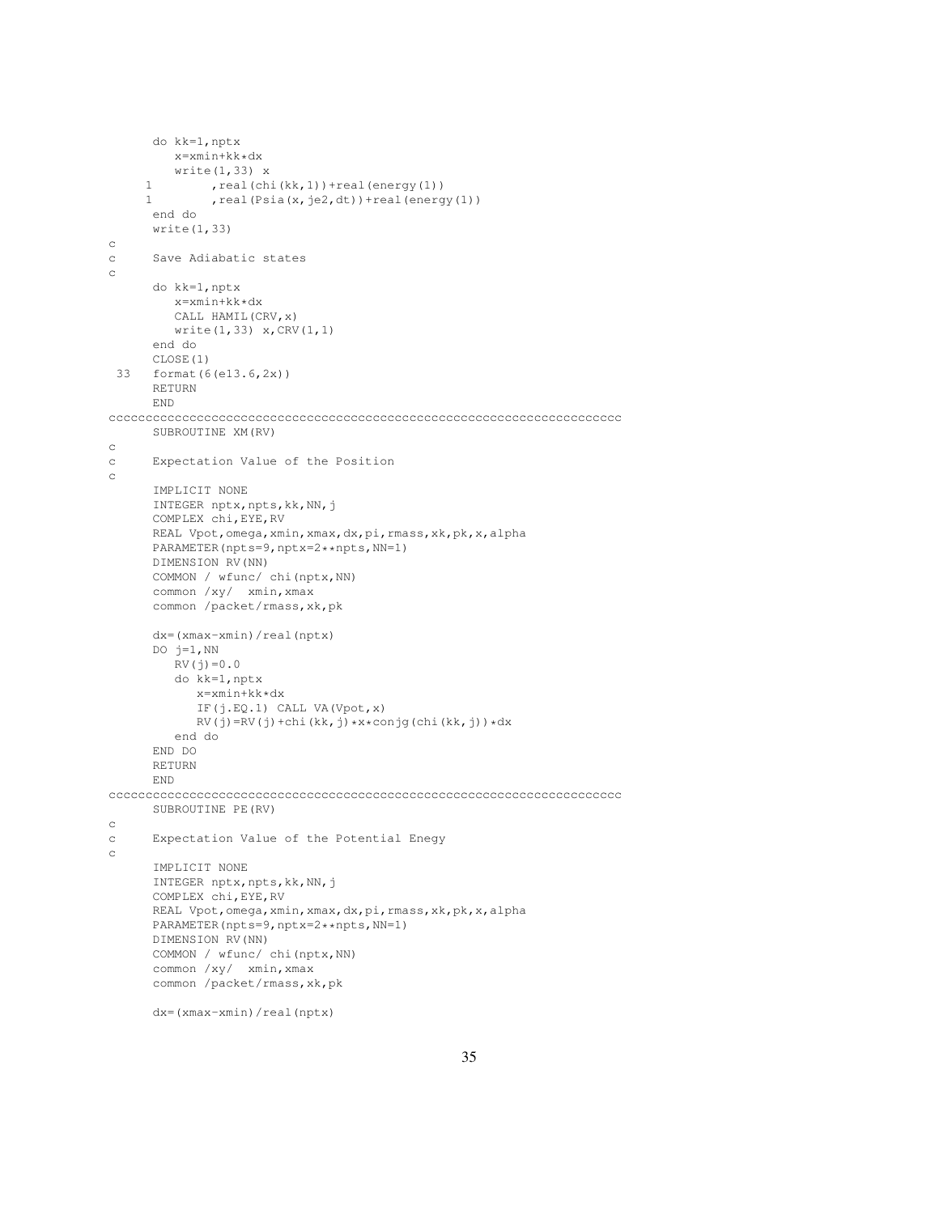```fortran
      do kk=1,nptx
         x=xmin+kk*dx
         write(1,33) x
     1        ,real(chi(kk,1))+real(energy(1))
     1        ,real(Psia(x,je2,dt))+real(energy(1))
      end do
      write(1,33)
c
c     Save Adiabatic states
c
      do kk=1,nptx
         x=xmin+kk*dx
         CALL HAMIL(CRV,x)
         write(1,33) x,CRV(1,1)
      end do
      CLOSE(1)
 33   format(6(e13.6,2x))
      RETURN
      END
cccccccccccccccccccccccccccccccccccccccccccccccccccccccccccccccccccccc
      SUBROUTINE XM(RV)
c
c     Expectation Value of the Position
c
      IMPLICIT NONE
      INTEGER nptx,npts,kk,NN,j
      COMPLEX chi,EYE,RV
      REAL Vpot,omega,xmin,xmax,dx,pi,rmass,xk,pk,x,alpha
      PARAMETER(npts=9,nptx=2**npts,NN=1)
      DIMENSION RV(NN)
      COMMON / wfunc/ chi(nptx,NN)
      common /xy/  xmin,xmax
      common /packet/rmass,xk,pk

      dx=(xmax-xmin)/real(nptx)
      DO j=1,NN
         RV(j)=0.0
         do kk=1,nptx
            x=xmin+kk*dx
            IF(j.EQ.1) CALL VA(Vpot,x)
            RV(j)=RV(j)+chi(kk,j)*x*conjg(chi(kk,j))*dx
         end do
      END DO
      RETURN
      END
cccccccccccccccccccccccccccccccccccccccccccccccccccccccccccccccccccccc
      SUBROUTINE PE(RV)
c
c     Expectation Value of the Potential Enegy
c
      IMPLICIT NONE
      INTEGER nptx,npts,kk,NN,j
      COMPLEX chi,EYE,RV
      REAL Vpot,omega,xmin,xmax,dx,pi,rmass,xk,pk,x,alpha
      PARAMETER(npts=9,nptx=2**npts,NN=1)
      DIMENSION RV(NN)
      COMMON / wfunc/ chi(nptx,NN)
      common /xy/  xmin,xmax
      common /packet/rmass,xk,pk

      dx=(xmax-xmin)/real(nptx)
```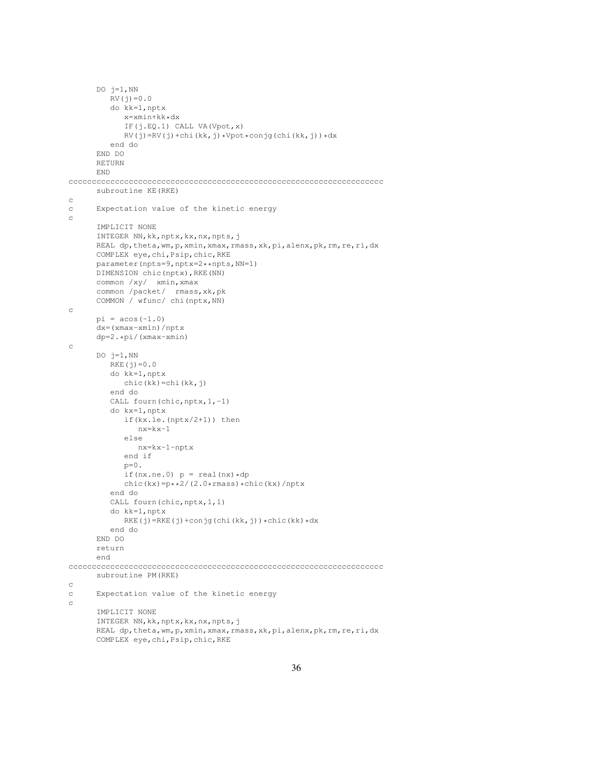```
      DO j=1,NN
         RV(j)=0.0
         do kk=1,nptx
            x=xmin+kk*dx
            IF(j.EQ.1) CALL VA(Vpot,x)
            RV(j)=RV(j)+chi(kk,j)*Vpot*conjg(chi(kk,j))*dx
         end do
      END DO
      RETURN
      END
cccccccccccccccccccccccccccccccccccccccccccccccccccccccccccccccccccc
      subroutine KE(RKE)
c
c     Expectation value of the kinetic energy
c
      IMPLICIT NONE
      INTEGER NN,kk,nptx,kx,nx,npts,j
      REAL dp,theta,wm,p,xmin,xmax,rmass,xk,pi,alenx,pk,rm,re,ri,dx
      COMPLEX eye,chi,Psip,chic,RKE
      parameter(npts=9,nptx=2**npts,NN=1)
      DIMENSION chic(nptx),RKE(NN)
      common /xy/  xmin,xmax
      common /packet/  rmass,xk,pk
      COMMON / wfunc/ chi(nptx,NN)
c
      pi = acos(-1.0)
      dx=(xmax-xmin)/nptx
      dp=2.*pi/(xmax-xmin)
c
      DO j=1,NN
         RKE(j)=0.0
         do kk=1,nptx
            chic(kk)=chi(kk,j)
         end do
         CALL four(chic,nptx,1,-1)
         do kx=1,nptx
            if(kx.le.(nptx/2+1)) then
               nx=kx-1
            else
               nx=kx-1-nptx
            end if
            p=0.
            if(nx.ne.0) p = real(nx)*dp
            chic(kx)=p**2/(2.0*rmass)*chic(kx)/nptx
         end do
         CALL four(chic,nptx,1,1)
         do kk=1,nptx
            RKE(j)=RKE(j)+conjg(chi(kk,j))*chic(kk)*dx
         end do
      END DO
      return
      end
cccccccccccccccccccccccccccccccccccccccccccccccccccccccccccccccccccc
      subroutine PM(RKE)
c
c     Expectation value of the kinetic energy
c
      IMPLICIT NONE
      INTEGER NN,kk,nptx,kx,nx,npts,j
      REAL dp,theta,wm,p,xmin,xmax,rmass,xk,pi,alenx,pk,rm,re,ri,dx
      COMPLEX eye,chi,Psip,chic,RKE
```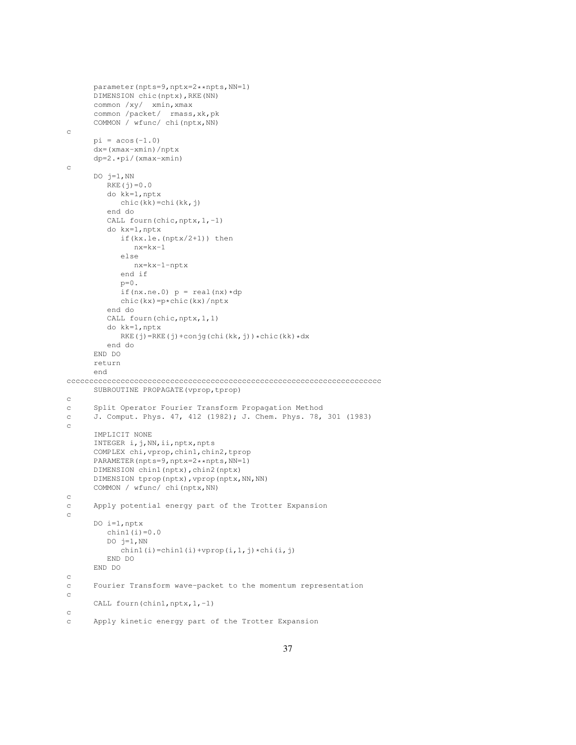```
      parameter(npts=9,nptx=2**npts,NN=1)
      DIMENSION chic(nptx),RKE(NN)
      common /xy/  xmin,xmax
      common /packet/  rmass,xk,pk
      COMMON / wfunc/ chi(nptx,NN)
c
      pi = acos(-1.0)
      dx=(xmax-xmin)/nptx
      dp=2.*pi/(xmax-xmin)
c
      DO j=1,NN
         RKE(j)=0.0
         do kk=1,nptx
            chic(kk)=chi(kk,j)
         end do
         CALL fourn(chic,nptx,1,-1)
         do kx=1,nptx
            if(kx.le.(nptx/2+1)) then
               nx=kx-1
            else
               nx=kx-1-nptx
            end if
            p=0.
            if(nx.ne.0) p = real(nx)*dp
            chic(kx)=p*chic(kx)/nptx
         end do
         CALL fourn(chic,nptx,1,1)
         do kk=1,nptx
            RKE(j)=RKE(j)+conjg(chi(kk,j))*chic(kk)*dx
         end do
      END DO
      return
      end
cccccccccccccccccccccccccccccccccccccccccccccccccccccccccccccccccccccc
      SUBROUTINE PROPAGATE(vprop,tprop)
c
c     Split Operator Fourier Transform Propagation Method
c     J. Comput. Phys. 47, 412 (1982); J. Chem. Phys. 78, 301 (1983)
c
      IMPLICIT NONE
      INTEGER i,j,NN,ii,nptx,npts
      COMPLEX chi,vprop,chin1,chin2,tprop
      PARAMETER(npts=9,nptx=2**npts,NN=1)
      DIMENSION chin1(nptx),chin2(nptx)
      DIMENSION tprop(nptx),vprop(nptx,NN,NN)
      COMMON / wfunc/ chi(nptx,NN)
c
c     Apply potential energy part of the Trotter Expansion
c
      DO i=1,nptx
         chin1(i)=0.0
         DO j=1,NN
            chin1(i)=chin1(i)+vprop(i,1,j)*chi(i,j)
         END DO
      END DO
c
c     Fourier Transform wave-packet to the momentum representation
c
      CALL fourn(chin1,nptx,1,-1)
c
c     Apply kinetic energy part of the Trotter Expansion
```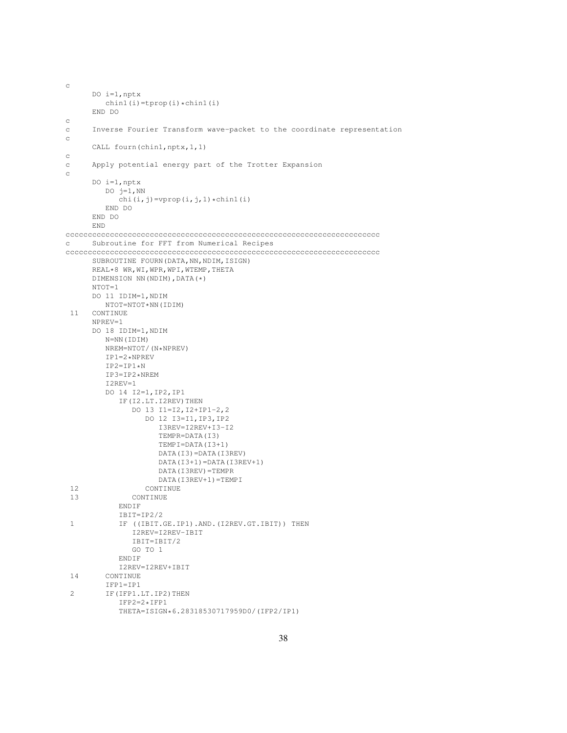```
c
      DO i=1,nptx
         chin1(i)=tprop(i)*chin1(i)
      END DO
c
c     Inverse Fourier Transform wave-packet to the coordinate representation
c
      CALL fourn(chin1,nptx,1,1)
c
c     Apply potential energy part of the Trotter Expansion
c
      DO i=1,nptx
         DO j=1,NN
            chi(i,j)=vprop(i,j,1)*chin1(i)
         END DO
      END DO
      END
ccccccccccccccccccccccccccccccccccccccccccccccccccccccccccccccccccccc
c     Subroutine for FFT from Numerical Recipes
ccccccccccccccccccccccccccccccccccccccccccccccccccccccccccccccccccccc
      SUBROUTINE FOURN(DATA,NN,NDIM,ISIGN)
      REAL*8 WR,WI,WPR,WPI,WTEMP,THETA
      DIMENSION NN(NDIM),DATA(*)
      NTOT=1
      DO 11 IDIM=1,NDIM
         NTOT=NTOT*NN(IDIM)
 11   CONTINUE
      NPREV=1
      DO 18 IDIM=1,NDIM
         N=NN(IDIM)
         NREM=NTOT/(N*NPREV)
         IP1=2*NPREV
         IP2=IP1*N
         IP3=IP2*NREM
         I2REV=1
         DO 14 I2=1,IP2,IP1
            IF(I2.LT.I2REV)THEN
               DO 13 I1=I2,I2+IP1-2,2
                  DO 12 I3=I1,IP3,IP2
                     I3REV=I2REV+I3-I2
                     TEMPR=DATA(I3)
                     TEMPI=DATA(I3+1)
                     DATA(I3)=DATA(I3REV)
                     DATA(I3+1)=DATA(I3REV+1)
                     DATA(I3REV)=TEMPR
                     DATA(I3REV+1)=TEMPI
 12               CONTINUE
 13            CONTINUE
            ENDIF
            IBIT=IP2/2
 1          IF ((IBIT.GE.IP1).AND.(I2REV.GT.IBIT)) THEN
               I2REV=I2REV-IBIT
               IBIT=IBIT/2
               GO TO 1
            ENDIF
            I2REV=I2REV+IBIT
 14      CONTINUE
         IFP1=IP1
 2       IF(IFP1.LT.IP2)THEN
            IFP2=2*IFP1
            THETA=ISIGN*6.28318530717959D0/(IFP2/IP1)
```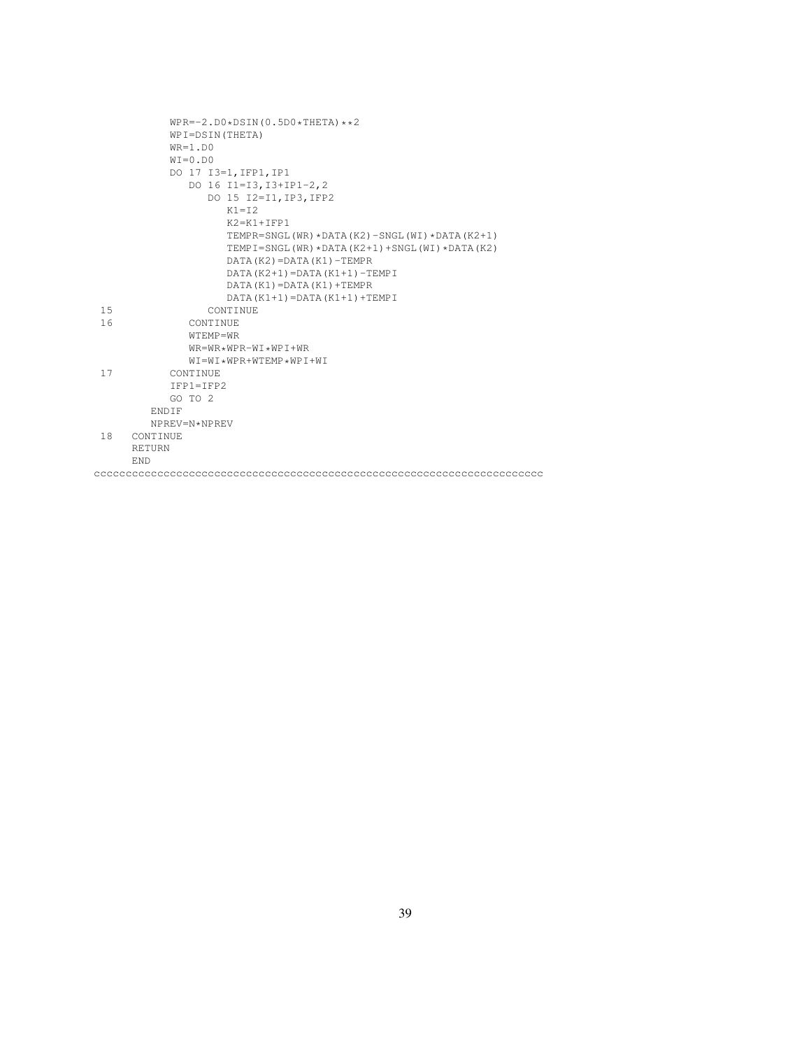```
          WPR=-2.D0*DSIN(0.5D0*THETA)**2
          WPI=DSIN(THETA)
          WR=1.D0
          WI=0.D0
          DO 17 I3=1,IFP1,IP1
             DO 16 I1=I3,I3+IP1-2,2
                DO 15 I2=I1,IP3,IFP2
                   K1=I2
                   K2=K1+IFP1
                   TEMPR=SNGL(WR)*DATA(K2)-SNGL(WI)*DATA(K2+1)
                   TEMPI=SNGL(WR)*DATA(K2+1)+SNGL(WI)*DATA(K2)
                   DATA(K2)=DATA(K1)-TEMPR
                   DATA(K2+1)=DATA(K1+1)-TEMPI
                   DATA(K1)=DATA(K1)+TEMPR
                   DATA(K1+1)=DATA(K1+1)+TEMPI
 15             CONTINUE
 16          CONTINUE
             WTEMP=WR
             WR=WR*WPR-WI*WPI+WR
             WI=WI*WPR+WTEMP*WPI+WI
 17       CONTINUE
          IFP1=IFP2
          GO TO 2
        ENDIF
        NPREV=N*NPREV
 18   CONTINUE
      RETURN
      END
cccccccccccccccccccccccccccccccccccccccccccccccccccccccccccccccccccccccc
```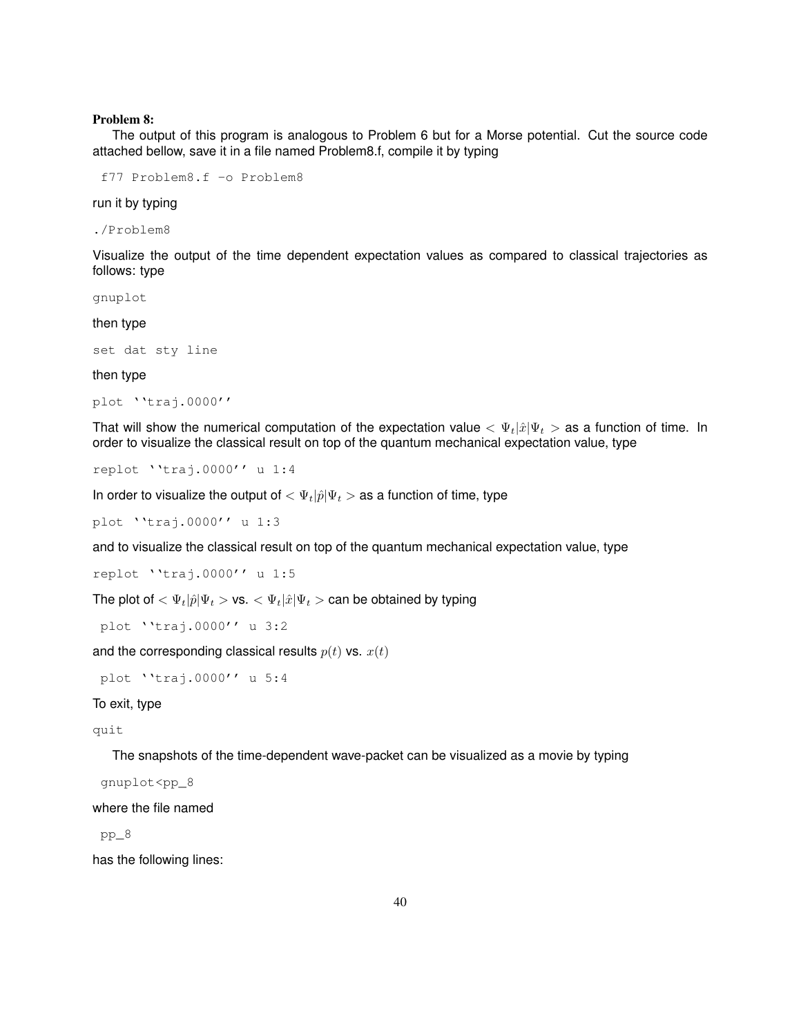**Problem 8:**

The output of this program is analogous to Problem 6 but for a Morse potential. Cut the source code attached bellow, save it in a file named Problem8.f, compile it by typing

```
 f77 Problem8.f -o Problem8
```

run it by typing

```
./Problem8
```

Visualize the output of the time dependent expectation values as compared to classical trajectories as follows: type

```
gnuplot
```

then type

```
set dat sty line
```

then type

```
plot ''traj.0000''
```

That will show the numerical computation of the expectation value $< \Psi_t|\hat{x}|\Psi_t >$ as a function of time. In order to visualize the classical result on top of the quantum mechanical expectation value, type

```
replot ''traj.0000'' u 1:4
```

In order to visualize the output of $< \Psi_t|\hat{p}|\Psi_t >$ as a function of time, type

```
plot ''traj.0000'' u 1:3
```

and to visualize the classical result on top of the quantum mechanical expectation value, type

```
replot ''traj.0000'' u 1:5
```

The plot of $< \Psi_t|\hat{p}|\Psi_t >$ vs. $< \Psi_t|\hat{x}|\Psi_t >$ can be obtained by typing

```
 plot ''traj.0000'' u 3:2
```

and the corresponding classical results $p(t)$ vs. $x(t)$

```
 plot ''traj.0000'' u 5:4
```

To exit, type

```
quit
```

The snapshots of the time-dependent wave-packet can be visualized as a movie by typing

```
 gnuplot<pp_8
```

where the file named

```
 pp_8
```

has the following lines: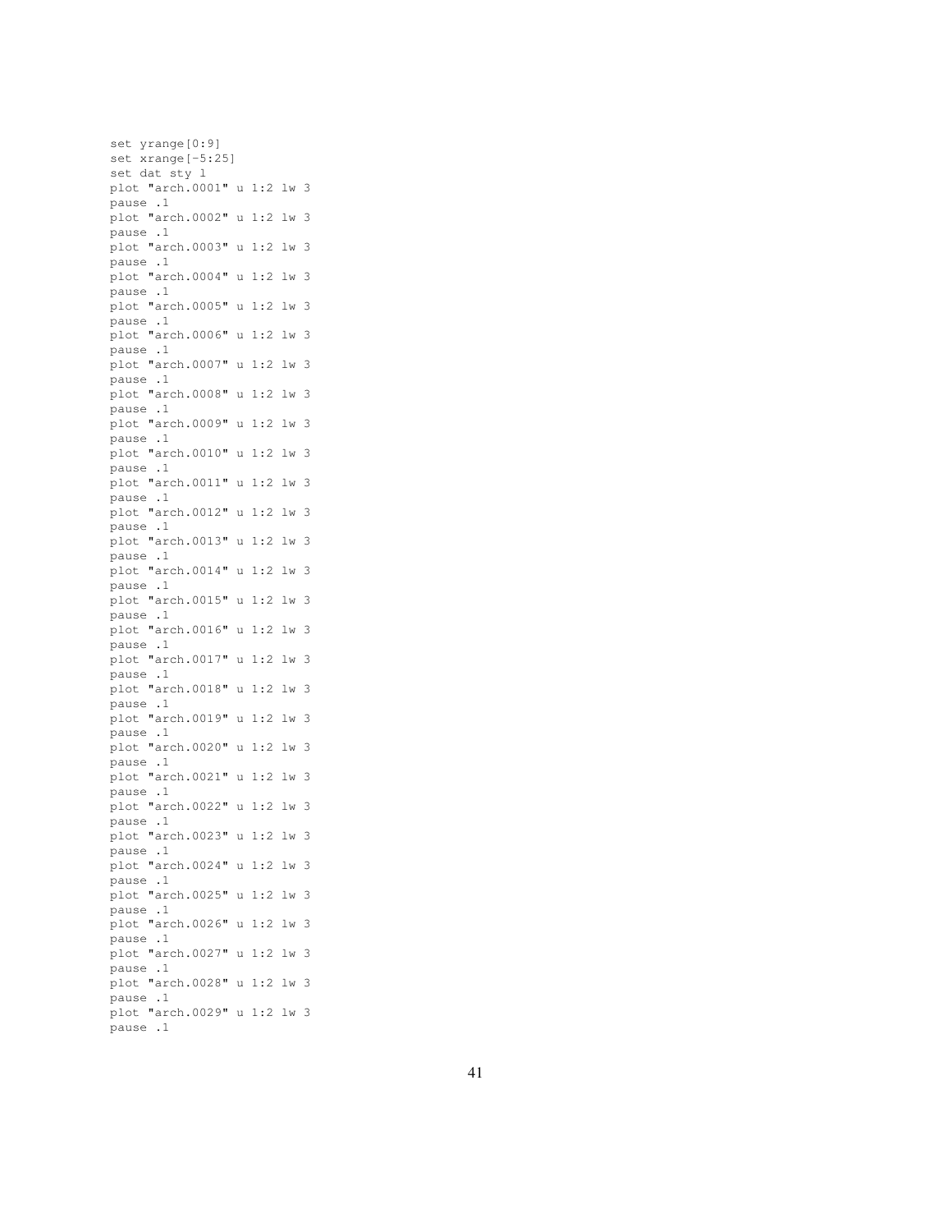```
set yrange[0:9]
set xrange[-5:25]
set dat sty l
plot "arch.0001" u 1:2 lw 3
pause .1
plot "arch.0002" u 1:2 lw 3
pause .1
plot "arch.0003" u 1:2 lw 3
pause .1
plot "arch.0004" u 1:2 lw 3
pause .1
plot "arch.0005" u 1:2 lw 3
pause .1
plot "arch.0006" u 1:2 lw 3
pause .1
plot "arch.0007" u 1:2 lw 3
pause .1
plot "arch.0008" u 1:2 lw 3
pause .1
plot "arch.0009" u 1:2 lw 3
pause .1
plot "arch.0010" u 1:2 lw 3
pause .1
plot "arch.0011" u 1:2 lw 3
pause .1
plot "arch.0012" u 1:2 lw 3
pause .1
plot "arch.0013" u 1:2 lw 3
pause .1
plot "arch.0014" u 1:2 lw 3
pause .1
plot "arch.0015" u 1:2 lw 3
pause .1
plot "arch.0016" u 1:2 lw 3
pause .1
plot "arch.0017" u 1:2 lw 3
pause .1
plot "arch.0018" u 1:2 lw 3
pause .1
plot "arch.0019" u 1:2 lw 3
pause .1
plot "arch.0020" u 1:2 lw 3
pause .1
plot "arch.0021" u 1:2 lw 3
pause .1
plot "arch.0022" u 1:2 lw 3
pause .1
plot "arch.0023" u 1:2 lw 3
pause .1
plot "arch.0024" u 1:2 lw 3
pause .1
plot "arch.0025" u 1:2 lw 3
pause .1
plot "arch.0026" u 1:2 lw 3
pause .1
plot "arch.0027" u 1:2 lw 3
pause .1
plot "arch.0028" u 1:2 lw 3
pause .1
plot "arch.0029" u 1:2 lw 3
pause .1
```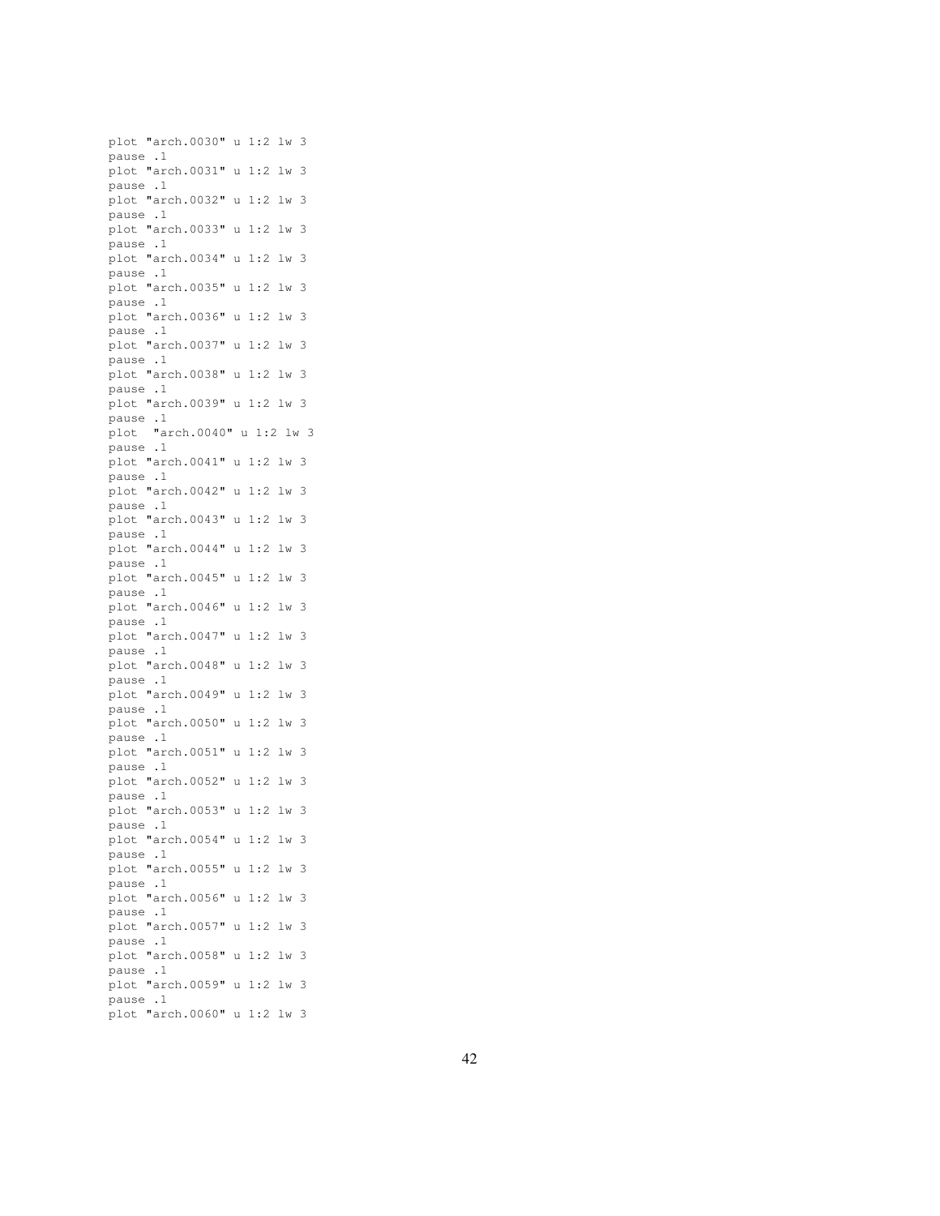```
plot "arch.0030" u 1:2 lw 3
pause .1
plot "arch.0031" u 1:2 lw 3
pause .1
plot "arch.0032" u 1:2 lw 3
pause .1
plot "arch.0033" u 1:2 lw 3
pause .1
plot "arch.0034" u 1:2 lw 3
pause .1
plot "arch.0035" u 1:2 lw 3
pause .1
plot "arch.0036" u 1:2 lw 3
pause .1
plot "arch.0037" u 1:2 lw 3
pause .1
plot "arch.0038" u 1:2 lw 3
pause .1
plot "arch.0039" u 1:2 lw 3
pause .1
plot  "arch.0040" u 1:2 lw 3
pause .1
plot "arch.0041" u 1:2 lw 3
pause .1
plot "arch.0042" u 1:2 lw 3
pause .1
plot "arch.0043" u 1:2 lw 3
pause .1
plot "arch.0044" u 1:2 lw 3
pause .1
plot "arch.0045" u 1:2 lw 3
pause .1
plot "arch.0046" u 1:2 lw 3
pause .1
plot "arch.0047" u 1:2 lw 3
pause .1
plot "arch.0048" u 1:2 lw 3
pause .1
plot "arch.0049" u 1:2 lw 3
pause .1
plot "arch.0050" u 1:2 lw 3
pause .1
plot "arch.0051" u 1:2 lw 3
pause .1
plot "arch.0052" u 1:2 lw 3
pause .1
plot "arch.0053" u 1:2 lw 3
pause .1
plot "arch.0054" u 1:2 lw 3
pause .1
plot "arch.0055" u 1:2 lw 3
pause .1
plot "arch.0056" u 1:2 lw 3
pause .1
plot "arch.0057" u 1:2 lw 3
pause .1
plot "arch.0058" u 1:2 lw 3
pause .1
plot "arch.0059" u 1:2 lw 3
pause .1
plot "arch.0060" u 1:2 lw 3
```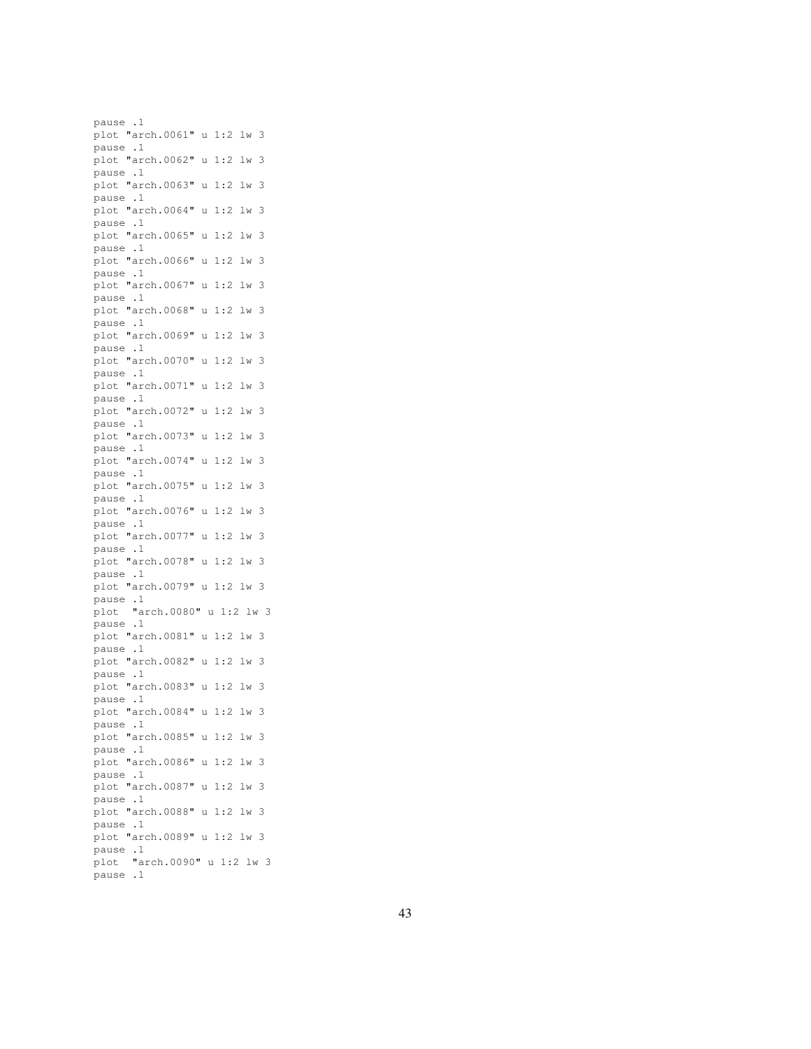```
pause .1
plot "arch.0061" u 1:2 lw 3
pause .1
plot "arch.0062" u 1:2 lw 3
pause .1
plot "arch.0063" u 1:2 lw 3
pause .1
plot "arch.0064" u 1:2 lw 3
pause .1
plot "arch.0065" u 1:2 lw 3
pause .1
plot "arch.0066" u 1:2 lw 3
pause .1
plot "arch.0067" u 1:2 lw 3
pause .1
plot "arch.0068" u 1:2 lw 3
pause .1
plot "arch.0069" u 1:2 lw 3
pause .1
plot "arch.0070" u 1:2 lw 3
pause .1
plot "arch.0071" u 1:2 lw 3
pause .1
plot "arch.0072" u 1:2 lw 3
pause .1
plot "arch.0073" u 1:2 lw 3
pause .1
plot "arch.0074" u 1:2 lw 3
pause .1
plot "arch.0075" u 1:2 lw 3
pause .1
plot "arch.0076" u 1:2 lw 3
pause .1
plot "arch.0077" u 1:2 lw 3
pause .1
plot "arch.0078" u 1:2 lw 3
pause .1
plot "arch.0079" u 1:2 lw 3
pause .1
plot  "arch.0080" u 1:2 lw 3
pause .1
plot "arch.0081" u 1:2 lw 3
pause .1
plot "arch.0082" u 1:2 lw 3
pause .1
plot "arch.0083" u 1:2 lw 3
pause .1
plot "arch.0084" u 1:2 lw 3
pause .1
plot "arch.0085" u 1:2 lw 3
pause .1
plot "arch.0086" u 1:2 lw 3
pause .1
plot "arch.0087" u 1:2 lw 3
pause .1
plot "arch.0088" u 1:2 lw 3
pause .1
plot "arch.0089" u 1:2 lw 3
pause .1
plot  "arch.0090" u 1:2 lw 3
pause .1
```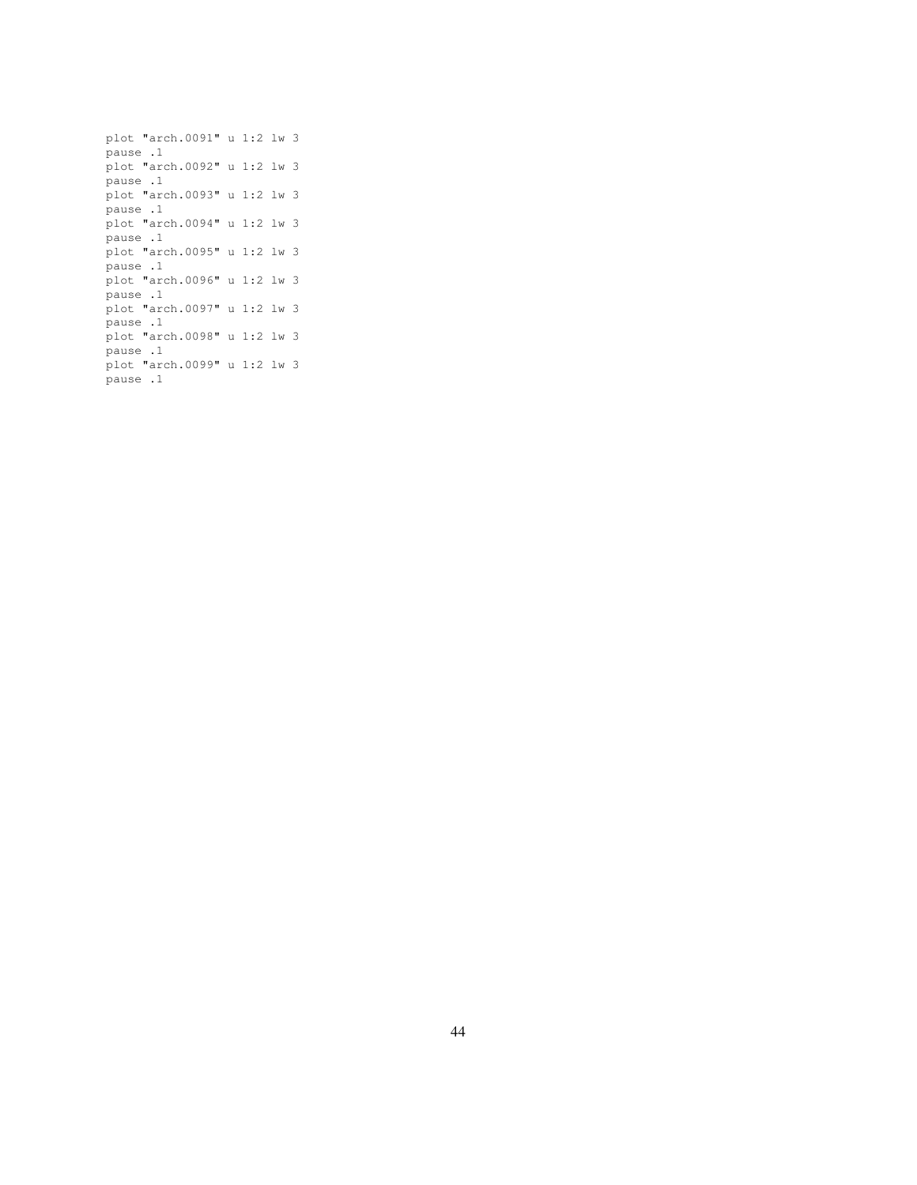```
plot "arch.0091" u 1:2 lw 3
pause .1
plot "arch.0092" u 1:2 lw 3
pause .1
plot "arch.0093" u 1:2 lw 3
pause .1
plot "arch.0094" u 1:2 lw 3
pause .1
plot "arch.0095" u 1:2 lw 3
pause .1
plot "arch.0096" u 1:2 lw 3
pause .1
plot "arch.0097" u 1:2 lw 3
pause .1
plot "arch.0098" u 1:2 lw 3
pause .1
plot "arch.0099" u 1:2 lw 3
pause .1
```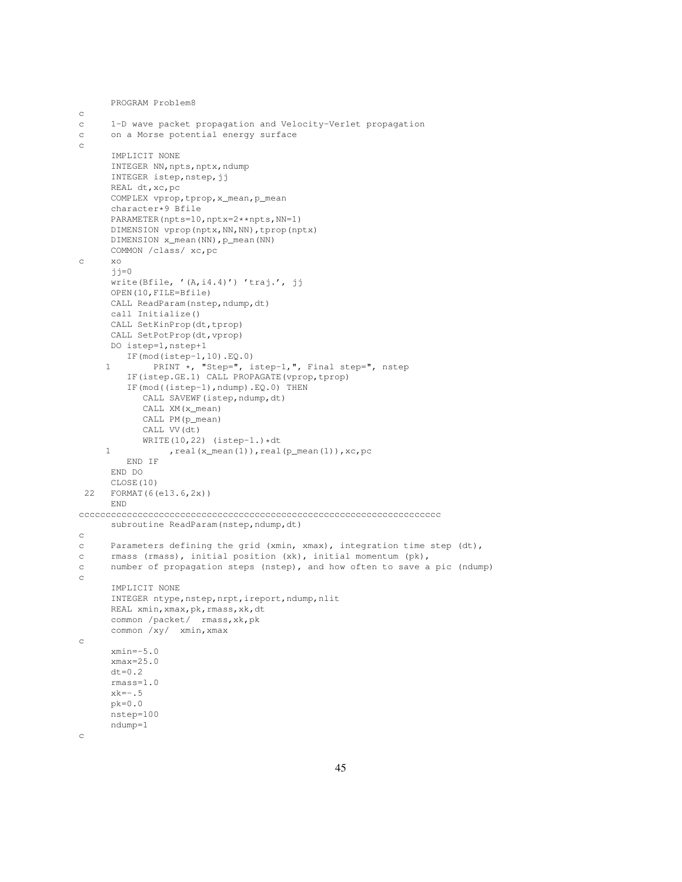```
      PROGRAM Problem8
c
c     1-D wave packet propagation and Velocity-Verlet propagation
c     on a Morse potential energy surface
c
      IMPLICIT NONE
      INTEGER NN,npts,nptx,ndump
      INTEGER istep,nstep,jj
      REAL dt,xc,pc
      COMPLEX vprop,tprop,x_mean,p_mean
      character*9 Bfile
      PARAMETER(npts=10,nptx=2**npts,NN=1)
      DIMENSION vprop(nptx,NN,NN),tprop(nptx)
      DIMENSION x_mean(NN),p_mean(NN)
      COMMON /class/ xc,pc
c     xo
      jj=0
      write(Bfile, '(A,i4.4)') 'traj.', jj
      OPEN(10,FILE=Bfile)
      CALL ReadParam(nstep,ndump,dt)
      call Initialize()
      CALL SetKinProp(dt,tprop)
      CALL SetPotProp(dt,vprop)
      DO istep=1,nstep+1
         IF(mod(istep-1,10).EQ.0)
     1        PRINT *, "Step=", istep-1,", Final step=", nstep
         IF(istep.GE.1) CALL PROPAGATE(vprop,tprop)
         IF(mod((istep-1),ndump).EQ.0) THEN
            CALL SAVEWF(istep,ndump,dt)
            CALL XM(x_mean)
            CALL PM(p_mean)
            CALL VV(dt)
            WRITE(10,22) (istep-1.)*dt
     1           ,real(x_mean(1)),real(p_mean(1)),xc,pc
         END IF
      END DO
      CLOSE(10)
 22   FORMAT(6(e13.6,2x))
      END
cccccccccccccccccccccccccccccccccccccccccccccccccccccccccccccccc
      subroutine ReadParam(nstep,ndump,dt)
c
c     Parameters defining the grid (xmin, xmax), integration time step (dt),
c     rmass (rmass), initial position (xk), initial momentum (pk),
c     number of propagation steps (nstep), and how often to save a pic (ndump)
c
      IMPLICIT NONE
      INTEGER ntype,nstep,nrpt,ireport,ndump,nlit
      REAL xmin,xmax,pk,rmass,xk,dt
      common /packet/  rmass,xk,pk
      common /xy/  xmin,xmax
c
      xmin=-5.0
      xmax=25.0
      dt=0.2
      rmass=1.0
      xk=-.5
      pk=0.0
      nstep=100
      ndump=1
c
```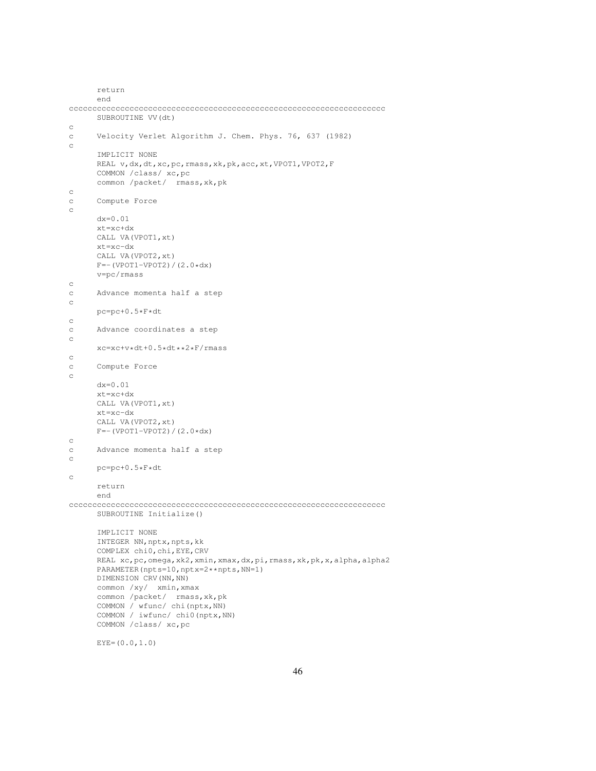```
      return
      end
cccccccccccccccccccccccccccccccccccccccccccccccccccccccccccccccccc
      SUBROUTINE VV(dt)
c
c     Velocity Verlet Algorithm J. Chem. Phys. 76, 637 (1982)
c
      IMPLICIT NONE
      REAL v,dx,dt,xc,pc,rmass,xk,pk,acc,xt,VPOT1,VPOT2,F
      COMMON /class/ xc,pc
      common /packet/  rmass,xk,pk
c
c     Compute Force
c
      dx=0.01
      xt=xc+dx
      CALL VA(VPOT1,xt)
      xt=xc-dx
      CALL VA(VPOT2,xt)
      F=-(VPOT1-VPOT2)/(2.0*dx)
      v=pc/rmass
c
c     Advance momenta half a step
c
      pc=pc+0.5*F*dt
c
c     Advance coordinates a step
c
      xc=xc+v*dt+0.5*dt**2*F/rmass
c
c     Compute Force
c
      dx=0.01
      xt=xc+dx
      CALL VA(VPOT1,xt)
      xt=xc-dx
      CALL VA(VPOT2,xt)
      F=-(VPOT1-VPOT2)/(2.0*dx)
c
c     Advance momenta half a step
c
      pc=pc+0.5*F*dt
c
      return
      end
cccccccccccccccccccccccccccccccccccccccccccccccccccccccccccccccccc
      SUBROUTINE Initialize()

      IMPLICIT NONE
      INTEGER NN,nptx,npts,kk
      COMPLEX chi0,chi,EYE,CRV
      REAL xc,pc,omega,xk2,xmin,xmax,dx,pi,rmass,xk,pk,x,alpha,alpha2
      PARAMETER(npts=10,nptx=2**npts,NN=1)
      DIMENSION CRV(NN,NN)
      common /xy/  xmin,xmax
      common /packet/  rmass,xk,pk
      COMMON / wfunc/ chi(nptx,NN)
      COMMON / iwfunc/ chi0(nptx,NN)
      COMMON /class/ xc,pc

      EYE=(0.0,1.0)
```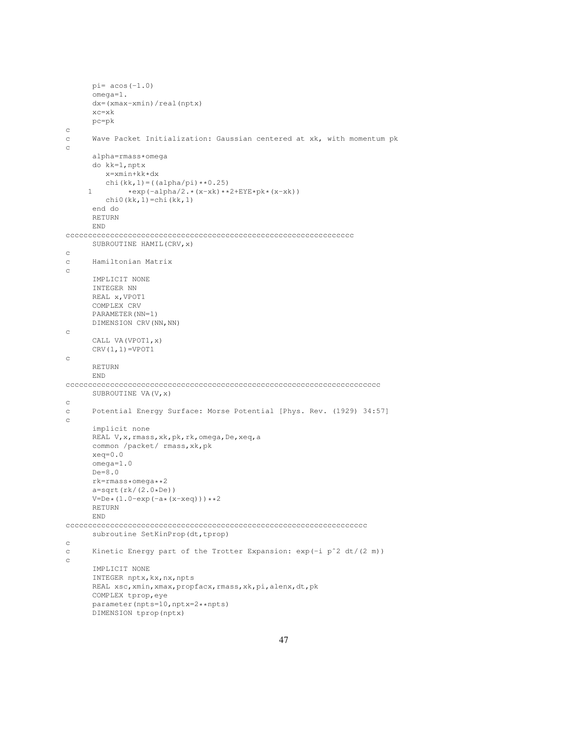```
      pi= acos(-1.0)
      omega=1.
      dx=(xmax-xmin)/real(nptx)
      xc=xk
      pc=pk
c
c     Wave Packet Initialization: Gaussian centered at xk, with momentum pk
c
      alpha=rmass*omega
      do kk=1,nptx
         x=xmin+kk*dx
         chi(kk,1)=((alpha/pi)**0.25)
     1        *exp(-alpha/2.*(x-xk)**2+EYE*pk*(x-xk))
         chi0(kk,1)=chi(kk,1)
      end do
      RETURN
      END
cccccccccccccccccccccccccccccccccccccccccccccccccccccccccccccccc
      SUBROUTINE HAMIL(CRV,x)
c
c     Hamiltonian Matrix
c
      IMPLICIT NONE
      INTEGER NN
      REAL x,VPOT1
      COMPLEX CRV
      PARAMETER(NN=1)
      DIMENSION CRV(NN,NN)
c
      CALL VA(VPOT1,x)
      CRV(1,1)=VPOT1
c
      RETURN
      END
cccccccccccccccccccccccccccccccccccccccccccccccccccccccccccccccccccc
      SUBROUTINE VA(V,x)
c
c     Potential Energy Surface: Morse Potential [Phys. Rev. (1929) 34:57]
c
      implicit none
      REAL V,x,rmass,xk,pk,rk,omega,De,xeq,a
      common /packet/ rmass,xk,pk
      xeq=0.0
      omega=1.0
      De=8.0
      rk=rmass*omega**2
      a=sqrt(rk/(2.0*De))
      V=De*(1.0-exp(-a*(x-xeq)))**2
      RETURN
      END
cccccccccccccccccccccccccccccccccccccccccccccccccccccccccccccccccc
      subroutine SetKinProp(dt,tprop)
c
c     Kinetic Energy part of the Trotter Expansion: exp(-i p^2 dt/(2 m))
c
      IMPLICIT NONE
      INTEGER nptx,kx,nx,npts
      REAL xsc,xmin,xmax,propfacx,rmass,xk,pi,alenx,dt,pk
      COMPLEX tprop,eye
      parameter(npts=10,nptx=2**npts)
      DIMENSION tprop(nptx)
```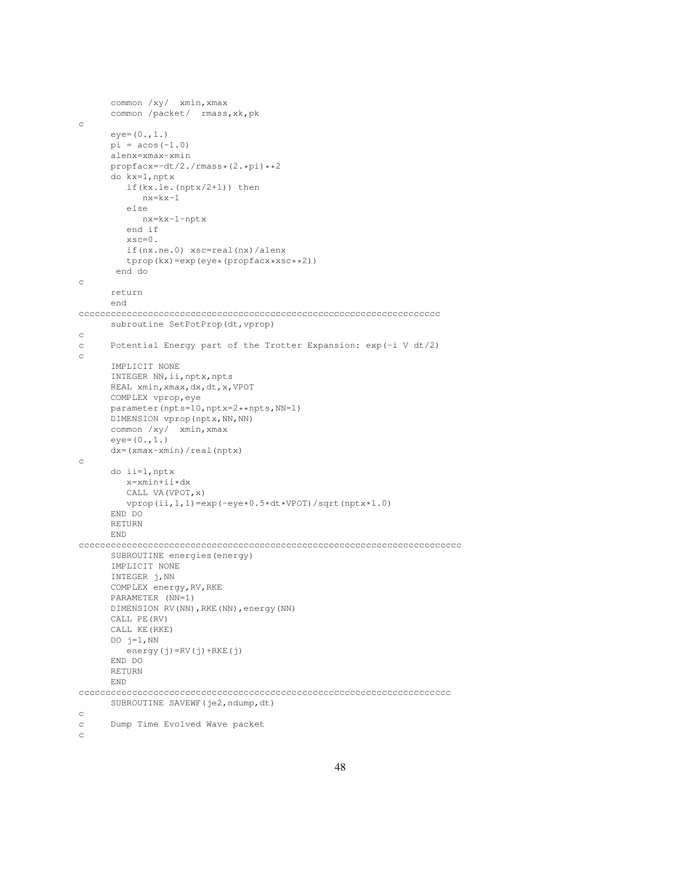```
      common /xy/  xmin,xmax
      common /packet/  rmass,xk,pk
c
      eye=(0.,1.)
      pi = acos(-1.0)
      alenx=xmax-xmin
      propfacx=-dt/2./rmass*(2.*pi)**2
      do kx=1,nptx
         if(kx.le.(nptx/2+1)) then
            nx=kx-1
         else
            nx=kx-1-nptx
         end if
         xsc=0.
         if(nx.ne.0) xsc=real(nx)/alenx
         tprop(kx)=exp(eye*(propfacx*xsc**2))
       end do
c
      return
      end
cccccccccccccccccccccccccccccccccccccccccccccccccccccccccccccccccccc
      subroutine SetPotProp(dt,vprop)
c
c     Potential Energy part of the Trotter Expansion: exp(-i V dt/2)
c
      IMPLICIT NONE
      INTEGER NN,ii,nptx,npts
      REAL xmin,xmax,dx,dt,x,VPOT
      COMPLEX vprop,eye
      parameter(npts=10,nptx=2**npts,NN=1)
      DIMENSION vprop(nptx,NN,NN)
      common /xy/  xmin,xmax
      eye=(0.,1.)
      dx=(xmax-xmin)/real(nptx)
c
      do ii=1,nptx
         x=xmin+ii*dx
         CALL VA(VPOT,x)
         vprop(ii,1,1)=exp(-eye*0.5*dt*VPOT)/sqrt(nptx*1.0)
      END DO
      RETURN
      END
cccccccccccccccccccccccccccccccccccccccccccccccccccccccccccccccccccccccc
      SUBROUTINE energies(energy)
      IMPLICIT NONE
      INTEGER j,NN
      COMPLEX energy,RV,RKE
      PARAMETER (NN=1)
      DIMENSION RV(NN),RKE(NN),energy(NN)
      CALL PE(RV)
      CALL KE(RKE)
      DO j=1,NN
         energy(j)=RV(j)+RKE(j)
      END DO
      RETURN
      END
cccccccccccccccccccccccccccccccccccccccccccccccccccccccccccccccccccccc
      SUBROUTINE SAVEWF(je2,ndump,dt)
c
c     Dump Time Evolved Wave packet
c
```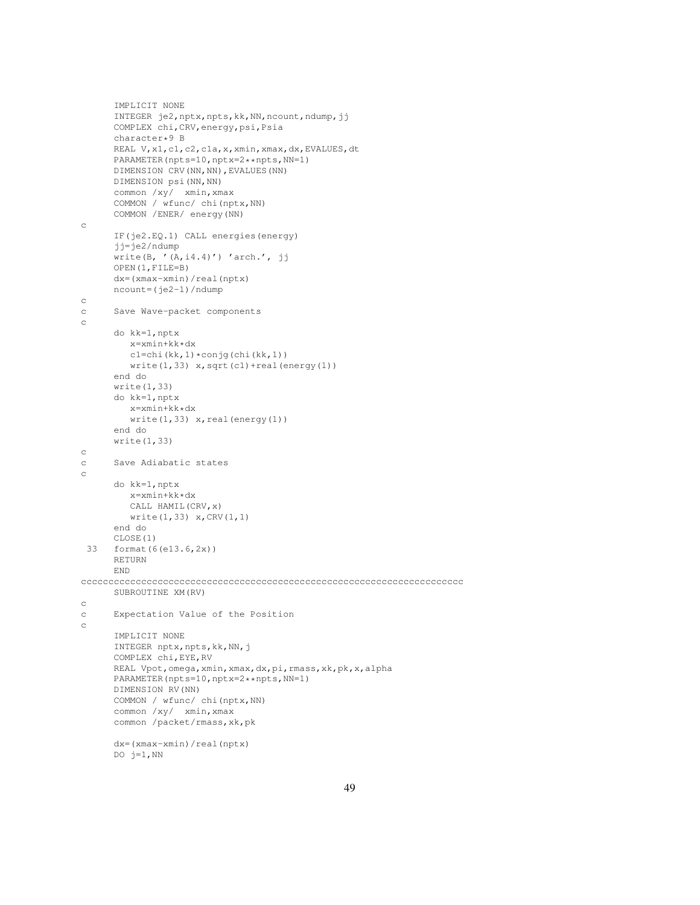```
      IMPLICIT NONE
      INTEGER je2,nptx,npts,kk,NN,ncount,ndump,jj
      COMPLEX chi,CRV,energy,psi,Psia
      character*9 B
      REAL V,x1,c1,c2,c1a,x,xmin,xmax,dx,EVALUES,dt
      PARAMETER(npts=10,nptx=2**npts,NN=1)
      DIMENSION CRV(NN,NN),EVALUES(NN)
      DIMENSION psi(NN,NN)
      common /xy/  xmin,xmax
      COMMON / wfunc/ chi(nptx,NN)
      COMMON /ENER/ energy(NN)
c
      IF(je2.EQ.1) CALL energies(energy)
      jj=je2/ndump
      write(B, '(A,i4.4)') 'arch.', jj
      OPEN(1,FILE=B)
      dx=(xmax-xmin)/real(nptx)
      ncount=(je2-1)/ndump
c
c     Save Wave-packet components
c
      do kk=1,nptx
         x=xmin+kk*dx
         c1=chi(kk,1)*conjg(chi(kk,1))
         write(1,33) x,sqrt(c1)+real(energy(1))
      end do
      write(1,33)
      do kk=1,nptx
         x=xmin+kk*dx
         write(1,33) x,real(energy(1))
      end do
      write(1,33)
c
c     Save Adiabatic states
c
      do kk=1,nptx
         x=xmin+kk*dx
         CALL HAMIL(CRV,x)
         write(1,33) x,CRV(1,1)
      end do
      CLOSE(1)
 33   format(6(e13.6,2x))
      RETURN
      END
cccccccccccccccccccccccccccccccccccccccccccccccccccccccccccccccccccccc
      SUBROUTINE XM(RV)
c
c     Expectation Value of the Position
c
      IMPLICIT NONE
      INTEGER nptx,npts,kk,NN,j
      COMPLEX chi,EYE,RV
      REAL Vpot,omega,xmin,xmax,dx,pi,rmass,xk,pk,x,alpha
      PARAMETER(npts=10,nptx=2**npts,NN=1)
      DIMENSION RV(NN)
      COMMON / wfunc/ chi(nptx,NN)
      common /xy/  xmin,xmax
      common /packet/rmass,xk,pk

      dx=(xmax-xmin)/real(nptx)
      DO j=1,NN
```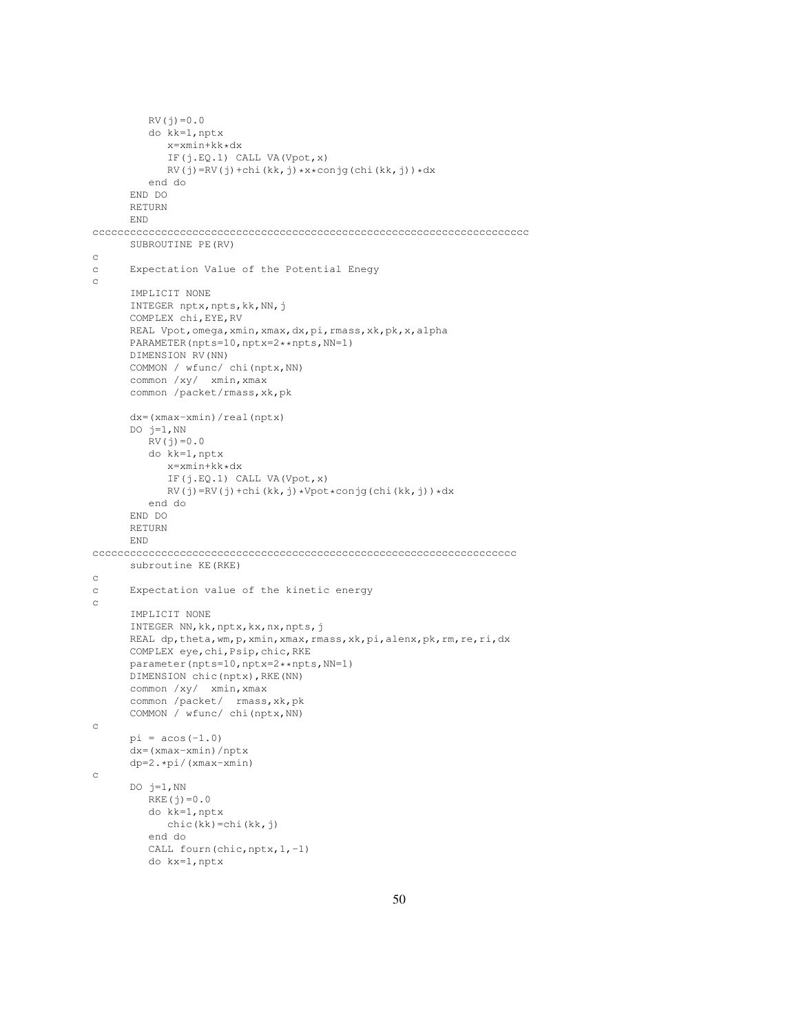```
         RV(j)=0.0
         do kk=1,nptx
            x=xmin+kk*dx
            IF(j.EQ.1) CALL VA(Vpot,x)
            RV(j)=RV(j)+chi(kk,j)*x*conjg(chi(kk,j))*dx
         end do
      END DO
      RETURN
      END
cccccccccccccccccccccccccccccccccccccccccccccccccccccccccccccccccccccc
      SUBROUTINE PE(RV)
c
c     Expectation Value of the Potential Enegy
c
      IMPLICIT NONE
      INTEGER nptx,npts,kk,NN,j
      COMPLEX chi,EYE,RV
      REAL Vpot,omega,xmin,xmax,dx,pi,rmass,xk,pk,x,alpha
      PARAMETER(npts=10,nptx=2**npts,NN=1)
      DIMENSION RV(NN)
      COMMON / wfunc/ chi(nptx,NN)
      common /xy/  xmin,xmax
      common /packet/rmass,xk,pk

      dx=(xmax-xmin)/real(nptx)
      DO j=1,NN
         RV(j)=0.0
         do kk=1,nptx
            x=xmin+kk*dx
            IF(j.EQ.1) CALL VA(Vpot,x)
            RV(j)=RV(j)+chi(kk,j)*Vpot*conjg(chi(kk,j))*dx
         end do
      END DO
      RETURN
      END
ccccccccccccccccccccccccccccccccccccccccccccccccccccccccccccccccccccc
      subroutine KE(RKE)
c
c     Expectation value of the kinetic energy
c
      IMPLICIT NONE
      INTEGER NN,kk,nptx,kx,nx,npts,j
      REAL dp,theta,wm,p,xmin,xmax,rmass,xk,pi,alenx,pk,rm,re,ri,dx
      COMPLEX eye,chi,Psip,chic,RKE
      parameter(npts=10,nptx=2**npts,NN=1)
      DIMENSION chic(nptx),RKE(NN)
      common /xy/  xmin,xmax
      common /packet/  rmass,xk,pk
      COMMON / wfunc/ chi(nptx,NN)
c
      pi = acos(-1.0)
      dx=(xmax-xmin)/nptx
      dp=2.*pi/(xmax-xmin)
c
      DO j=1,NN
         RKE(j)=0.0
         do kk=1,nptx
            chic(kk)=chi(kk,j)
         end do
         CALL fourn(chic,nptx,1,-1)
         do kx=1,nptx
```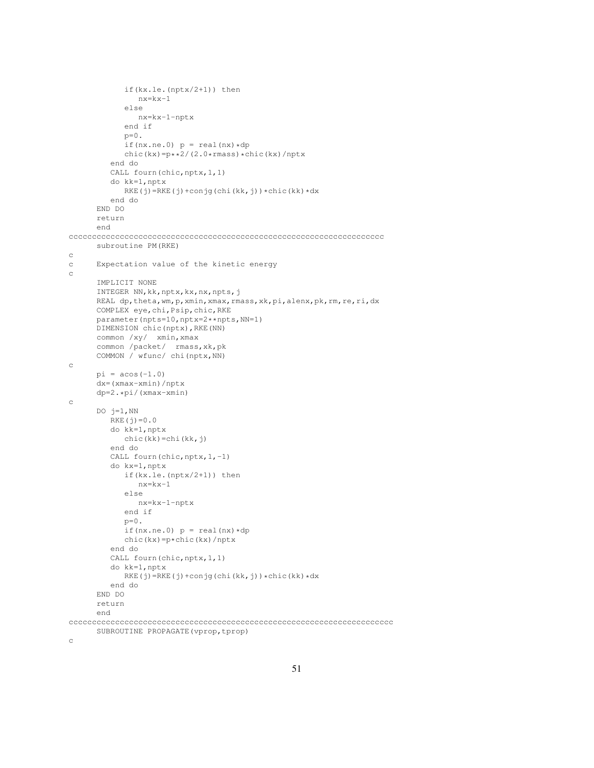```
            if(kx.le.(nptx/2+1)) then
               nx=kx-1
            else
               nx=kx-1-nptx
            end if
            p=0.
            if(nx.ne.0) p = real(nx)*dp
            chic(kx)=p**2/(2.0*rmass)*chic(kx)/nptx
         end do
         CALL four(chic,nptx,1,1)
         do kk=1,nptx
            RKE(j)=RKE(j)+conjg(chi(kk,j))*chic(kk)*dx
         end do
      END DO
      return
      end
cccccccccccccccccccccccccccccccccccccccccccccccccccccccccccccccccccc
      subroutine PM(RKE)
c
c     Expectation value of the kinetic energy
c
      IMPLICIT NONE
      INTEGER NN,kk,nptx,kx,nx,npts,j
      REAL dp,theta,wm,p,xmin,xmax,rmass,xk,pi,alenx,pk,rm,re,ri,dx
      COMPLEX eye,chi,Psip,chic,RKE
      parameter(npts=10,nptx=2**npts,NN=1)
      DIMENSION chic(nptx),RKE(NN)
      common /xy/  xmin,xmax
      common /packet/  rmass,xk,pk
      COMMON / wfunc/ chi(nptx,NN)
c
      pi = acos(-1.0)
      dx=(xmax-xmin)/nptx
      dp=2.*pi/(xmax-xmin)
c
      DO j=1,NN
         RKE(j)=0.0
         do kk=1,nptx
            chic(kk)=chi(kk,j)
         end do
         CALL four(chic,nptx,1,-1)
         do kx=1,nptx
            if(kx.le.(nptx/2+1)) then
               nx=kx-1
            else
               nx=kx-1-nptx
            end if
            p=0.
            if(nx.ne.0) p = real(nx)*dp
            chic(kx)=p*chic(kx)/nptx
         end do
         CALL four(chic,nptx,1,1)
         do kk=1,nptx
            RKE(j)=RKE(j)+conjg(chi(kk,j))*chic(kk)*dx
         end do
      END DO
      return
      end
ccccccccccccccccccccccccccccccccccccccccccccccccccccccccccccccccccccc
      SUBROUTINE PROPAGATE(vprop,tprop)
c
```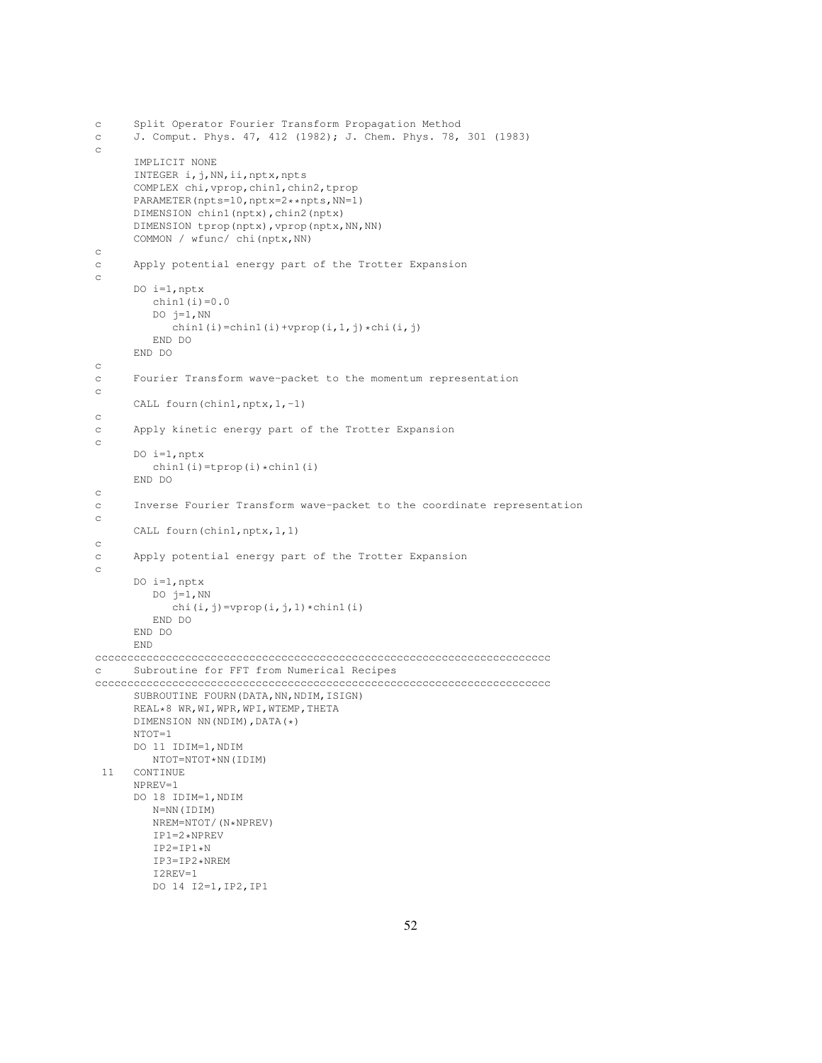```
c     Split Operator Fourier Transform Propagation Method
c     J. Comput. Phys. 47, 412 (1982); J. Chem. Phys. 78, 301 (1983)
c
      IMPLICIT NONE
      INTEGER i,j,NN,ii,nptx,npts
      COMPLEX chi,vprop,chin1,chin2,tprop
      PARAMETER(npts=10,nptx=2**npts,NN=1)
      DIMENSION chin1(nptx),chin2(nptx)
      DIMENSION tprop(nptx),vprop(nptx,NN,NN)
      COMMON / wfunc/ chi(nptx,NN)
c
c     Apply potential energy part of the Trotter Expansion
c
      DO i=1,nptx
         chin1(i)=0.0
         DO j=1,NN
            chin1(i)=chin1(i)+vprop(i,1,j)*chi(i,j)
         END DO
      END DO
c
c     Fourier Transform wave-packet to the momentum representation
c
      CALL fourn(chin1,nptx,1,-1)
c
c     Apply kinetic energy part of the Trotter Expansion
c
      DO i=1,nptx
         chin1(i)=tprop(i)*chin1(i)
      END DO
c
c     Inverse Fourier Transform wave-packet to the coordinate representation
c
      CALL fourn(chin1,nptx,1,1)
c
c     Apply potential energy part of the Trotter Expansion
c
      DO i=1,nptx
         DO j=1,NN
            chi(i,j)=vprop(i,j,1)*chin1(i)
         END DO
      END DO
      END
cccccccccccccccccccccccccccccccccccccccccccccccccccccccccccccccccccccc
c     Subroutine for FFT from Numerical Recipes
cccccccccccccccccccccccccccccccccccccccccccccccccccccccccccccccccccccc
      SUBROUTINE FOURN(DATA,NN,NDIM,ISIGN)
      REAL*8 WR,WI,WPR,WPI,WTEMP,THETA
      DIMENSION NN(NDIM),DATA(*)
      NTOT=1
      DO 11 IDIM=1,NDIM
         NTOT=NTOT*NN(IDIM)
 11   CONTINUE
      NPREV=1
      DO 18 IDIM=1,NDIM
         N=NN(IDIM)
         NREM=NTOT/(N*NPREV)
         IP1=2*NPREV
         IP2=IP1*N
         IP3=IP2*NREM
         I2REV=1
         DO 14 I2=1,IP2,IP1
```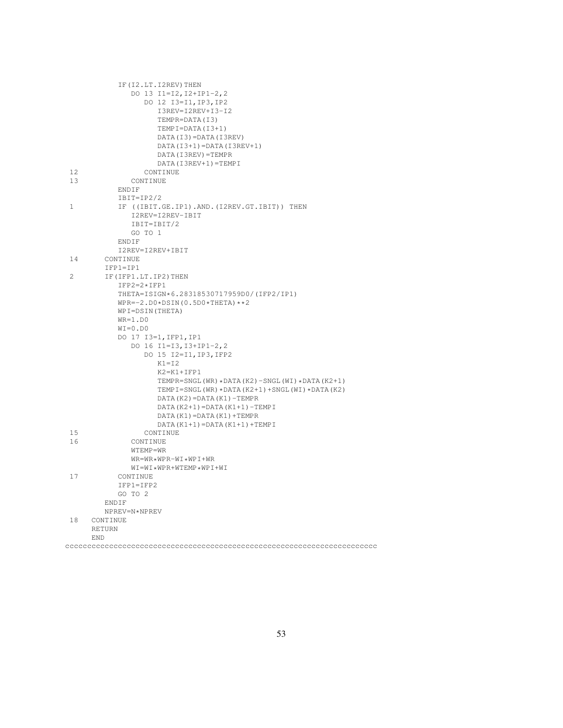```fortran
          IF(I2.LT.I2REV)THEN
             DO 13 I1=I2,I2+IP1-2,2
                DO 12 I3=I1,IP3,IP2
                   I3REV=I2REV+I3-I2
                   TEMPR=DATA(I3)
                   TEMPI=DATA(I3+1)
                   DATA(I3)=DATA(I3REV)
                   DATA(I3+1)=DATA(I3REV+1)
                   DATA(I3REV)=TEMPR
                   DATA(I3REV+1)=TEMPI
 12             CONTINUE
 13          CONTINUE
          ENDIF
          IBIT=IP2/2
 1        IF ((IBIT.GE.IP1).AND.(I2REV.GT.IBIT)) THEN
             I2REV=I2REV-IBIT
             IBIT=IBIT/2
             GO TO 1
          ENDIF
          I2REV=I2REV+IBIT
 14     CONTINUE
        IFP1=IP1
 2      IF(IFP1.LT.IP2)THEN
          IFP2=2*IFP1
          THETA=ISIGN*6.28318530717959D0/(IFP2/IP1)
          WPR=-2.D0*DSIN(0.5D0*THETA)**2
          WPI=DSIN(THETA)
          WR=1.D0
          WI=0.D0
          DO 17 I3=1,IFP1,IP1
             DO 16 I1=I3,I3+IP1-2,2
                DO 15 I2=I1,IP3,IFP2
                   K1=I2
                   K2=K1+IFP1
                   TEMPR=SNGL(WR)*DATA(K2)-SNGL(WI)*DATA(K2+1)
                   TEMPI=SNGL(WR)*DATA(K2+1)+SNGL(WI)*DATA(K2)
                   DATA(K2)=DATA(K1)-TEMPR
                   DATA(K2+1)=DATA(K1+1)-TEMPI
                   DATA(K1)=DATA(K1)+TEMPR
                   DATA(K1+1)=DATA(K1+1)+TEMPI
 15             CONTINUE
 16          CONTINUE
             WTEMP=WR
             WR=WR*WPR-WI*WPI+WR
             WI=WI*WPR+WTEMP*WPI+WI
 17       CONTINUE
          IFP1=IFP2
          GO TO 2
        ENDIF
        NPREV=N*NPREV
 18   CONTINUE
      RETURN
      END
cccccccccccccccccccccccccccccccccccccccccccccccccccccccccccccccccccccc
```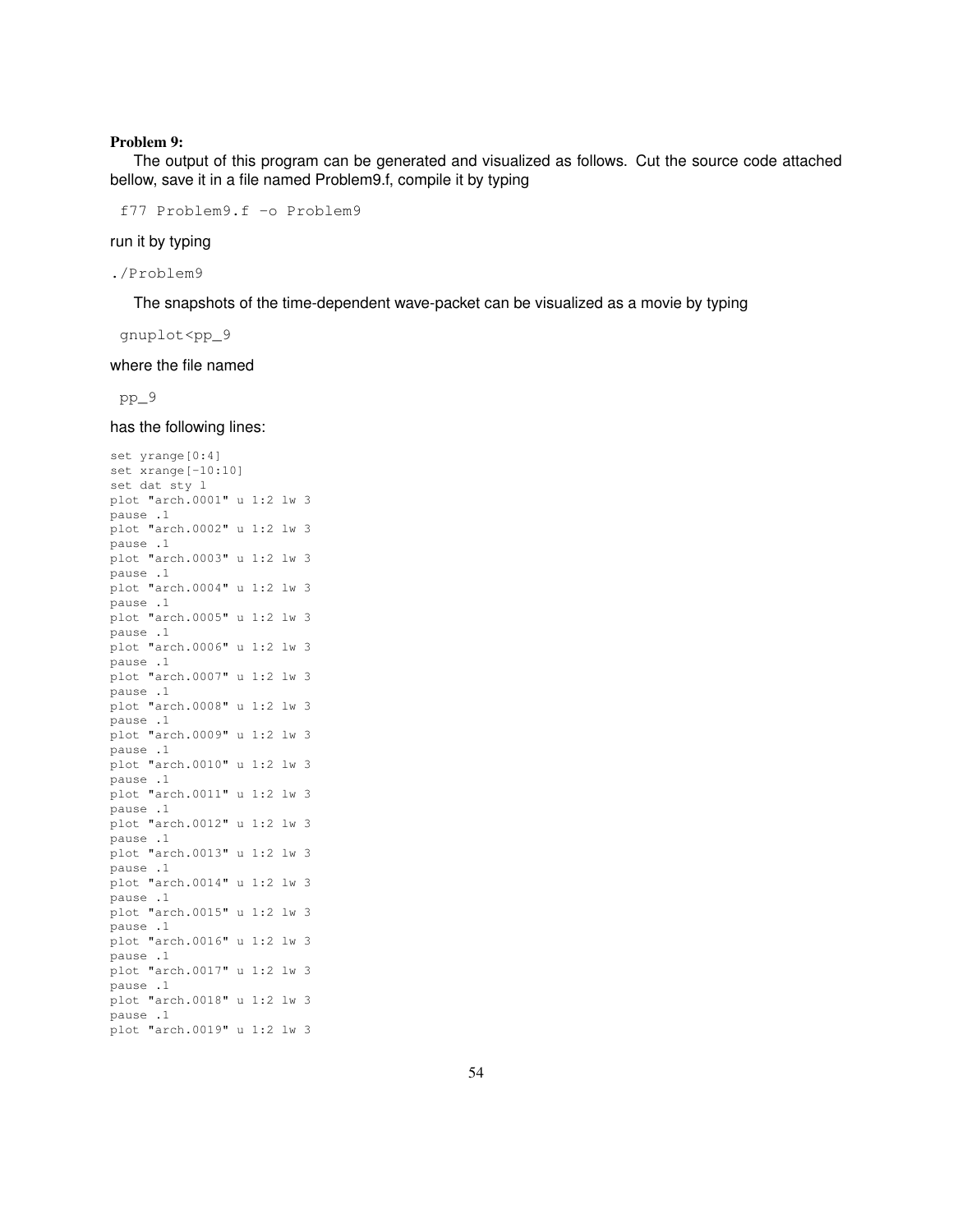**Problem 9:**

The output of this program can be generated and visualized as follows. Cut the source code attached bellow, save it in a file named Problem9.f, compile it by typing

```
f77 Problem9.f -o Problem9
```

run it by typing

```
./Problem9
```

The snapshots of the time-dependent wave-packet can be visualized as a movie by typing

```
gnuplot<pp_9
```

where the file named

```
pp_9
```

has the following lines:

```
set yrange[0:4]
set xrange[-10:10]
set dat sty l
plot "arch.0001" u 1:2 lw 3
pause .1
plot "arch.0002" u 1:2 lw 3
pause .1
plot "arch.0003" u 1:2 lw 3
pause .1
plot "arch.0004" u 1:2 lw 3
pause .1
plot "arch.0005" u 1:2 lw 3
pause .1
plot "arch.0006" u 1:2 lw 3
pause .1
plot "arch.0007" u 1:2 lw 3
pause .1
plot "arch.0008" u 1:2 lw 3
pause .1
plot "arch.0009" u 1:2 lw 3
pause .1
plot "arch.0010" u 1:2 lw 3
pause .1
plot "arch.0011" u 1:2 lw 3
pause .1
plot "arch.0012" u 1:2 lw 3
pause .1
plot "arch.0013" u 1:2 lw 3
pause .1
plot "arch.0014" u 1:2 lw 3
pause .1
plot "arch.0015" u 1:2 lw 3
pause .1
plot "arch.0016" u 1:2 lw 3
pause .1
plot "arch.0017" u 1:2 lw 3
pause .1
plot "arch.0018" u 1:2 lw 3
pause .1
plot "arch.0019" u 1:2 lw 3
```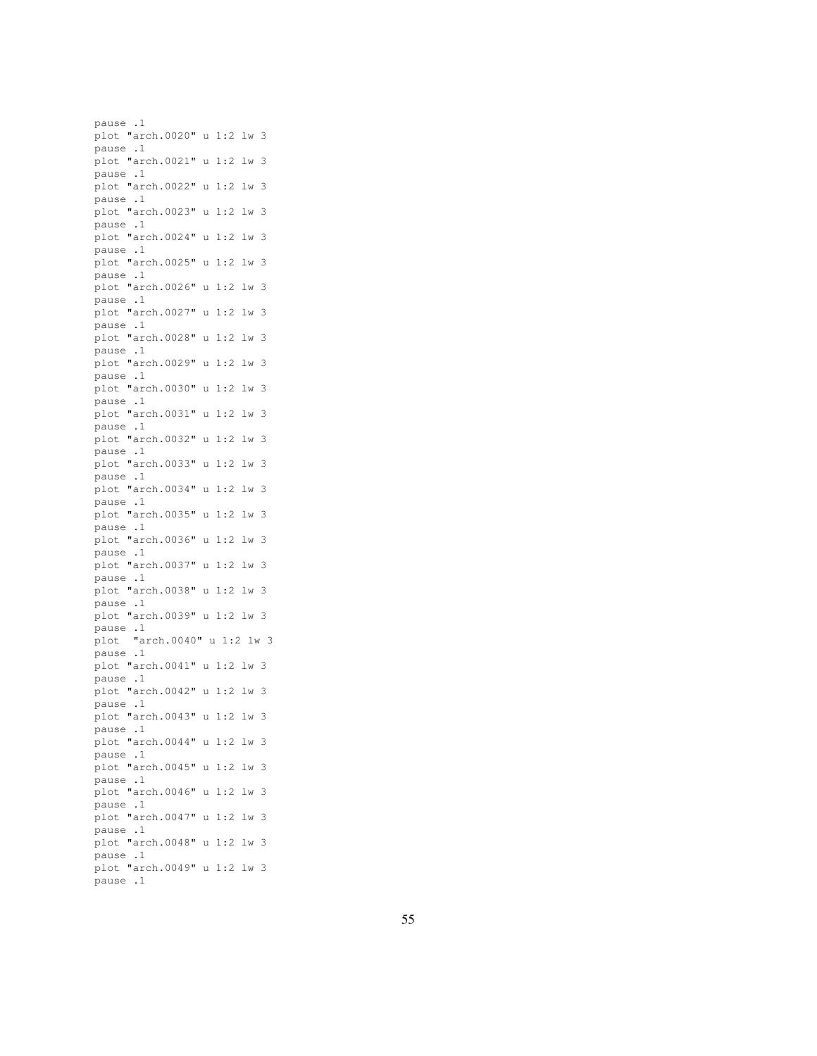```
pause .1
plot "arch.0020" u 1:2 lw 3
pause .1
plot "arch.0021" u 1:2 lw 3
pause .1
plot "arch.0022" u 1:2 lw 3
pause .1
plot "arch.0023" u 1:2 lw 3
pause .1
plot "arch.0024" u 1:2 lw 3
pause .1
plot "arch.0025" u 1:2 lw 3
pause .1
plot "arch.0026" u 1:2 lw 3
pause .1
plot "arch.0027" u 1:2 lw 3
pause .1
plot "arch.0028" u 1:2 lw 3
pause .1
plot "arch.0029" u 1:2 lw 3
pause .1
plot "arch.0030" u 1:2 lw 3
pause .1
plot "arch.0031" u 1:2 lw 3
pause .1
plot "arch.0032" u 1:2 lw 3
pause .1
plot "arch.0033" u 1:2 lw 3
pause .1
plot "arch.0034" u 1:2 lw 3
pause .1
plot "arch.0035" u 1:2 lw 3
pause .1
plot "arch.0036" u 1:2 lw 3
pause .1
plot "arch.0037" u 1:2 lw 3
pause .1
plot "arch.0038" u 1:2 lw 3
pause .1
plot "arch.0039" u 1:2 lw 3
pause .1
plot  "arch.0040" u 1:2 lw 3
pause .1
plot "arch.0041" u 1:2 lw 3
pause .1
plot "arch.0042" u 1:2 lw 3
pause .1
plot "arch.0043" u 1:2 lw 3
pause .1
plot "arch.0044" u 1:2 lw 3
pause .1
plot "arch.0045" u 1:2 lw 3
pause .1
plot "arch.0046" u 1:2 lw 3
pause .1
plot "arch.0047" u 1:2 lw 3
pause .1
plot "arch.0048" u 1:2 lw 3
pause .1
plot "arch.0049" u 1:2 lw 3
pause .1
```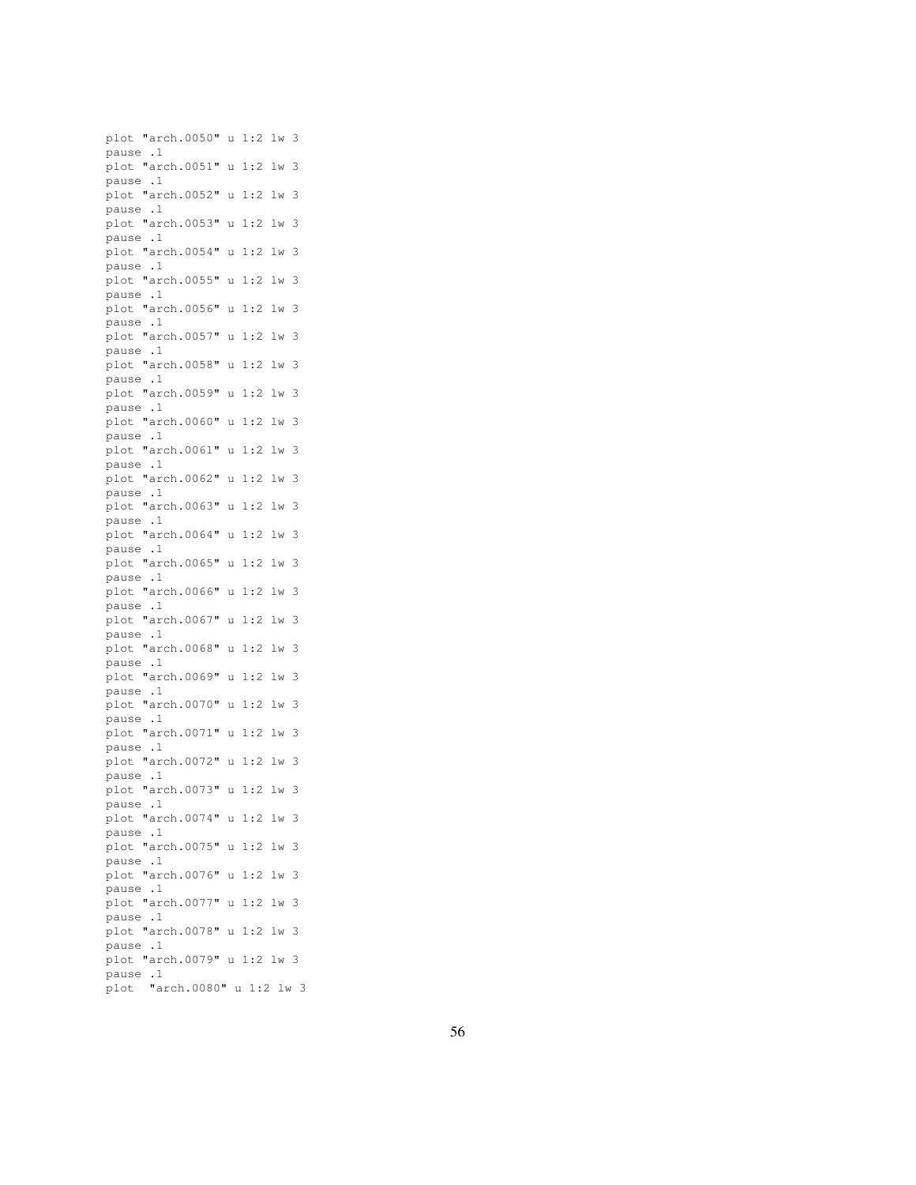```
plot "arch.0050" u 1:2 lw 3
pause .1
plot "arch.0051" u 1:2 lw 3
pause .1
plot "arch.0052" u 1:2 lw 3
pause .1
plot "arch.0053" u 1:2 lw 3
pause .1
plot "arch.0054" u 1:2 lw 3
pause .1
plot "arch.0055" u 1:2 lw 3
pause .1
plot "arch.0056" u 1:2 lw 3
pause .1
plot "arch.0057" u 1:2 lw 3
pause .1
plot "arch.0058" u 1:2 lw 3
pause .1
plot "arch.0059" u 1:2 lw 3
pause .1
plot "arch.0060" u 1:2 lw 3
pause .1
plot "arch.0061" u 1:2 lw 3
pause .1
plot "arch.0062" u 1:2 lw 3
pause .1
plot "arch.0063" u 1:2 lw 3
pause .1
plot "arch.0064" u 1:2 lw 3
pause .1
plot "arch.0065" u 1:2 lw 3
pause .1
plot "arch.0066" u 1:2 lw 3
pause .1
plot "arch.0067" u 1:2 lw 3
pause .1
plot "arch.0068" u 1:2 lw 3
pause .1
plot "arch.0069" u 1:2 lw 3
pause .1
plot "arch.0070" u 1:2 lw 3
pause .1
plot "arch.0071" u 1:2 lw 3
pause .1
plot "arch.0072" u 1:2 lw 3
pause .1
plot "arch.0073" u 1:2 lw 3
pause .1
plot "arch.0074" u 1:2 lw 3
pause .1
plot "arch.0075" u 1:2 lw 3
pause .1
plot "arch.0076" u 1:2 lw 3
pause .1
plot "arch.0077" u 1:2 lw 3
pause .1
plot "arch.0078" u 1:2 lw 3
pause .1
plot "arch.0079" u 1:2 lw 3
pause .1
plot  "arch.0080" u 1:2 lw 3
```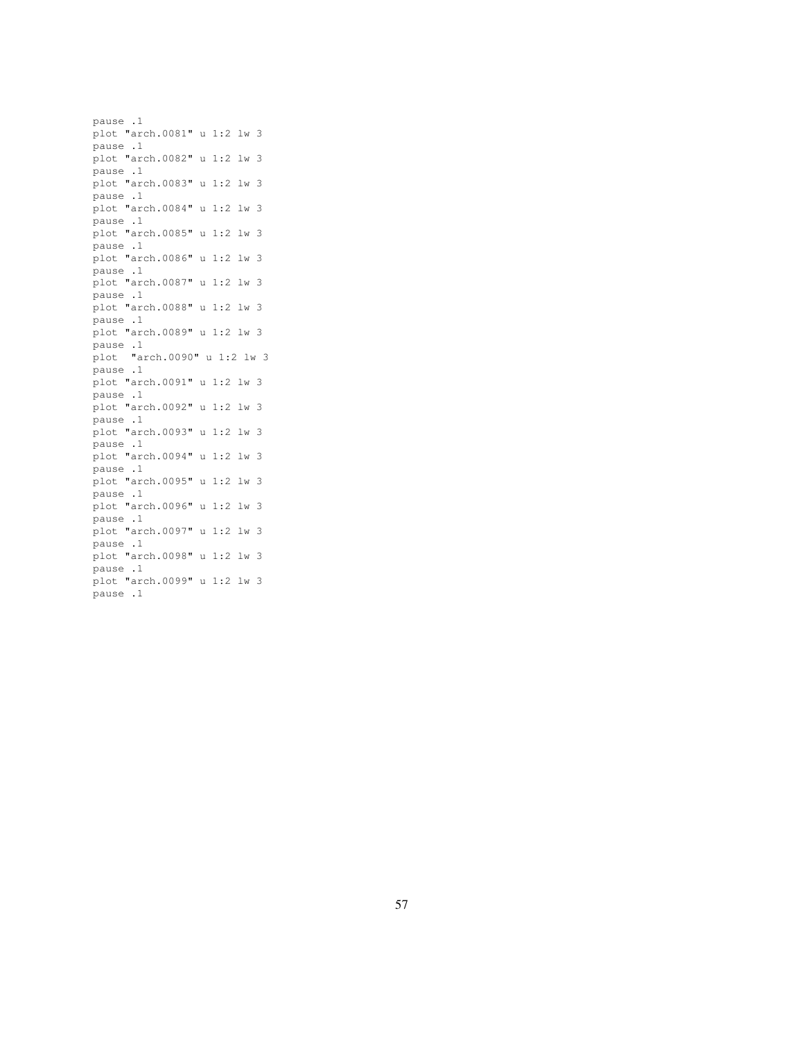```
pause .1
plot "arch.0081" u 1:2 lw 3
pause .1
plot "arch.0082" u 1:2 lw 3
pause .1
plot "arch.0083" u 1:2 lw 3
pause .1
plot "arch.0084" u 1:2 lw 3
pause .1
plot "arch.0085" u 1:2 lw 3
pause .1
plot "arch.0086" u 1:2 lw 3
pause .1
plot "arch.0087" u 1:2 lw 3
pause .1
plot "arch.0088" u 1:2 lw 3
pause .1
plot "arch.0089" u 1:2 lw 3
pause .1
plot  "arch.0090" u 1:2 lw 3
pause .1
plot "arch.0091" u 1:2 lw 3
pause .1
plot "arch.0092" u 1:2 lw 3
pause .1
plot "arch.0093" u 1:2 lw 3
pause .1
plot "arch.0094" u 1:2 lw 3
pause .1
plot "arch.0095" u 1:2 lw 3
pause .1
plot "arch.0096" u 1:2 lw 3
pause .1
plot "arch.0097" u 1:2 lw 3
pause .1
plot "arch.0098" u 1:2 lw 3
pause .1
plot "arch.0099" u 1:2 lw 3
pause .1
```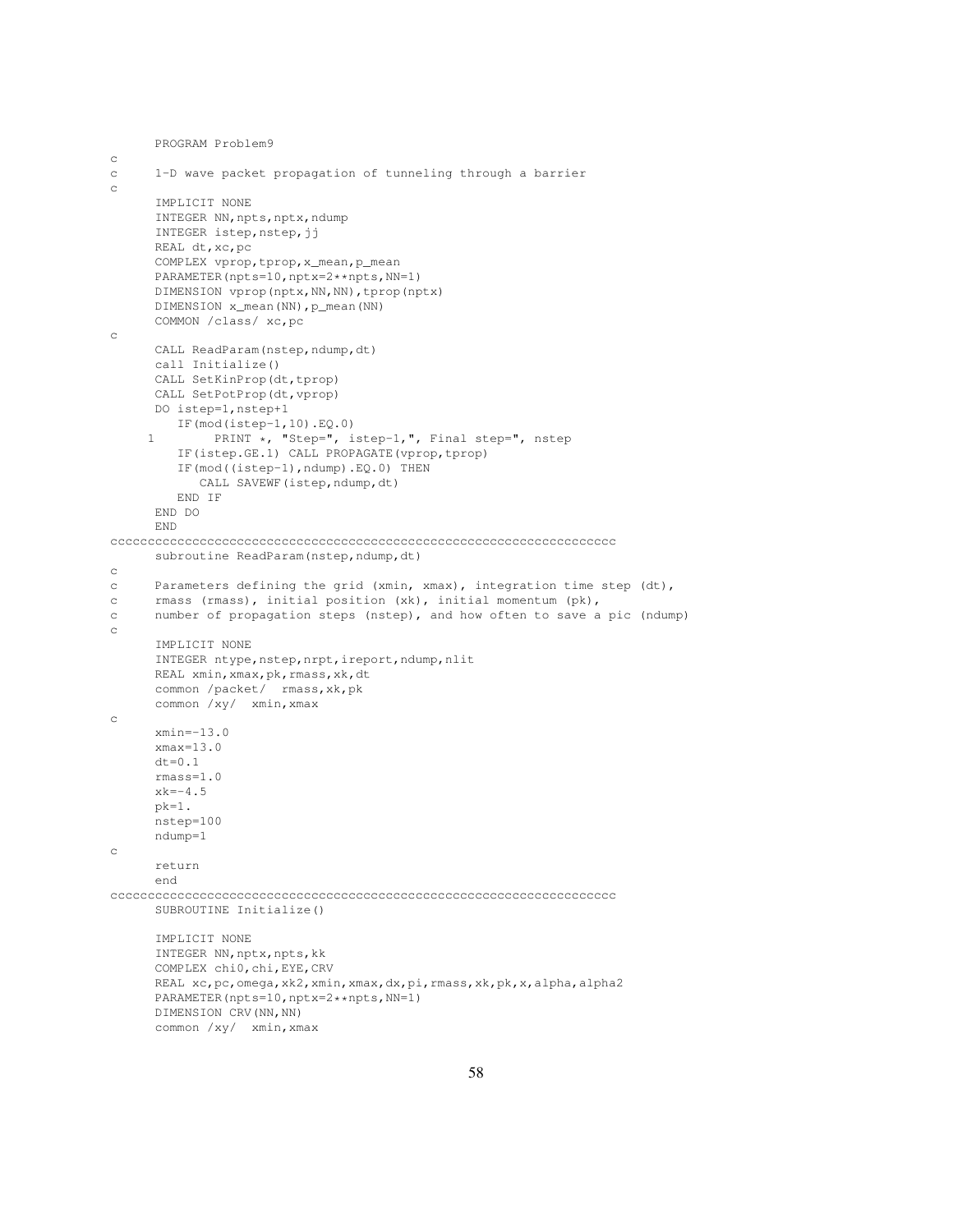```
      PROGRAM Problem9
c
c     1-D wave packet propagation of tunneling through a barrier
c
      IMPLICIT NONE
      INTEGER NN,npts,nptx,ndump
      INTEGER istep,nstep,jj
      REAL dt,xc,pc
      COMPLEX vprop,tprop,x_mean,p_mean
      PARAMETER(npts=10,nptx=2**npts,NN=1)
      DIMENSION vprop(nptx,NN,NN),tprop(nptx)
      DIMENSION x_mean(NN),p_mean(NN)
      COMMON /class/ xc,pc
c
      CALL ReadParam(nstep,ndump,dt)
      call Initialize()
      CALL SetKinProp(dt,tprop)
      CALL SetPotProp(dt,vprop)
      DO istep=1,nstep+1
         IF(mod(istep-1,10).EQ.0)
     1        PRINT *, "Step=", istep-1,", Final step=", nstep
         IF(istep.GE.1) CALL PROPAGATE(vprop,tprop)
         IF(mod((istep-1),ndump).EQ.0) THEN
            CALL SAVEWF(istep,ndump,dt)
         END IF
      END DO
      END
cccccccccccccccccccccccccccccccccccccccccccccccccccccccccccccccccccc
      subroutine ReadParam(nstep,ndump,dt)
c
c     Parameters defining the grid (xmin, xmax), integration time step (dt),
c     rmass (rmass), initial position (xk), initial momentum (pk),
c     number of propagation steps (nstep), and how often to save a pic (ndump)
c
      IMPLICIT NONE
      INTEGER ntype,nstep,nrpt,ireport,ndump,nlit
      REAL xmin,xmax,pk,rmass,xk,dt
      common /packet/  rmass,xk,pk
      common /xy/  xmin,xmax
c
      xmin=-13.0
      xmax=13.0
      dt=0.1
      rmass=1.0
      xk=-4.5
      pk=1.
      nstep=100
      ndump=1
c
      return
      end
cccccccccccccccccccccccccccccccccccccccccccccccccccccccccccccccccccc
      SUBROUTINE Initialize()

      IMPLICIT NONE
      INTEGER NN,nptx,npts,kk
      COMPLEX chi0,chi,EYE,CRV
      REAL xc,pc,omega,xk2,xmin,xmax,dx,pi,rmass,xk,pk,x,alpha,alpha2
      PARAMETER(npts=10,nptx=2**npts,NN=1)
      DIMENSION CRV(NN,NN)
      common /xy/  xmin,xmax
```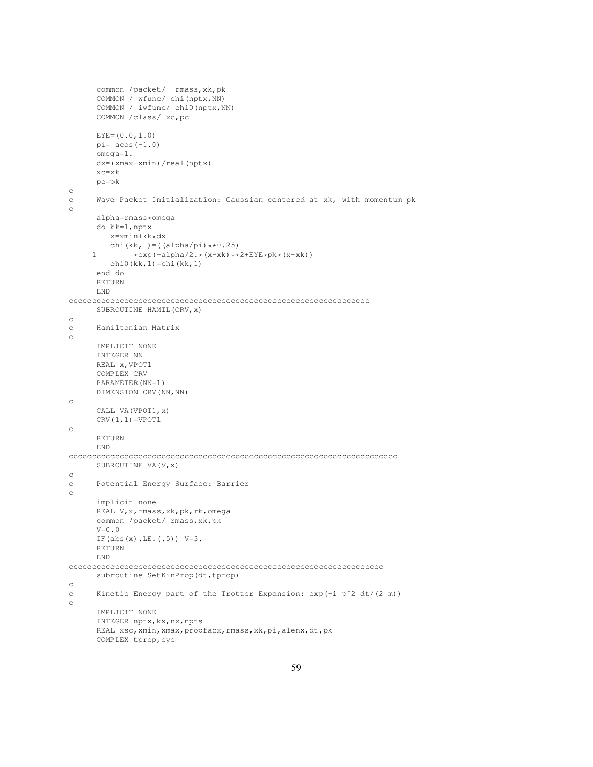```
      common /packet/  rmass,xk,pk
      COMMON / wfunc/ chi(nptx,NN)
      COMMON / iwfunc/ chi0(nptx,NN)
      COMMON /class/ xc,pc

      EYE=(0.0,1.0)
      pi= acos(-1.0)
      omega=1.
      dx=(xmax-xmin)/real(nptx)
      xc=xk
      pc=pk
c
c     Wave Packet Initialization: Gaussian centered at xk, with momentum pk
c
      alpha=rmass*omega
      do kk=1,nptx
         x=xmin+kk*dx
         chi(kk,1)=((alpha/pi)**0.25)
     1        *exp(-alpha/2.*(x-xk)**2+EYE*pk*(x-xk))
         chi0(kk,1)=chi(kk,1)
      end do
      RETURN
      END
cccccccccccccccccccccccccccccccccccccccccccccccccccccccccccccccccc
      SUBROUTINE HAMIL(CRV,x)
c
c     Hamiltonian Matrix
c
      IMPLICIT NONE
      INTEGER NN
      REAL x,VPOT1
      COMPLEX CRV
      PARAMETER(NN=1)
      DIMENSION CRV(NN,NN)
c
      CALL VA(VPOT1,x)
      CRV(1,1)=VPOT1
c
      RETURN
      END
cccccccccccccccccccccccccccccccccccccccccccccccccccccccccccccccccccccccc
      SUBROUTINE VA(V,x)
c
c     Potential Energy Surface: Barrier
c
      implicit none
      REAL V,x,rmass,xk,pk,rk,omega
      common /packet/ rmass,xk,pk
      V=0.0
      IF(abs(x).LE.(.5)) V=3.
      RETURN
      END
ccccccccccccccccccccccccccccccccccccccccccccccccccccccccccccccccccccc
      subroutine SetKinProp(dt,tprop)
c
c     Kinetic Energy part of the Trotter Expansion: exp(-i p^2 dt/(2 m))
c
      IMPLICIT NONE
      INTEGER nptx,kx,nx,npts
      REAL xsc,xmin,xmax,propfacx,rmass,xk,pi,alenx,dt,pk
      COMPLEX tprop,eye
```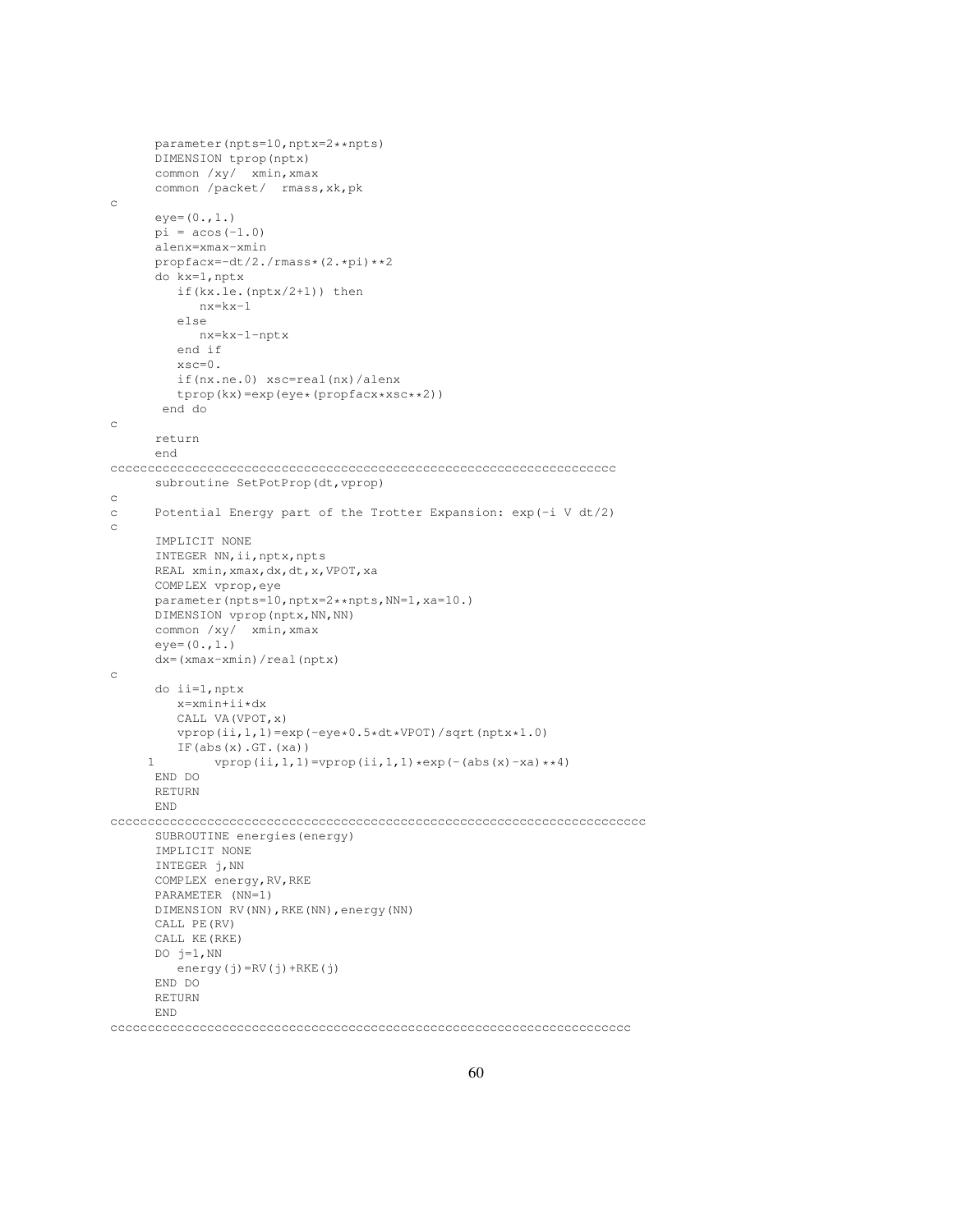```
      parameter(npts=10,nptx=2**npts)
      DIMENSION tprop(nptx)
      common /xy/  xmin,xmax
      common /packet/  rmass,xk,pk
c
      eye=(0.,1.)
      pi = acos(-1.0)
      alenx=xmax-xmin
      propfacx=-dt/2./rmass*(2.*pi)**2
      do kx=1,nptx
         if(kx.le.(nptx/2+1)) then
            nx=kx-1
         else
            nx=kx-1-nptx
         end if
         xsc=0.
         if(nx.ne.0) xsc=real(nx)/alenx
         tprop(kx)=exp(eye*(propfacx*xsc**2))
       end do
c
      return
      end
cccccccccccccccccccccccccccccccccccccccccccccccccccccccccccccccccccc
      subroutine SetPotProp(dt,vprop)
c
c     Potential Energy part of the Trotter Expansion: exp(-i V dt/2)
c
      IMPLICIT NONE
      INTEGER NN,ii,nptx,npts
      REAL xmin,xmax,dx,dt,x,VPOT,xa
      COMPLEX vprop,eye
      parameter(npts=10,nptx=2**npts,NN=1,xa=10.)
      DIMENSION vprop(nptx,NN,NN)
      common /xy/  xmin,xmax
      eye=(0.,1.)
      dx=(xmax-xmin)/real(nptx)
c
      do ii=1,nptx
         x=xmin+ii*dx
         CALL VA(VPOT,x)
         vprop(ii,1,1)=exp(-eye*0.5*dt*VPOT)/sqrt(nptx*1.0)
         IF(abs(x).GT.(xa))
     1        vprop(ii,1,1)=vprop(ii,1,1)*exp(-(abs(x)-xa)**4)
      END DO
      RETURN
      END
cccccccccccccccccccccccccccccccccccccccccccccccccccccccccccccccccccccccc
      SUBROUTINE energies(energy)
      IMPLICIT NONE
      INTEGER j,NN
      COMPLEX energy,RV,RKE
      PARAMETER (NN=1)
      DIMENSION RV(NN),RKE(NN),energy(NN)
      CALL PE(RV)
      CALL KE(RKE)
      DO j=1,NN
         energy(j)=RV(j)+RKE(j)
      END DO
      RETURN
      END
cccccccccccccccccccccccccccccccccccccccccccccccccccccccccccccccccccccc
```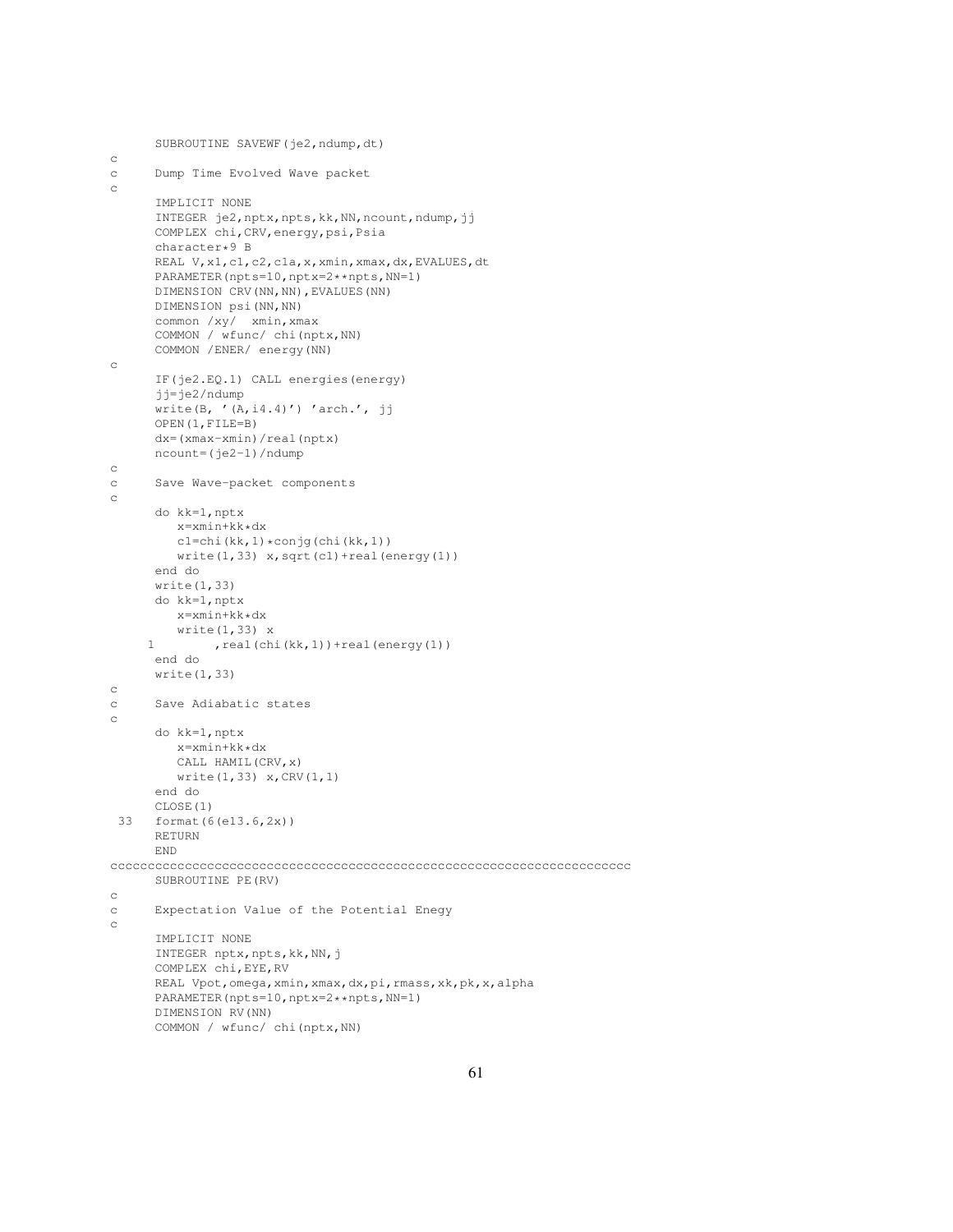```
      SUBROUTINE SAVEWF(je2,ndump,dt)
c
c     Dump Time Evolved Wave packet
c
      IMPLICIT NONE
      INTEGER je2,nptx,npts,kk,NN,ncount,ndump,jj
      COMPLEX chi,CRV,energy,psi,Psia
      character*9 B
      REAL V,x1,c1,c2,c1a,x,xmin,xmax,dx,EVALUES,dt
      PARAMETER(npts=10,nptx=2**npts,NN=1)
      DIMENSION CRV(NN,NN),EVALUES(NN)
      DIMENSION psi(NN,NN)
      common /xy/  xmin,xmax
      COMMON / wfunc/ chi(nptx,NN)
      COMMON /ENER/ energy(NN)
c
      IF(je2.EQ.1) CALL energies(energy)
      jj=je2/ndump
      write(B, '(A,i4.4)') 'arch.', jj
      OPEN(1,FILE=B)
      dx=(xmax-xmin)/real(nptx)
      ncount=(je2-1)/ndump
c
c     Save Wave-packet components
c
      do kk=1,nptx
         x=xmin+kk*dx
         c1=chi(kk,1)*conjg(chi(kk,1))
         write(1,33) x,sqrt(c1)+real(energy(1))
      end do
      write(1,33)
      do kk=1,nptx
         x=xmin+kk*dx
         write(1,33) x
     1        ,real(chi(kk,1))+real(energy(1))
      end do
      write(1,33)
c
c     Save Adiabatic states
c
      do kk=1,nptx
         x=xmin+kk*dx
         CALL HAMIL(CRV,x)
         write(1,33) x,CRV(1,1)
      end do
      CLOSE(1)
 33   format(6(e13.6,2x))
      RETURN
      END
cccccccccccccccccccccccccccccccccccccccccccccccccccccccccccccccccccc
      SUBROUTINE PE(RV)
c
c     Expectation Value of the Potential Enegy
c
      IMPLICIT NONE
      INTEGER nptx,npts,kk,NN,j
      COMPLEX chi,EYE,RV
      REAL Vpot,omega,xmin,xmax,dx,pi,rmass,xk,pk,x,alpha
      PARAMETER(npts=10,nptx=2**npts,NN=1)
      DIMENSION RV(NN)
      COMMON / wfunc/ chi(nptx,NN)
```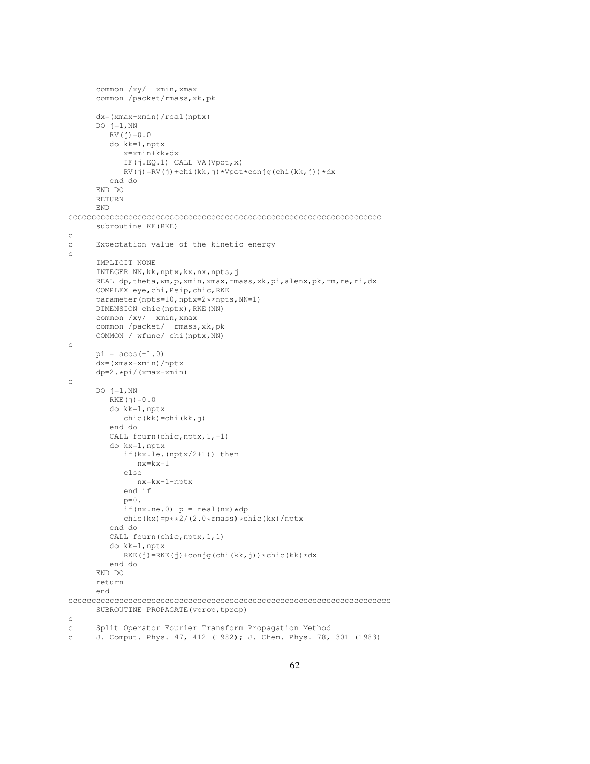```
      common /xy/  xmin,xmax
      common /packet/rmass,xk,pk

      dx=(xmax-xmin)/real(nptx)
      DO j=1,NN
         RV(j)=0.0
         do kk=1,nptx
            x=xmin+kk*dx
            IF(j.EQ.1) CALL VA(Vpot,x)
            RV(j)=RV(j)+chi(kk,j)*Vpot*conjg(chi(kk,j))*dx
         end do
      END DO
      RETURN
      END
cccccccccccccccccccccccccccccccccccccccccccccccccccccccccccccccccc
      subroutine KE(RKE)
c
c     Expectation value of the kinetic energy
c
      IMPLICIT NONE
      INTEGER NN,kk,nptx,kx,nx,npts,j
      REAL dp,theta,wm,p,xmin,xmax,rmass,xk,pi,alenx,pk,rm,re,ri,dx
      COMPLEX eye,chi,Psip,chic,RKE
      parameter(npts=10,nptx=2**npts,NN=1)
      DIMENSION chic(nptx),RKE(NN)
      common /xy/  xmin,xmax
      common /packet/  rmass,xk,pk
      COMMON / wfunc/ chi(nptx,NN)
c
      pi = acos(-1.0)
      dx=(xmax-xmin)/nptx
      dp=2.*pi/(xmax-xmin)
c
      DO j=1,NN
         RKE(j)=0.0
         do kk=1,nptx
            chic(kk)=chi(kk,j)
         end do
         CALL four(chic,nptx,1,-1)
         do kx=1,nptx
            if(kx.le.(nptx/2+1)) then
               nx=kx-1
            else
               nx=kx-1-nptx
            end if
            p=0.
            if(nx.ne.0) p = real(nx)*dp
            chic(kx)=p**2/(2.0*rmass)*chic(kx)/nptx
         end do
         CALL four(chic,nptx,1,1)
         do kk=1,nptx
            RKE(j)=RKE(j)+conjg(chi(kk,j))*chic(kk)*dx
         end do
      END DO
      return
      end
ccccccccccccccccccccccccccccccccccccccccccccccccccccccccccccccccccc
      SUBROUTINE PROPAGATE(vprop,tprop)
c
c     Split Operator Fourier Transform Propagation Method
c     J. Comput. Phys. 47, 412 (1982); J. Chem. Phys. 78, 301 (1983)
```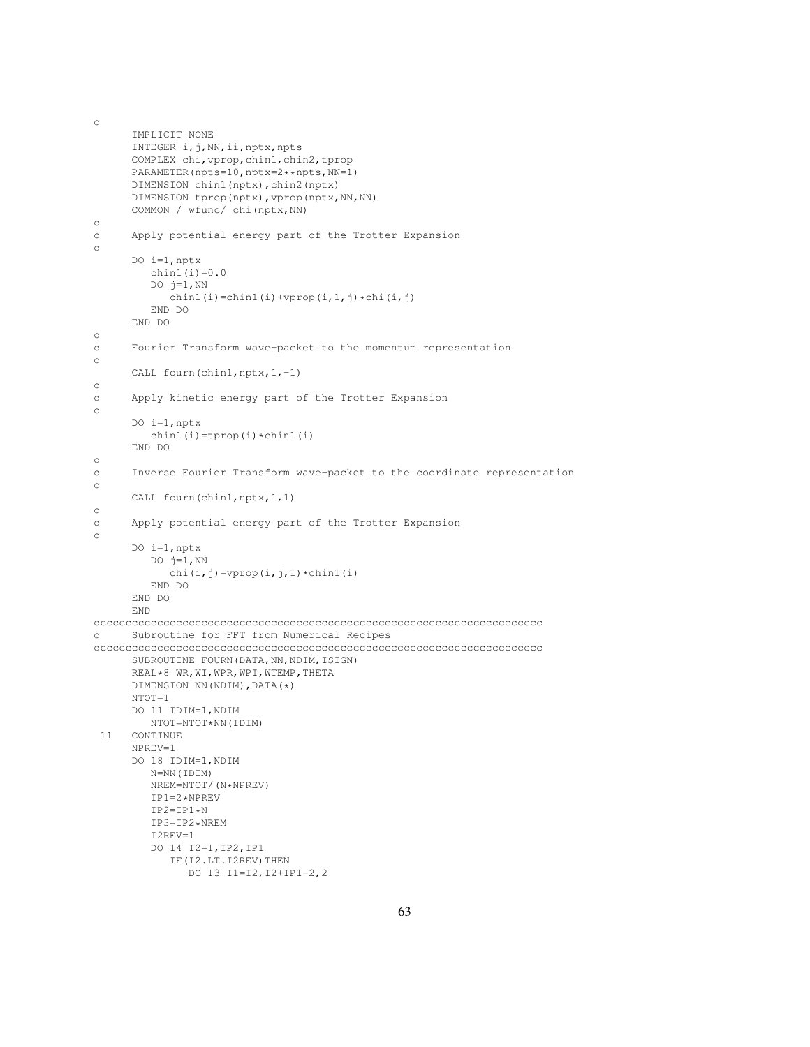```
c
      IMPLICIT NONE
      INTEGER i,j,NN,ii,nptx,npts
      COMPLEX chi,vprop,chin1,chin2,tprop
      PARAMETER(npts=10,nptx=2**npts,NN=1)
      DIMENSION chin1(nptx),chin2(nptx)
      DIMENSION tprop(nptx),vprop(nptx,NN,NN)
      COMMON / wfunc/ chi(nptx,NN)
c
c     Apply potential energy part of the Trotter Expansion
c
      DO i=1,nptx
         chin1(i)=0.0
         DO j=1,NN
            chin1(i)=chin1(i)+vprop(i,1,j)*chi(i,j)
         END DO
      END DO
c
c     Fourier Transform wave-packet to the momentum representation
c
      CALL fourn(chin1,nptx,1,-1)
c
c     Apply kinetic energy part of the Trotter Expansion
c
      DO i=1,nptx
         chin1(i)=tprop(i)*chin1(i)
      END DO
c
c     Inverse Fourier Transform wave-packet to the coordinate representation
c
      CALL fourn(chin1,nptx,1,1)
c
c     Apply potential energy part of the Trotter Expansion
c
      DO i=1,nptx
         DO j=1,NN
            chi(i,j)=vprop(i,j,1)*chin1(i)
         END DO
      END DO
      END
cccccccccccccccccccccccccccccccccccccccccccccccccccccccccccccccccccccc
c     Subroutine for FFT from Numerical Recipes
cccccccccccccccccccccccccccccccccccccccccccccccccccccccccccccccccccccc
      SUBROUTINE FOURN(DATA,NN,NDIM,ISIGN)
      REAL*8 WR,WI,WPR,WPI,WTEMP,THETA
      DIMENSION NN(NDIM),DATA(*)
      NTOT=1
      DO 11 IDIM=1,NDIM
         NTOT=NTOT*NN(IDIM)
 11   CONTINUE
      NPREV=1
      DO 18 IDIM=1,NDIM
         N=NN(IDIM)
         NREM=NTOT/(N*NPREV)
         IP1=2*NPREV
         IP2=IP1*N
         IP3=IP2*NREM
         I2REV=1
         DO 14 I2=1,IP2,IP1
            IF(I2.LT.I2REV)THEN
               DO 13 I1=I2,I2+IP1-2,2
```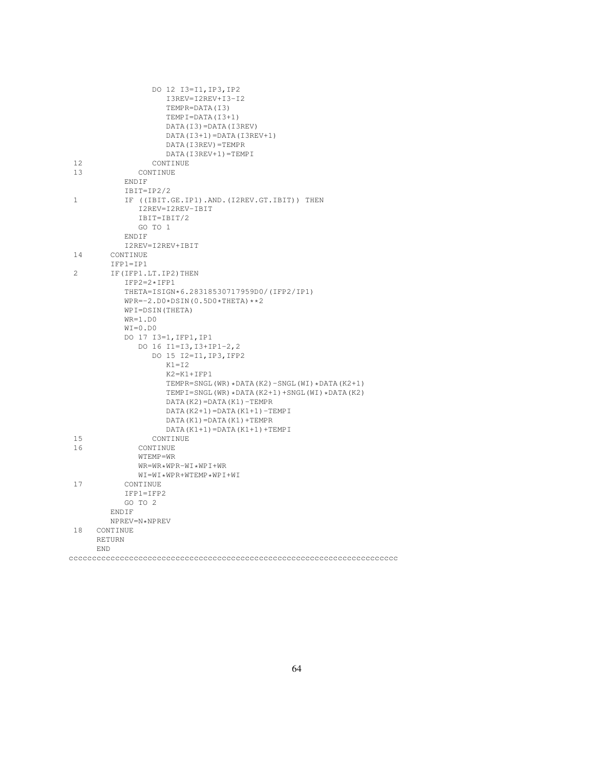```
                DO 12 I3=I1,IP3,IP2
                   I3REV=I2REV+I3-I2
                   TEMPR=DATA(I3)
                   TEMPI=DATA(I3+1)
                   DATA(I3)=DATA(I3REV)
                   DATA(I3+1)=DATA(I3REV+1)
                   DATA(I3REV)=TEMPR
                   DATA(I3REV+1)=TEMPI
 12             CONTINUE
 13           CONTINUE
            ENDIF
            IBIT=IP2/2
 1          IF ((IBIT.GE.IP1).AND.(I2REV.GT.IBIT)) THEN
               I2REV=I2REV-IBIT
               IBIT=IBIT/2
               GO TO 1
            ENDIF
            I2REV=I2REV+IBIT
 14      CONTINUE
         IFP1=IP1
 2       IF(IFP1.LT.IP2)THEN
            IFP2=2*IFP1
            THETA=ISIGN*6.28318530717959D0/(IFP2/IP1)
            WPR=-2.D0*DSIN(0.5D0*THETA)**2
            WPI=DSIN(THETA)
            WR=1.D0
            WI=0.D0
            DO 17 I3=1,IFP1,IP1
               DO 16 I1=I3,I3+IP1-2,2
                  DO 15 I2=I1,IP3,IFP2
                     K1=I2
                     K2=K1+IFP1
                     TEMPR=SNGL(WR)*DATA(K2)-SNGL(WI)*DATA(K2+1)
                     TEMPI=SNGL(WR)*DATA(K2+1)+SNGL(WI)*DATA(K2)
                     DATA(K2)=DATA(K1)-TEMPR
                     DATA(K2+1)=DATA(K1+1)-TEMPI
                     DATA(K1)=DATA(K1)+TEMPR
                     DATA(K1+1)=DATA(K1+1)+TEMPI
 15               CONTINUE
 16            CONTINUE
               WTEMP=WR
               WR=WR*WPR-WI*WPI+WR
               WI=WI*WPR+WTEMP*WPI+WI
 17         CONTINUE
            IFP1=IFP2
            GO TO 2
         ENDIF
         NPREV=N*NPREV
 18   CONTINUE
      RETURN
      END
cccccccccccccccccccccccccccccccccccccccccccccccccccccccccccccccccccccc
```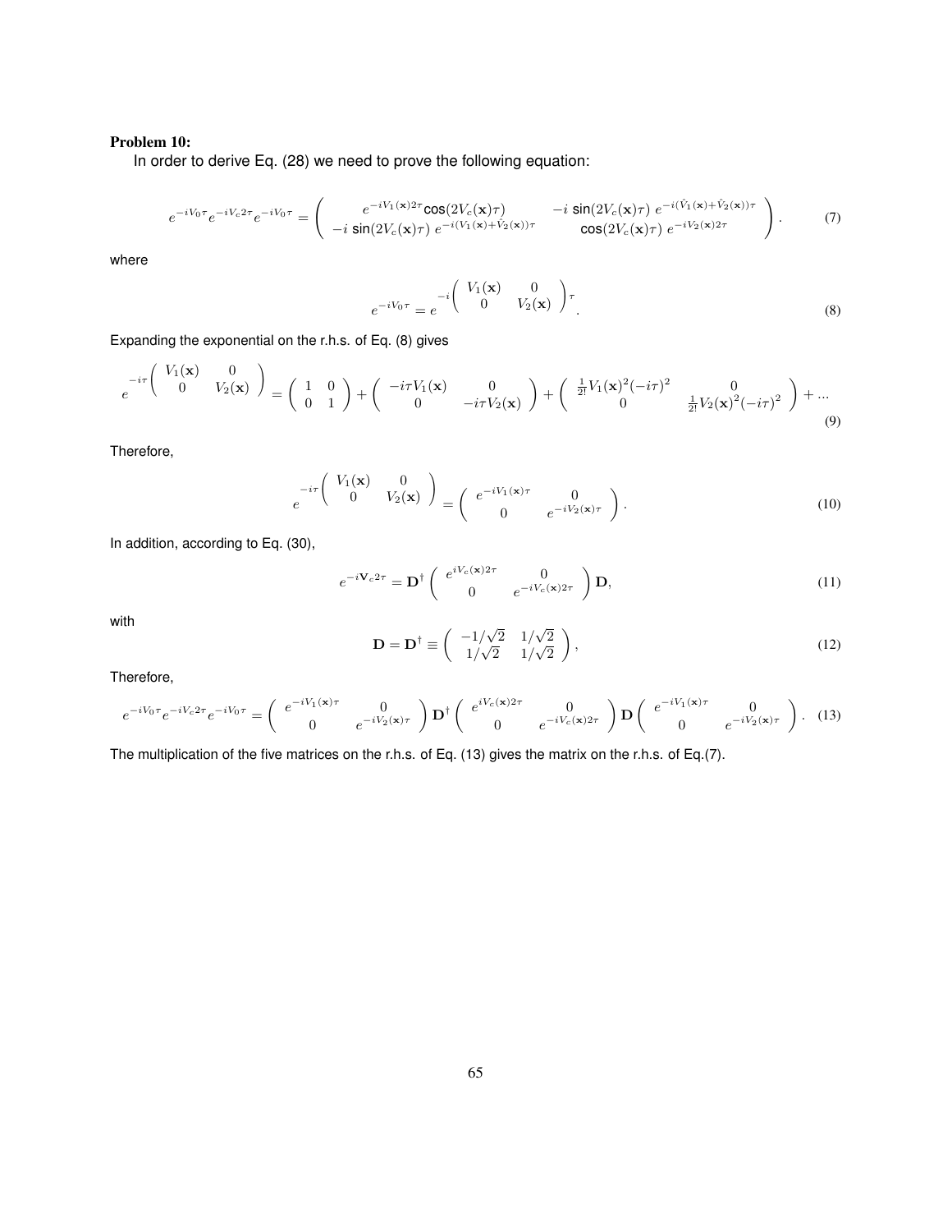**Problem 10:**

In order to derive Eq. (28) we need to prove the following equation:

$$e^{-iV_0\tau}e^{-iV_c2\tau}e^{-iV_0\tau} = \begin{pmatrix} e^{-iV_1(\mathbf{x})2\tau}\cos(2V_c(\mathbf{x})\tau) & -i\,\sin(2V_c(\mathbf{x})\tau)\,e^{-i(\hat{V}_1(\mathbf{x})+\hat{V}_2(\mathbf{x}))\tau} \\ -i\,\sin(2V_c(\mathbf{x})\tau)\,e^{-i(V_1(\mathbf{x})+\hat{V}_2(\mathbf{x}))\tau} & \cos(2V_c(\mathbf{x})\tau)\,e^{-iV_2(\mathbf{x})2\tau} \end{pmatrix}. \tag{7}$$

where

$$e^{-iV_0\tau} = e^{-i\begin{pmatrix} V_1(\mathbf{x}) & 0 \\ 0 & V_2(\mathbf{x}) \end{pmatrix}\tau}. \tag{8}$$

Expanding the exponential on the r.h.s. of Eq. (8) gives

$$e^{-i\tau\begin{pmatrix} V_1(\mathbf{x}) & 0 \\ 0 & V_2(\mathbf{x}) \end{pmatrix}} = \begin{pmatrix} 1 & 0 \\ 0 & 1 \end{pmatrix} + \begin{pmatrix} -i\tau V_1(\mathbf{x}) & 0 \\ 0 & -i\tau V_2(\mathbf{x}) \end{pmatrix} + \begin{pmatrix} \frac{1}{2!}V_1(\mathbf{x})^2(-i\tau)^2 & 0 \\ 0 & \frac{1}{2!}V_2(\mathbf{x})^2(-i\tau)^2 \end{pmatrix} + \ldots \tag{9}$$

Therefore,

$$e^{-i\tau\begin{pmatrix} V_1(\mathbf{x}) & 0 \\ 0 & V_2(\mathbf{x}) \end{pmatrix}} = \begin{pmatrix} e^{-iV_1(\mathbf{x})\tau} & 0 \\ 0 & e^{-iV_2(\mathbf{x})\tau} \end{pmatrix}. \tag{10}$$

In addition, according to Eq. (30),

$$e^{-i\mathbf{V}_c2\tau} = \mathbf{D}^\dagger \begin{pmatrix} e^{iV_c(\mathbf{x})2\tau} & 0 \\ 0 & e^{-iV_c(\mathbf{x})2\tau} \end{pmatrix} \mathbf{D}, \tag{11}$$

with

$$\mathbf{D} = \mathbf{D}^\dagger \equiv \begin{pmatrix} -1/\sqrt{2} & 1/\sqrt{2} \\ 1/\sqrt{2} & 1/\sqrt{2} \end{pmatrix}, \tag{12}$$

Therefore,

$$e^{-iV_0\tau}e^{-iV_c2\tau}e^{-iV_0\tau} = \begin{pmatrix} e^{-iV_1(\mathbf{x})\tau} & 0 \\ 0 & e^{-iV_2(\mathbf{x})\tau} \end{pmatrix} \mathbf{D}^\dagger \begin{pmatrix} e^{iV_c(\mathbf{x})2\tau} & 0 \\ 0 & e^{-iV_c(\mathbf{x})2\tau} \end{pmatrix} \mathbf{D} \begin{pmatrix} e^{-iV_1(\mathbf{x})\tau} & 0 \\ 0 & e^{-iV_2(\mathbf{x})\tau} \end{pmatrix}. \tag{13}$$

The multiplication of the five matrices on the r.h.s. of Eq. (13) gives the matrix on the r.h.s. of Eq.(7).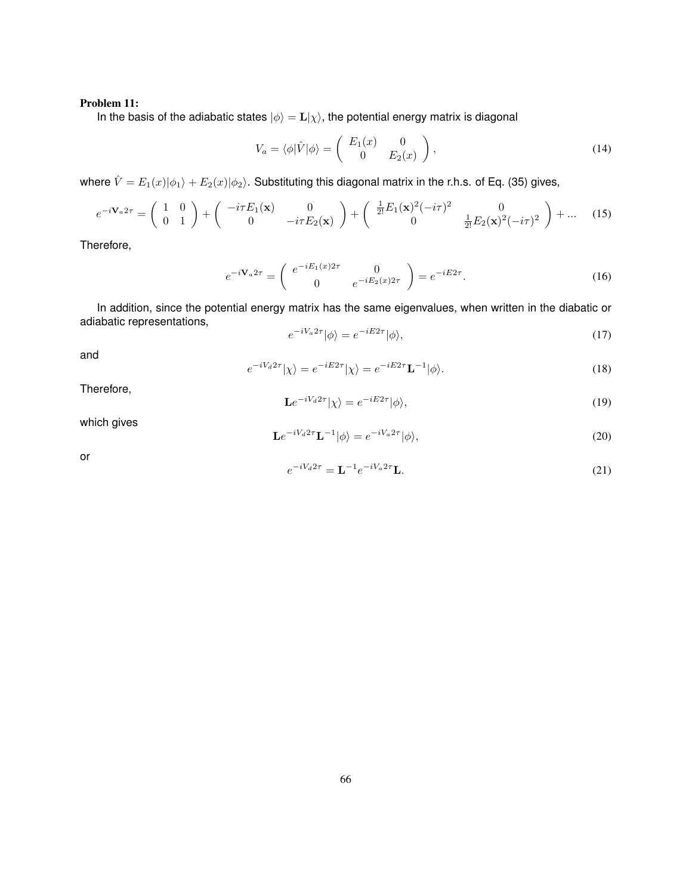**Problem 11:**

In the basis of the adiabatic states $|\phi\rangle = \mathbf{L}|\chi\rangle$, the potential energy matrix is diagonal

$$V_a = \langle\phi|\hat{V}|\phi\rangle = \begin{pmatrix} E_1(x) & 0 \\ 0 & E_2(x) \end{pmatrix}, \tag{14}$$

where $\hat{V} = E_1(x)|\phi_1\rangle + E_2(x)|\phi_2\rangle$. Substituting this diagonal matrix in the r.h.s. of Eq. (35) gives,

$$e^{-i\mathbf{V}_a 2\tau} = \begin{pmatrix} 1 & 0 \\ 0 & 1 \end{pmatrix} + \begin{pmatrix} -i\tau E_1(\mathbf{x}) & 0 \\ 0 & -i\tau E_2(\mathbf{x}) \end{pmatrix} + \begin{pmatrix} \frac{1}{2!}E_1(\mathbf{x})^2(-i\tau)^2 & 0 \\ 0 & \frac{1}{2!}E_2(\mathbf{x})^2(-i\tau)^2 \end{pmatrix} + \ldots \tag{15}$$

Therefore,

$$e^{-i\mathbf{V}_a 2\tau} = \begin{pmatrix} e^{-iE_1(x)2\tau} & 0 \\ 0 & e^{-iE_2(x)2\tau} \end{pmatrix} = e^{-iE2\tau}. \tag{16}$$

In addition, since the potential energy matrix has the same eigenvalues, when written in the diabatic or adiabatic representations,

$$e^{-iV_a 2\tau}|\phi\rangle = e^{-iE2\tau}|\phi\rangle, \tag{17}$$

and

$$e^{-iV_d 2\tau}|\chi\rangle = e^{-iE2\tau}|\chi\rangle = e^{-iE2\tau}\mathbf{L}^{-1}|\phi\rangle. \tag{18}$$

Therefore,

$$\mathbf{L}e^{-iV_d 2\tau}|\chi\rangle = e^{-iE2\tau}|\phi\rangle, \tag{19}$$

which gives

$$\mathbf{L}e^{-iV_d 2\tau}\mathbf{L}^{-1}|\phi\rangle = e^{-iV_a 2\tau}|\phi\rangle, \tag{20}$$

or

$$e^{-iV_d 2\tau} = \mathbf{L}^{-1}e^{-iV_a 2\tau}\mathbf{L}. \tag{21}$$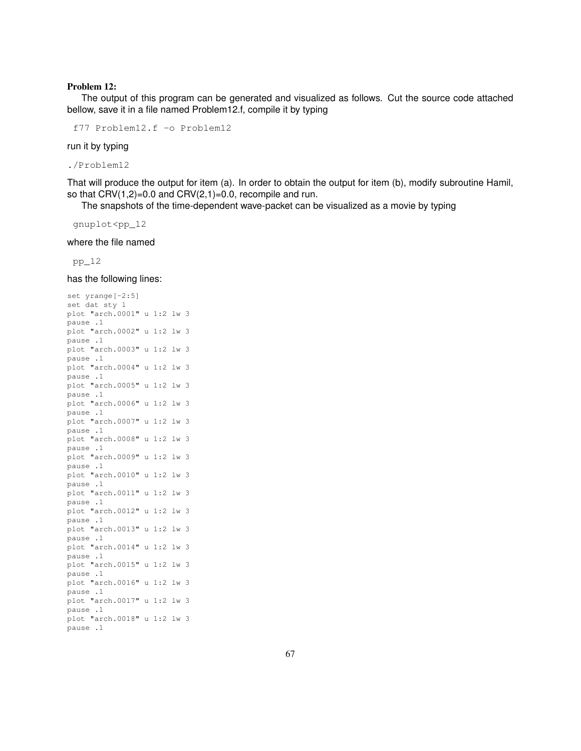**Problem 12:**

The output of this program can be generated and visualized as follows. Cut the source code attached bellow, save it in a file named Problem12.f, compile it by typing

```
f77 Problem12.f -o Problem12
```

run it by typing

```
./Problem12
```

That will produce the output for item (a). In order to obtain the output for item (b), modify subroutine Hamil, so that CRV(1,2)=0.0 and CRV(2,1)=0.0, recompile and run.

The snapshots of the time-dependent wave-packet can be visualized as a movie by typing

```
gnuplot<pp_12
```

where the file named

```
pp_12
```

has the following lines:

```
set yrange[-2:5]
set dat sty l
plot "arch.0001" u 1:2 lw 3
pause .1
plot "arch.0002" u 1:2 lw 3
pause .1
plot "arch.0003" u 1:2 lw 3
pause .1
plot "arch.0004" u 1:2 lw 3
pause .1
plot "arch.0005" u 1:2 lw 3
pause .1
plot "arch.0006" u 1:2 lw 3
pause .1
plot "arch.0007" u 1:2 lw 3
pause .1
plot "arch.0008" u 1:2 lw 3
pause .1
plot "arch.0009" u 1:2 lw 3
pause .1
plot "arch.0010" u 1:2 lw 3
pause .1
plot "arch.0011" u 1:2 lw 3
pause .1
plot "arch.0012" u 1:2 lw 3
pause .1
plot "arch.0013" u 1:2 lw 3
pause .1
plot "arch.0014" u 1:2 lw 3
pause .1
plot "arch.0015" u 1:2 lw 3
pause .1
plot "arch.0016" u 1:2 lw 3
pause .1
plot "arch.0017" u 1:2 lw 3
pause .1
plot "arch.0018" u 1:2 lw 3
pause .1
```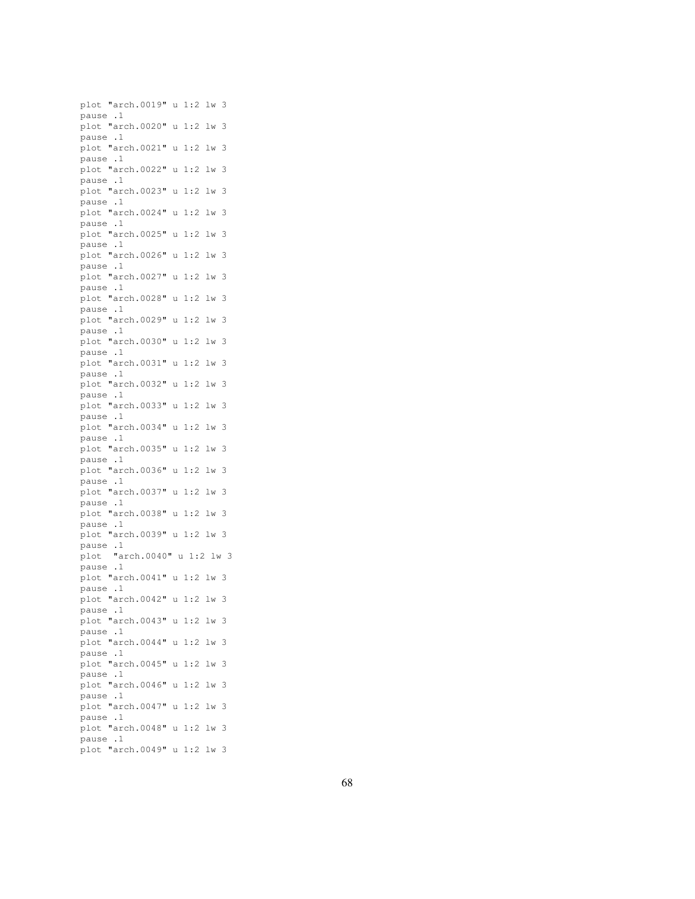```
plot "arch.0019" u 1:2 lw 3
pause .1
plot "arch.0020" u 1:2 lw 3
pause .1
plot "arch.0021" u 1:2 lw 3
pause .1
plot "arch.0022" u 1:2 lw 3
pause .1
plot "arch.0023" u 1:2 lw 3
pause .1
plot "arch.0024" u 1:2 lw 3
pause .1
plot "arch.0025" u 1:2 lw 3
pause .1
plot "arch.0026" u 1:2 lw 3
pause .1
plot "arch.0027" u 1:2 lw 3
pause .1
plot "arch.0028" u 1:2 lw 3
pause .1
plot "arch.0029" u 1:2 lw 3
pause .1
plot "arch.0030" u 1:2 lw 3
pause .1
plot "arch.0031" u 1:2 lw 3
pause .1
plot "arch.0032" u 1:2 lw 3
pause .1
plot "arch.0033" u 1:2 lw 3
pause .1
plot "arch.0034" u 1:2 lw 3
pause .1
plot "arch.0035" u 1:2 lw 3
pause .1
plot "arch.0036" u 1:2 lw 3
pause .1
plot "arch.0037" u 1:2 lw 3
pause .1
plot "arch.0038" u 1:2 lw 3
pause .1
plot "arch.0039" u 1:2 lw 3
pause .1
plot  "arch.0040" u 1:2 lw 3
pause .1
plot "arch.0041" u 1:2 lw 3
pause .1
plot "arch.0042" u 1:2 lw 3
pause .1
plot "arch.0043" u 1:2 lw 3
pause .1
plot "arch.0044" u 1:2 lw 3
pause .1
plot "arch.0045" u 1:2 lw 3
pause .1
plot "arch.0046" u 1:2 lw 3
pause .1
plot "arch.0047" u 1:2 lw 3
pause .1
plot "arch.0048" u 1:2 lw 3
pause .1
plot "arch.0049" u 1:2 lw 3
```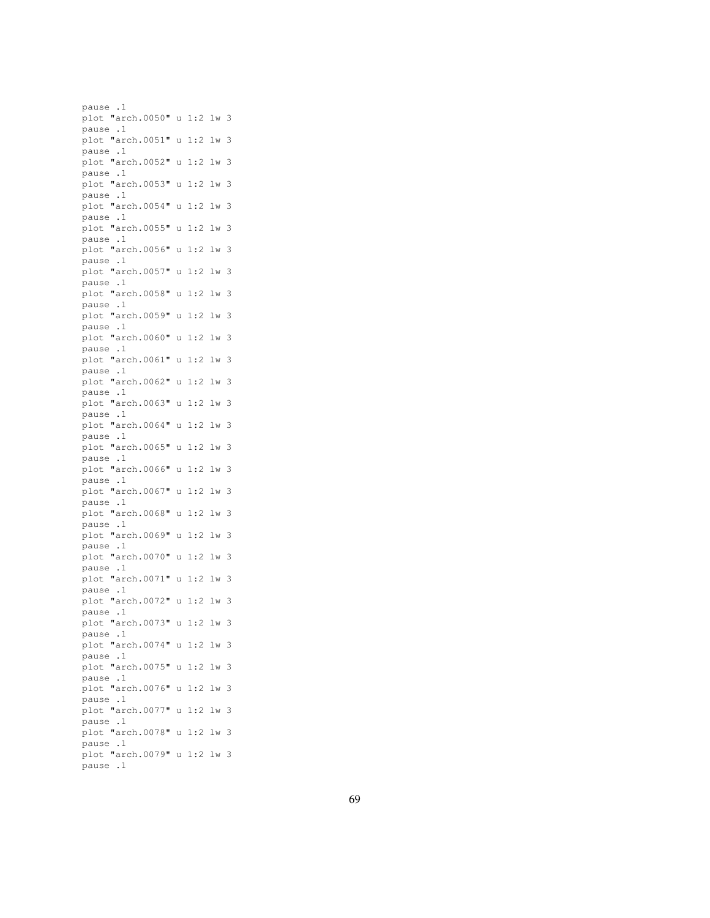```
pause .1
plot "arch.0050" u 1:2 lw 3
pause .1
plot "arch.0051" u 1:2 lw 3
pause .1
plot "arch.0052" u 1:2 lw 3
pause .1
plot "arch.0053" u 1:2 lw 3
pause .1
plot "arch.0054" u 1:2 lw 3
pause .1
plot "arch.0055" u 1:2 lw 3
pause .1
plot "arch.0056" u 1:2 lw 3
pause .1
plot "arch.0057" u 1:2 lw 3
pause .1
plot "arch.0058" u 1:2 lw 3
pause .1
plot "arch.0059" u 1:2 lw 3
pause .1
plot "arch.0060" u 1:2 lw 3
pause .1
plot "arch.0061" u 1:2 lw 3
pause .1
plot "arch.0062" u 1:2 lw 3
pause .1
plot "arch.0063" u 1:2 lw 3
pause .1
plot "arch.0064" u 1:2 lw 3
pause .1
plot "arch.0065" u 1:2 lw 3
pause .1
plot "arch.0066" u 1:2 lw 3
pause .1
plot "arch.0067" u 1:2 lw 3
pause .1
plot "arch.0068" u 1:2 lw 3
pause .1
plot "arch.0069" u 1:2 lw 3
pause .1
plot "arch.0070" u 1:2 lw 3
pause .1
plot "arch.0071" u 1:2 lw 3
pause .1
plot "arch.0072" u 1:2 lw 3
pause .1
plot "arch.0073" u 1:2 lw 3
pause .1
plot "arch.0074" u 1:2 lw 3
pause .1
plot "arch.0075" u 1:2 lw 3
pause .1
plot "arch.0076" u 1:2 lw 3
pause .1
plot "arch.0077" u 1:2 lw 3
pause .1
plot "arch.0078" u 1:2 lw 3
pause .1
plot "arch.0079" u 1:2 lw 3
pause .1
```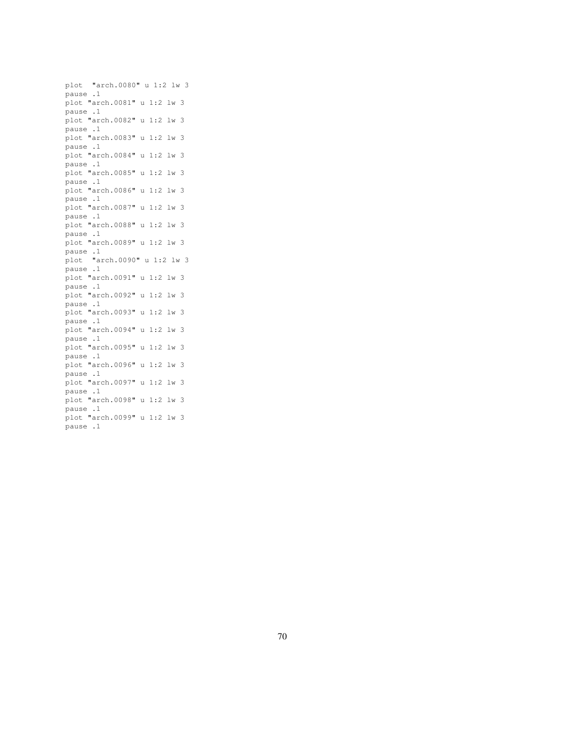```
plot  "arch.0080" u 1:2 lw 3
pause .1
plot "arch.0081" u 1:2 lw 3
pause .1
plot "arch.0082" u 1:2 lw 3
pause .1
plot "arch.0083" u 1:2 lw 3
pause .1
plot "arch.0084" u 1:2 lw 3
pause .1
plot "arch.0085" u 1:2 lw 3
pause .1
plot "arch.0086" u 1:2 lw 3
pause .1
plot "arch.0087" u 1:2 lw 3
pause .1
plot "arch.0088" u 1:2 lw 3
pause .1
plot "arch.0089" u 1:2 lw 3
pause .1
plot  "arch.0090" u 1:2 lw 3
pause .1
plot "arch.0091" u 1:2 lw 3
pause .1
plot "arch.0092" u 1:2 lw 3
pause .1
plot "arch.0093" u 1:2 lw 3
pause .1
plot "arch.0094" u 1:2 lw 3
pause .1
plot "arch.0095" u 1:2 lw 3
pause .1
plot "arch.0096" u 1:2 lw 3
pause .1
plot "arch.0097" u 1:2 lw 3
pause .1
plot "arch.0098" u 1:2 lw 3
pause .1
plot "arch.0099" u 1:2 lw 3
pause .1
```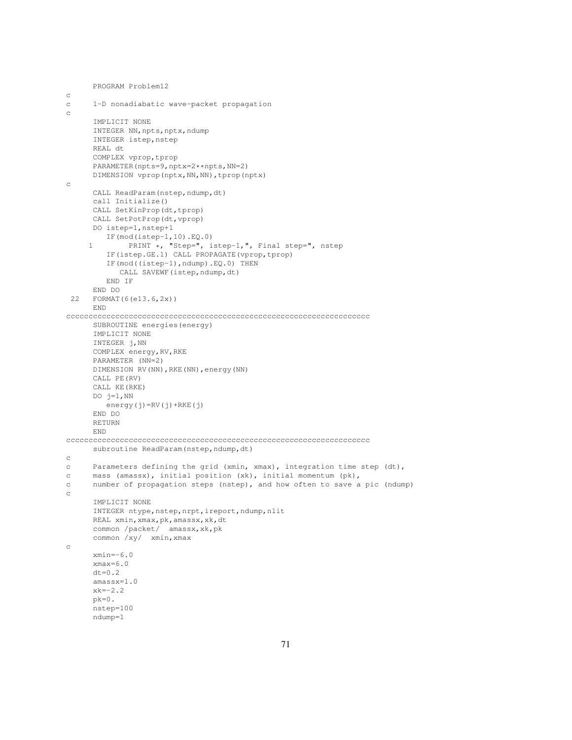```
      PROGRAM Problem12
c
c     1-D nonadiabatic wave-packet propagation
c
      IMPLICIT NONE
      INTEGER NN,npts,nptx,ndump
      INTEGER istep,nstep
      REAL dt
      COMPLEX vprop,tprop
      PARAMETER(npts=9,nptx=2**npts,NN=2)
      DIMENSION vprop(nptx,NN,NN),tprop(nptx)
c
      CALL ReadParam(nstep,ndump,dt)
      call Initialize()
      CALL SetKinProp(dt,tprop)
      CALL SetPotProp(dt,vprop)
      DO istep=1,nstep+1
         IF(mod(istep-1,10).EQ.0)
     1        PRINT *, "Step=", istep-1,", Final step=", nstep
         IF(istep.GE.1) CALL PROPAGATE(vprop,tprop)
         IF(mod((istep-1),ndump).EQ.0) THEN
            CALL SAVEWF(istep,ndump,dt)
         END IF
      END DO
 22   FORMAT(6(e13.6,2x))
      END
cccccccccccccccccccccccccccccccccccccccccccccccccccccccccccccccccccc
      SUBROUTINE energies(energy)
      IMPLICIT NONE
      INTEGER j,NN
      COMPLEX energy,RV,RKE
      PARAMETER (NN=2)
      DIMENSION RV(NN),RKE(NN),energy(NN)
      CALL PE(RV)
      CALL KE(RKE)
      DO j=1,NN
         energy(j)=RV(j)+RKE(j)
      END DO
      RETURN
      END
cccccccccccccccccccccccccccccccccccccccccccccccccccccccccccccccccccc
      subroutine ReadParam(nstep,ndump,dt)
c
c     Parameters defining the grid (xmin, xmax), integration time step (dt),
c     mass (amassx), initial position (xk), initial momentum (pk),
c     number of propagation steps (nstep), and how often to save a pic (ndump)
c
      IMPLICIT NONE
      INTEGER ntype,nstep,nrpt,ireport,ndump,nlit
      REAL xmin,xmax,pk,amassx,xk,dt
      common /packet/  amassx,xk,pk
      common /xy/  xmin,xmax
c
      xmin=-6.0
      xmax=6.0
      dt=0.2
      amassx=1.0
      xk=-2.2
      pk=0.
      nstep=100
      ndump=1
```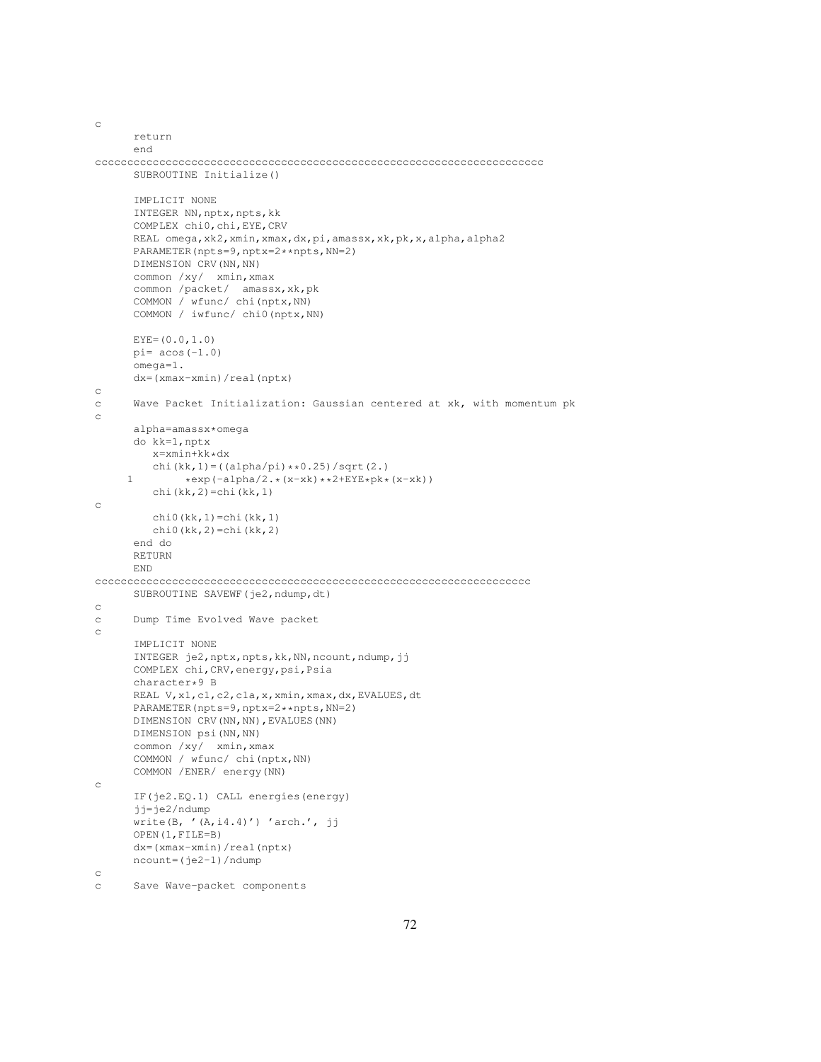```
c
      return
      end
cccccccccccccccccccccccccccccccccccccccccccccccccccccccccccccccccccc
      SUBROUTINE Initialize()

      IMPLICIT NONE
      INTEGER NN,nptx,npts,kk
      COMPLEX chi0,chi,EYE,CRV
      REAL omega,xk2,xmin,xmax,dx,pi,amassx,xk,pk,x,alpha,alpha2
      PARAMETER(npts=9,nptx=2**npts,NN=2)
      DIMENSION CRV(NN,NN)
      common /xy/  xmin,xmax
      common /packet/  amassx,xk,pk
      COMMON / wfunc/ chi(nptx,NN)
      COMMON / iwfunc/ chi0(nptx,NN)

      EYE=(0.0,1.0)
      pi= acos(-1.0)
      omega=1.
      dx=(xmax-xmin)/real(nptx)
c
c     Wave Packet Initialization: Gaussian centered at xk, with momentum pk
c
      alpha=amassx*omega
      do kk=1,nptx
         x=xmin+kk*dx
         chi(kk,1)=((alpha/pi)**0.25)/sqrt(2.)
     1        *exp(-alpha/2.*(x-xk)**2+EYE*pk*(x-xk))
         chi(kk,2)=chi(kk,1)
c
         chi0(kk,1)=chi(kk,1)
         chi0(kk,2)=chi(kk,2)
      end do
      RETURN
      END
ccccccccccccccccccccccccccccccccccccccccccccccccccccccccccccccccccc
      SUBROUTINE SAVEWF(je2,ndump,dt)
c
c     Dump Time Evolved Wave packet
c
      IMPLICIT NONE
      INTEGER je2,nptx,npts,kk,NN,ncount,ndump,jj
      COMPLEX chi,CRV,energy,psi,Psia
      character*9 B
      REAL V,x1,c1,c2,c1a,x,xmin,xmax,dx,EVALUES,dt
      PARAMETER(npts=9,nptx=2**npts,NN=2)
      DIMENSION CRV(NN,NN),EVALUES(NN)
      DIMENSION psi(NN,NN)
      common /xy/  xmin,xmax
      COMMON / wfunc/ chi(nptx,NN)
      COMMON /ENER/ energy(NN)
c
      IF(je2.EQ.1) CALL energies(energy)
      jj=je2/ndump
      write(B, '(A,i4.4)') 'arch.', jj
      OPEN(1,FILE=B)
      dx=(xmax-xmin)/real(nptx)
      ncount=(je2-1)/ndump
c
c     Save Wave-packet components
```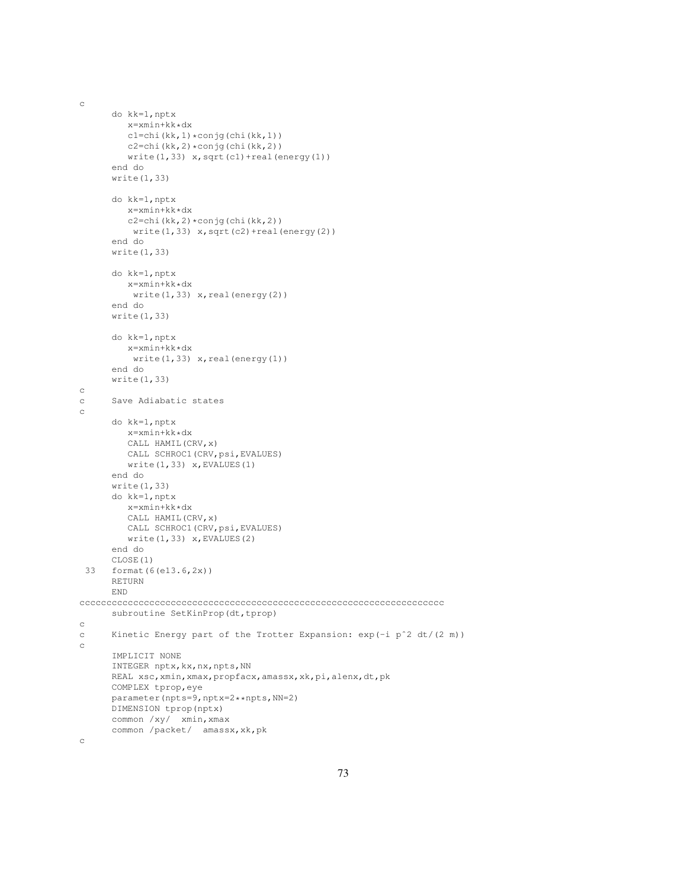```
c
      do kk=1,nptx
         x=xmin+kk*dx
         c1=chi(kk,1)*conjg(chi(kk,1))
         c2=chi(kk,2)*conjg(chi(kk,2))
         write(1,33) x,sqrt(c1)+real(energy(1))
      end do
      write(1,33)

      do kk=1,nptx
         x=xmin+kk*dx
         c2=chi(kk,2)*conjg(chi(kk,2))
          write(1,33) x,sqrt(c2)+real(energy(2))
      end do
      write(1,33)

      do kk=1,nptx
         x=xmin+kk*dx
          write(1,33) x,real(energy(2))
      end do
      write(1,33)

      do kk=1,nptx
         x=xmin+kk*dx
          write(1,33) x,real(energy(1))
      end do
      write(1,33)
c
c     Save Adiabatic states
c
      do kk=1,nptx
         x=xmin+kk*dx
         CALL HAMIL(CRV,x)
         CALL SCHROC1(CRV,psi,EVALUES)
         write(1,33) x,EVALUES(1)
      end do
      write(1,33)
      do kk=1,nptx
         x=xmin+kk*dx
         CALL HAMIL(CRV,x)
         CALL SCHROC1(CRV,psi,EVALUES)
         write(1,33) x,EVALUES(2)
      end do
      CLOSE(1)
 33   format(6(e13.6,2x))
      RETURN
      END
cccccccccccccccccccccccccccccccccccccccccccccccccccccccccccccccccccccc
      subroutine SetKinProp(dt,tprop)
c
c     Kinetic Energy part of the Trotter Expansion: exp(-i p^2 dt/(2 m))
c
      IMPLICIT NONE
      INTEGER nptx,kx,nx,npts,NN
      REAL xsc,xmin,xmax,propfacx,amassx,xk,pi,alenx,dt,pk
      COMPLEX tprop,eye
      parameter(npts=9,nptx=2**npts,NN=2)
      DIMENSION tprop(nptx)
      common /xy/  xmin,xmax
      common /packet/  amassx,xk,pk
c
```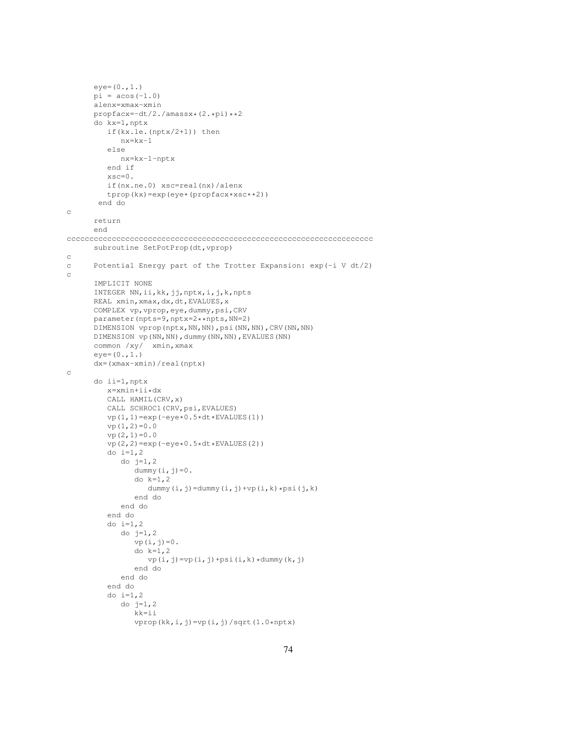```
      eye=(0.,1.)
      pi = acos(-1.0)
      alenx=xmax-xmin
      propfacx=-dt/2./amassx*(2.*pi)**2
      do kx=1,nptx
         if(kx.le.(nptx/2+1)) then
            nx=kx-1
         else
            nx=kx-1-nptx
         end if
         xsc=0.
         if(nx.ne.0) xsc=real(nx)/alenx
         tprop(kx)=exp(eye*(propfacx*xsc**2))
       end do
c
      return
      end
cccccccccccccccccccccccccccccccccccccccccccccccccccccccccccccccccccccc
      subroutine SetPotProp(dt,vprop)
c
c     Potential Energy part of the Trotter Expansion: exp(-i V dt/2)
c
      IMPLICIT NONE
      INTEGER NN,ii,kk,jj,nptx,i,j,k,npts
      REAL xmin,xmax,dx,dt,EVALUES,x
      COMPLEX vp,vprop,eye,dummy,psi,CRV
      parameter(npts=9,nptx=2**npts,NN=2)
      DIMENSION vprop(nptx,NN,NN),psi(NN,NN),CRV(NN,NN)
      DIMENSION vp(NN,NN),dummy(NN,NN),EVALUES(NN)
      common /xy/  xmin,xmax
      eye=(0.,1.)
      dx=(xmax-xmin)/real(nptx)
c
      do ii=1,nptx
         x=xmin+ii*dx
         CALL HAMIL(CRV,x)
         CALL SCHROC1(CRV,psi,EVALUES)
         vp(1,1)=exp(-eye*0.5*dt*EVALUES(1))
         vp(1,2)=0.0
         vp(2,1)=0.0
         vp(2,2)=exp(-eye*0.5*dt*EVALUES(2))
         do i=1,2
            do j=1,2
               dummy(i,j)=0.
               do k=1,2
                  dummy(i,j)=dummy(i,j)+vp(i,k)*psi(j,k)
               end do
            end do
         end do
         do i=1,2
            do j=1,2
               vp(i,j)=0.
               do k=1,2
                  vp(i,j)=vp(i,j)+psi(i,k)*dummy(k,j)
               end do
            end do
         end do
         do i=1,2
            do j=1,2
               kk=ii
               vprop(kk,i,j)=vp(i,j)/sqrt(1.0*nptx)
```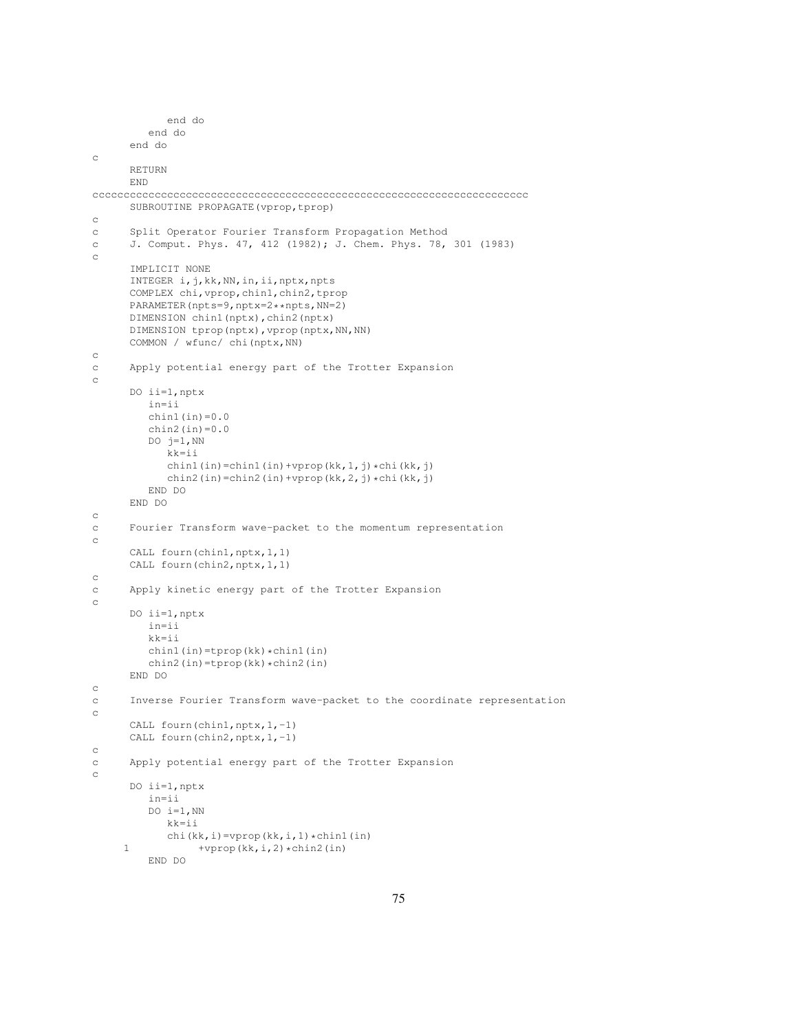```
            end do
         end do
      end do
c
      RETURN
      END
cccccccccccccccccccccccccccccccccccccccccccccccccccccccccccccccccccccc
      SUBROUTINE PROPAGATE(vprop,tprop)
c
c     Split Operator Fourier Transform Propagation Method
c     J. Comput. Phys. 47, 412 (1982); J. Chem. Phys. 78, 301 (1983)
c
      IMPLICIT NONE
      INTEGER i,j,kk,NN,in,ii,nptx,npts
      COMPLEX chi,vprop,chin1,chin2,tprop
      PARAMETER(npts=9,nptx=2**npts,NN=2)
      DIMENSION chin1(nptx),chin2(nptx)
      DIMENSION tprop(nptx),vprop(nptx,NN,NN)
      COMMON / wfunc/ chi(nptx,NN)
c
c     Apply potential energy part of the Trotter Expansion
c
      DO ii=1,nptx
         in=ii
         chin1(in)=0.0
         chin2(in)=0.0
         DO j=1,NN
            kk=ii
            chin1(in)=chin1(in)+vprop(kk,1,j)*chi(kk,j)
            chin2(in)=chin2(in)+vprop(kk,2,j)*chi(kk,j)
         END DO
      END DO
c
c     Fourier Transform wave-packet to the momentum representation
c
      CALL four1(chin1,nptx,1)
      CALL four1(chin2,nptx,1)
c
c     Apply kinetic energy part of the Trotter Expansion
c
      DO ii=1,nptx
         in=ii
         kk=ii
         chin1(in)=tprop(kk)*chin1(in)
         chin2(in)=tprop(kk)*chin2(in)
      END DO
c
c     Inverse Fourier Transform wave-packet to the coordinate representation
c
      CALL four1(chin1,nptx,-1)
      CALL four1(chin2,nptx,-1)
c
c     Apply potential energy part of the Trotter Expansion
c
      DO ii=1,nptx
         in=ii
         DO i=1,NN
            kk=ii
            chi(kk,i)=vprop(kk,i,1)*chin1(in)
     1           +vprop(kk,i,2)*chin2(in)
         END DO
```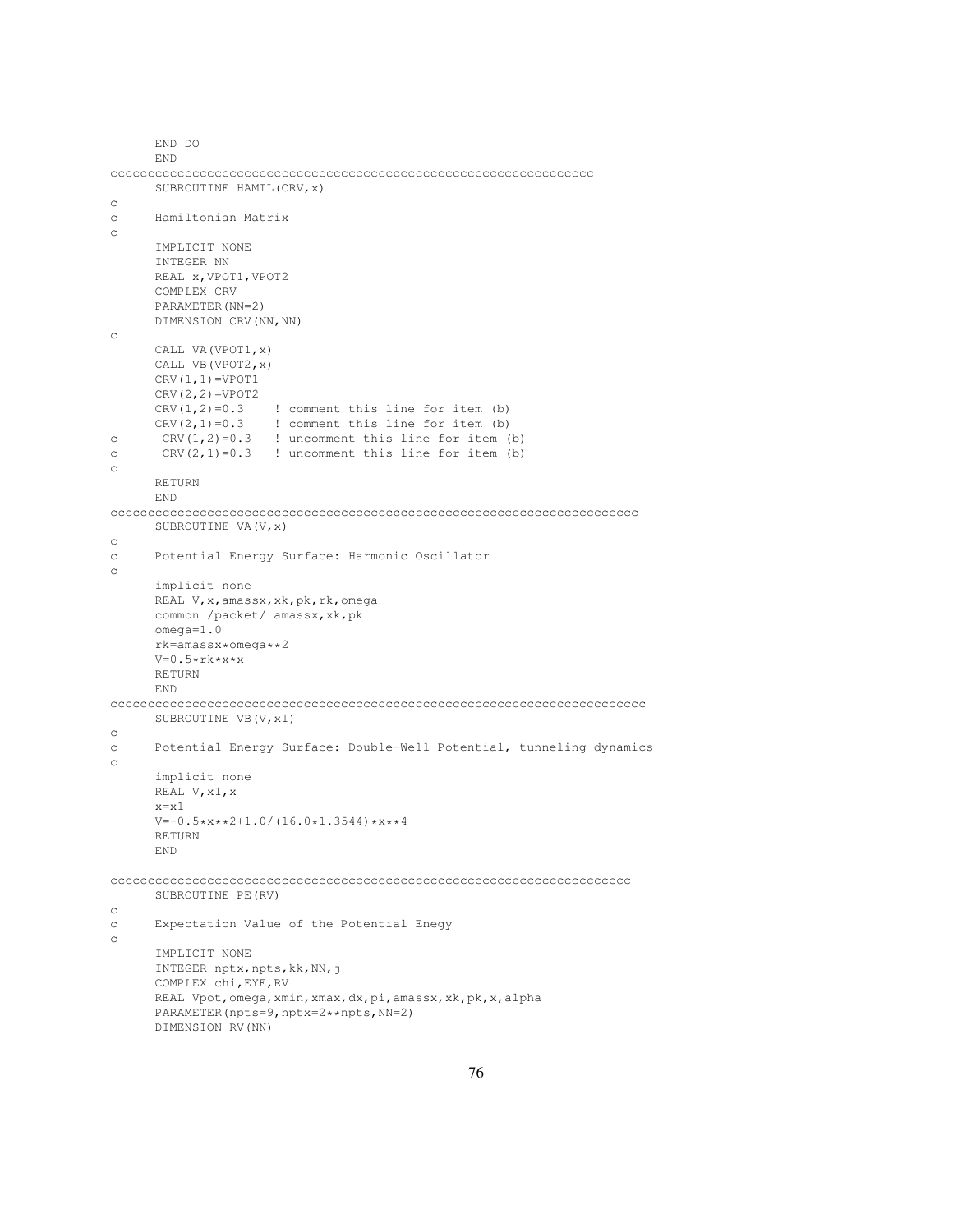```
      END DO
      END
cccccccccccccccccccccccccccccccccccccccccccccccccccccccccccccccc
      SUBROUTINE HAMIL(CRV,x)
c
c     Hamiltonian Matrix
c
      IMPLICIT NONE
      INTEGER NN
      REAL x,VPOT1,VPOT2
      COMPLEX CRV
      PARAMETER(NN=2)
      DIMENSION CRV(NN,NN)
c
      CALL VA(VPOT1,x)
      CALL VB(VPOT2,x)
      CRV(1,1)=VPOT1
      CRV(2,2)=VPOT2
      CRV(1,2)=0.3    ! comment this line for item (b)
      CRV(2,1)=0.3    ! comment this line for item (b)
c      CRV(1,2)=0.3   ! uncomment this line for item (b)
c      CRV(2,1)=0.3   ! uncomment this line for item (b)
c
      RETURN
      END
cccccccccccccccccccccccccccccccccccccccccccccccccccccccccccccccccccc
      SUBROUTINE VA(V,x)
c
c     Potential Energy Surface: Harmonic Oscillator
c
      implicit none
      REAL V,x,amassx,xk,pk,rk,omega
      common /packet/ amassx,xk,pk
      omega=1.0
      rk=amassx*omega**2
      V=0.5*rk*x*x
      RETURN
      END
ccccccccccccccccccccccccccccccccccccccccccccccccccccccccccccccccccccc
      SUBROUTINE VB(V,x1)
c
c     Potential Energy Surface: Double-Well Potential, tunneling dynamics
c
      implicit none
      REAL V,x1,x
      x=x1
      V=-0.5*x**2+1.0/(16.0*1.3544)*x**4
      RETURN
      END

cccccccccccccccccccccccccccccccccccccccccccccccccccccccccccccccccccc
      SUBROUTINE PE(RV)
c
c     Expectation Value of the Potential Enegy
c
      IMPLICIT NONE
      INTEGER nptx,npts,kk,NN,j
      COMPLEX chi,EYE,RV
      REAL Vpot,omega,xmin,xmax,dx,pi,amassx,xk,pk,x,alpha
      PARAMETER(npts=9,nptx=2**npts,NN=2)
      DIMENSION RV(NN)
```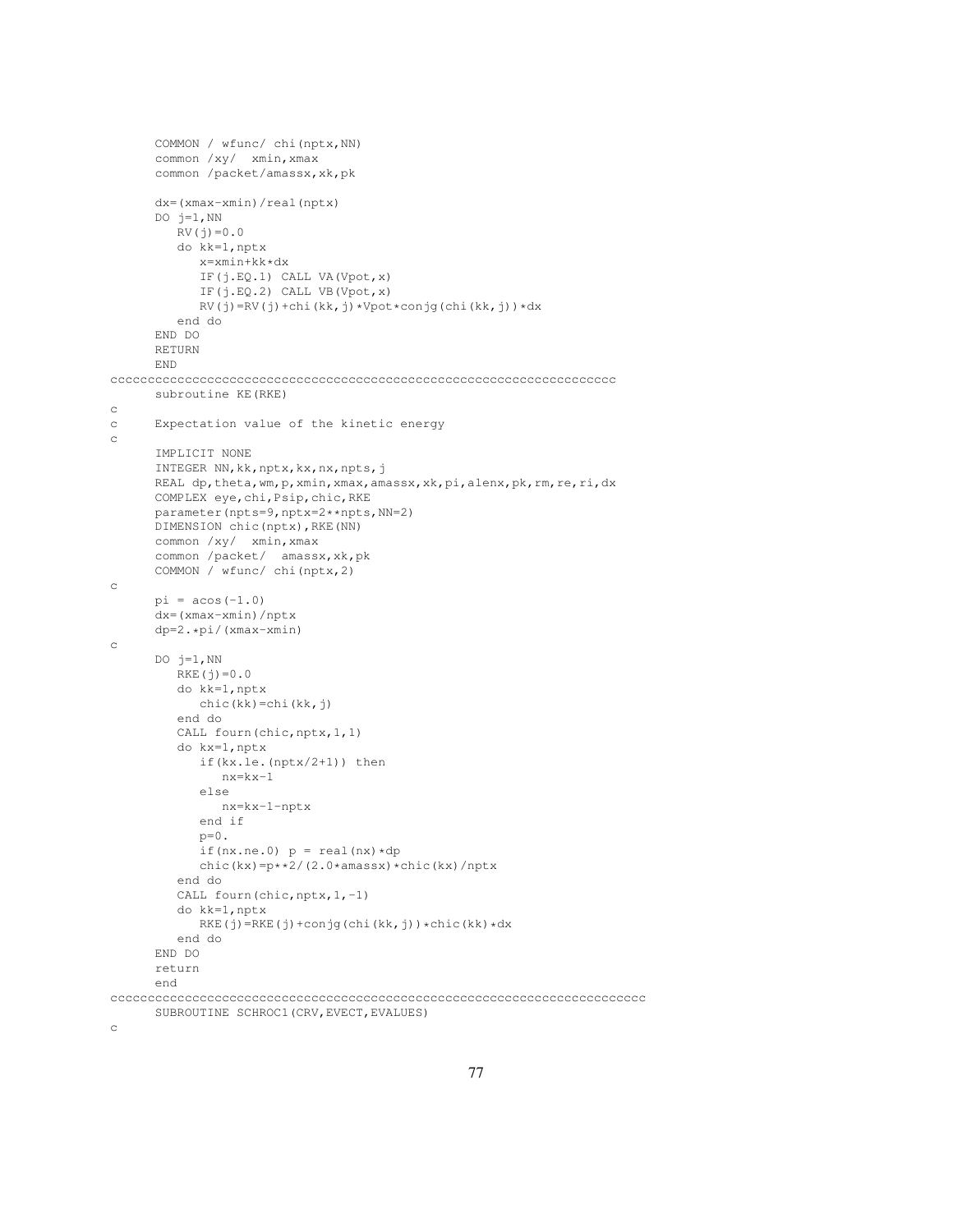```
      COMMON / wfunc/ chi(nptx,NN)
      common /xy/  xmin,xmax
      common /packet/amassx,xk,pk

      dx=(xmax-xmin)/real(nptx)
      DO j=1,NN
         RV(j)=0.0
         do kk=1,nptx
            x=xmin+kk*dx
            IF(j.EQ.1) CALL VA(Vpot,x)
            IF(j.EQ.2) CALL VB(Vpot,x)
            RV(j)=RV(j)+chi(kk,j)*Vpot*conjg(chi(kk,j))*dx
         end do
      END DO
      RETURN
      END
cccccccccccccccccccccccccccccccccccccccccccccccccccccccccccccccccc
      subroutine KE(RKE)
c
c     Expectation value of the kinetic energy
c
      IMPLICIT NONE
      INTEGER NN,kk,nptx,kx,nx,npts,j
      REAL dp,theta,wm,p,xmin,xmax,amassx,xk,pi,alenx,pk,rm,re,ri,dx
      COMPLEX eye,chi,Psip,chic,RKE
      parameter(npts=9,nptx=2**npts,NN=2)
      DIMENSION chic(nptx),RKE(NN)
      common /xy/  xmin,xmax
      common /packet/  amassx,xk,pk
      COMMON / wfunc/ chi(nptx,2)
c
      pi = acos(-1.0)
      dx=(xmax-xmin)/nptx
      dp=2.*pi/(xmax-xmin)
c
      DO j=1,NN
         RKE(j)=0.0
         do kk=1,nptx
            chic(kk)=chi(kk,j)
         end do
         CALL four(chic,nptx,1,1)
         do kx=1,nptx
            if(kx.le.(nptx/2+1)) then
               nx=kx-1
            else
               nx=kx-1-nptx
            end if
            p=0.
            if(nx.ne.0) p = real(nx)*dp
            chic(kx)=p**2/(2.0*amassx)*chic(kx)/nptx
         end do
         CALL four(chic,nptx,1,-1)
         do kk=1,nptx
            RKE(j)=RKE(j)+conjg(chi(kk,j))*chic(kk)*dx
         end do
      END DO
      return
      end
ccccccccccccccccccccccccccccccccccccccccccccccccccccccccccccccccccccc
      SUBROUTINE SCHROC1(CRV,EVECT,EVALUES)
c
```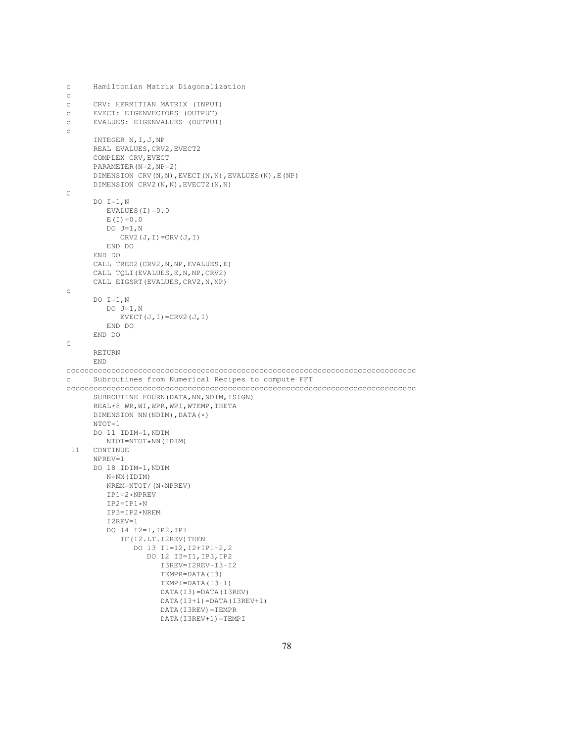```fortran
c     Hamiltonian Matrix Diagonalization
c
c     CRV: HERMITIAN MATRIX (INPUT)
c     EVECT: EIGENVECTORS (OUTPUT)
c     EVALUES: EIGENVALUES (OUTPUT)
c
      INTEGER N,I,J,NP
      REAL EVALUES,CRV2,EVECT2
      COMPLEX CRV,EVECT
      PARAMETER(N=2,NP=2)
      DIMENSION CRV(N,N),EVECT(N,N),EVALUES(N),E(NP)
      DIMENSION CRV2(N,N),EVECT2(N,N)
C
      DO I=1,N
         EVALUES(I)=0.0
         E(I)=0.0
         DO J=1,N
            CRV2(J,I)=CRV(J,I)
         END DO
      END DO
      CALL TRED2(CRV2,N,NP,EVALUES,E)
      CALL TQLI(EVALUES,E,N,NP,CRV2)
      CALL EIGSRT(EVALUES,CRV2,N,NP)
c
      DO I=1,N
         DO J=1,N
            EVECT(J,I)=CRV2(J,I)
         END DO
      END DO
C
      RETURN
      END
cccccccccccccccccccccccccccccccccccccccccccccccccccccccccccccccccccccccccc
c     Subroutines from Numerical Recipes to compute FFT
cccccccccccccccccccccccccccccccccccccccccccccccccccccccccccccccccccccccccc
      SUBROUTINE FOURN(DATA,NN,NDIM,ISIGN)
      REAL*8 WR,WI,WPR,WPI,WTEMP,THETA
      DIMENSION NN(NDIM),DATA(*)
      NTOT=1
      DO 11 IDIM=1,NDIM
         NTOT=NTOT*NN(IDIM)
 11   CONTINUE
      NPREV=1
      DO 18 IDIM=1,NDIM
         N=NN(IDIM)
         NREM=NTOT/(N*NPREV)
         IP1=2*NPREV
         IP2=IP1*N
         IP3=IP2*NREM
         I2REV=1
         DO 14 I2=1,IP2,IP1
            IF(I2.LT.I2REV)THEN
               DO 13 I1=I2,I2+IP1-2,2
                  DO 12 I3=I1,IP3,IP2
                     I3REV=I2REV+I3-I2
                     TEMPR=DATA(I3)
                     TEMPI=DATA(I3+1)
                     DATA(I3)=DATA(I3REV)
                     DATA(I3+1)=DATA(I3REV+1)
                     DATA(I3REV)=TEMPR
                     DATA(I3REV+1)=TEMPI
```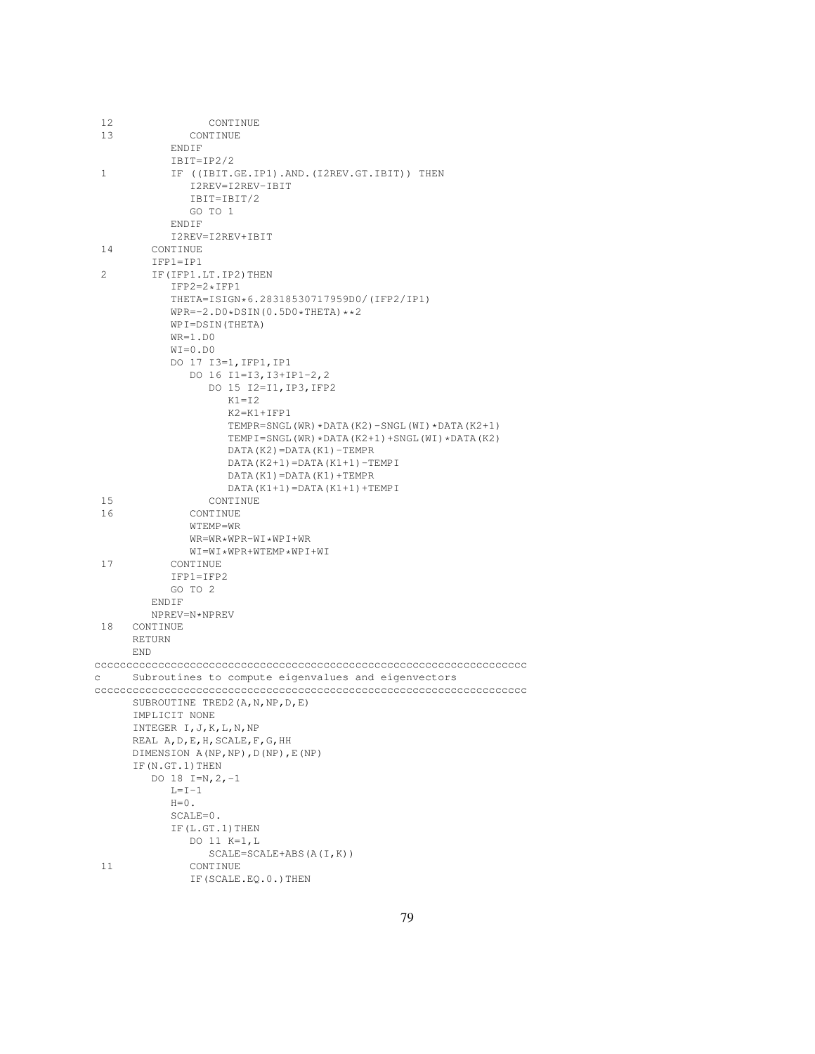```
 12               CONTINUE
 13            CONTINUE
            ENDIF
            IBIT=IP2/2
 1          IF ((IBIT.GE.IP1).AND.(I2REV.GT.IBIT)) THEN
               I2REV=I2REV-IBIT
               IBIT=IBIT/2
               GO TO 1
            ENDIF
            I2REV=I2REV+IBIT
 14      CONTINUE
         IFP1=IP1
 2       IF(IFP1.LT.IP2)THEN
            IFP2=2*IFP1
            THETA=ISIGN*6.28318530717959D0/(IFP2/IP1)
            WPR=-2.D0*DSIN(0.5D0*THETA)**2
            WPI=DSIN(THETA)
            WR=1.D0
            WI=0.D0
            DO 17 I3=1,IFP1,IP1
               DO 16 I1=I3,I3+IP1-2,2
                  DO 15 I2=I1,IP3,IFP2
                     K1=I2
                     K2=K1+IFP1
                     TEMPR=SNGL(WR)*DATA(K2)-SNGL(WI)*DATA(K2+1)
                     TEMPI=SNGL(WR)*DATA(K2+1)+SNGL(WI)*DATA(K2)
                     DATA(K2)=DATA(K1)-TEMPR
                     DATA(K2+1)=DATA(K1+1)-TEMPI
                     DATA(K1)=DATA(K1)+TEMPR
                     DATA(K1+1)=DATA(K1+1)+TEMPI
 15               CONTINUE
 16            CONTINUE
               WTEMP=WR
               WR=WR*WPR-WI*WPI+WR
               WI=WI*WPR+WTEMP*WPI+WI
 17         CONTINUE
            IFP1=IFP2
            GO TO 2
         ENDIF
         NPREV=N*NPREV
 18   CONTINUE
      RETURN
      END
cccccccccccccccccccccccccccccccccccccccccccccccccccccccccccccccccccccc
c     Subroutines to compute eigenvalues and eigenvectors
cccccccccccccccccccccccccccccccccccccccccccccccccccccccccccccccccccccc
      SUBROUTINE TRED2(A,N,NP,D,E)
      IMPLICIT NONE
      INTEGER I,J,K,L,N,NP
      REAL A,D,E,H,SCALE,F,G,HH
      DIMENSION A(NP,NP),D(NP),E(NP)
      IF(N.GT.1)THEN
         DO 18 I=N,2,-1
            L=I-1
            H=0.
            SCALE=0.
            IF(L.GT.1)THEN
               DO 11 K=1,L
                  SCALE=SCALE+ABS(A(I,K))
 11            CONTINUE
               IF(SCALE.EQ.0.)THEN
```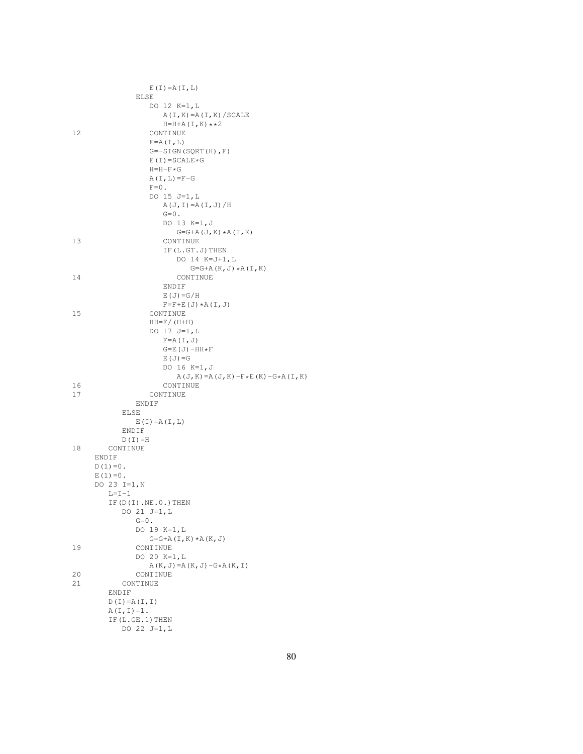```
                 E(I)=A(I,L)
              ELSE
                 DO 12 K=1,L
                    A(I,K)=A(I,K)/SCALE
                    H=H+A(I,K)**2
12               CONTINUE
                 F=A(I,L)
                 G=-SIGN(SQRT(H),F)
                 E(I)=SCALE*G
                 H=H-F*G
                 A(I,L)=F-G
                 F=0.
                 DO 15 J=1,L
                    A(J,I)=A(I,J)/H
                    G=0.
                    DO 13 K=1,J
                       G=G+A(J,K)*A(I,K)
13                  CONTINUE
                    IF(L.GT.J)THEN
                       DO 14 K=J+1,L
                          G=G+A(K,J)*A(I,K)
14                     CONTINUE
                    ENDIF
                    E(J)=G/H
                    F=F+E(J)*A(I,J)
15               CONTINUE
                 HH=F/(H+H)
                 DO 17 J=1,L
                    F=A(I,J)
                    G=E(J)-HH*F
                    E(J)=G
                    DO 16 K=1,J
                       A(J,K)=A(J,K)-F*E(K)-G*A(I,K)
16                  CONTINUE
17               CONTINUE
              ENDIF
           ELSE
              E(I)=A(I,L)
           ENDIF
           D(I)=H
18      CONTINUE
      ENDIF
      D(1)=0.
      E(1)=0.
      DO 23 I=1,N
         L=I-1
         IF(D(I).NE.0.)THEN
            DO 21 J=1,L
               G=0.
               DO 19 K=1,L
                  G=G+A(I,K)*A(K,J)
19             CONTINUE
               DO 20 K=1,L
                  A(K,J)=A(K,J)-G*A(K,I)
20             CONTINUE
21          CONTINUE
         ENDIF
         D(I)=A(I,I)
         A(I,I)=1.
         IF(L.GE.1)THEN
            DO 22 J=1,L
```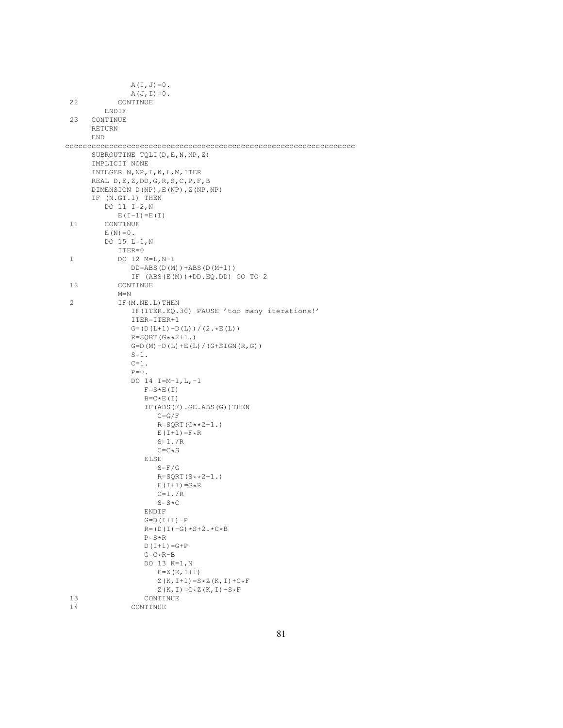```
            A(I,J)=0.
            A(J,I)=0.
 22       CONTINUE
        ENDIF
 23   CONTINUE
      RETURN
      END
cccccccccccccccccccccccccccccccccccccccccccccccccccccccccccccccccc
      SUBROUTINE TQLI(D,E,N,NP,Z)
      IMPLICIT NONE
      INTEGER N,NP,I,K,L,M,ITER
      REAL D,E,Z,DD,G,R,S,C,P,F,B
      DIMENSION D(NP),E(NP),Z(NP,NP)
      IF (N.GT.1) THEN
         DO 11 I=2,N
            E(I-1)=E(I)
 11      CONTINUE
         E(N)=0.
         DO 15 L=1,N
            ITER=0
 1          DO 12 M=L,N-1
               DD=ABS(D(M))+ABS(D(M+1))
               IF (ABS(E(M))+DD.EQ.DD) GO TO 2
 12         CONTINUE
            M=N
 2          IF(M.NE.L)THEN
               IF(ITER.EQ.30) PAUSE 'too many iterations!'
               ITER=ITER+1
               G=(D(L+1)-D(L))/(2.*E(L))
               R=SQRT(G**2+1.)
               G=D(M)-D(L)+E(L)/(G+SIGN(R,G))
               S=1.
               C=1.
               P=0.
               DO 14 I=M-1,L,-1
                  F=S*E(I)
                  B=C*E(I)
                  IF(ABS(F).GE.ABS(G))THEN
                     C=G/F
                     R=SQRT(C**2+1.)
                     E(I+1)=F*R
                     S=1./R
                     C=C*S
                  ELSE
                     S=F/G
                     R=SQRT(S**2+1.)
                     E(I+1)=G*R
                     C=1./R
                     S=S*C
                  ENDIF
                  G=D(I+1)-P
                  R=(D(I)-G)*S+2.*C*B
                  P=S*R
                  D(I+1)=G+P
                  G=C*R-B
                  DO 13 K=1,N
                     F=Z(K,I+1)
                     Z(K,I+1)=S*Z(K,I)+C*F
                     Z(K,I)=C*Z(K,I)-S*F
 13               CONTINUE
 14            CONTINUE
```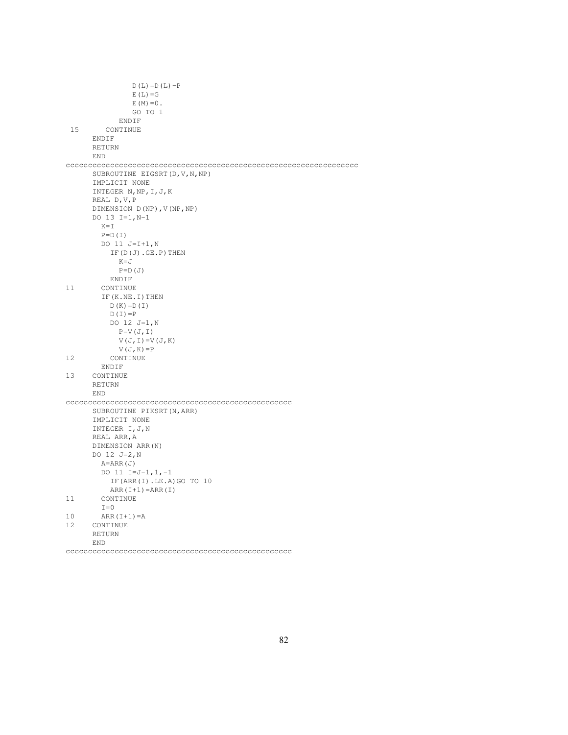```
              D(L)=D(L)-P
              E(L)=G
              E(M)=0.
              GO TO 1
            ENDIF
 15       CONTINUE
      ENDIF
      RETURN
      END
ccccccccccccccccccccccccccccccccccccccccccccccccccccccccccccccccc
      SUBROUTINE EIGSRT(D,V,N,NP)
      IMPLICIT NONE
      INTEGER N,NP,I,J,K
      REAL D,V,P
      DIMENSION D(NP),V(NP,NP)
      DO 13 I=1,N-1
        K=I
        P=D(I)
        DO 11 J=I+1,N
          IF(D(J).GE.P)THEN
            K=J
            P=D(J)
          ENDIF
11      CONTINUE
        IF(K.NE.I)THEN
          D(K)=D(I)
          D(I)=P
          DO 12 J=1,N
            P=V(J,I)
            V(J,I)=V(J,K)
            V(J,K)=P
12        CONTINUE
        ENDIF
13    CONTINUE
      RETURN
      END
cccccccccccccccccccccccccccccccccccccccccccccccccc
      SUBROUTINE PIKSRT(N,ARR)
      IMPLICIT NONE
      INTEGER I,J,N
      REAL ARR,A
      DIMENSION ARR(N)
      DO 12 J=2,N
        A=ARR(J)
        DO 11 I=J-1,1,-1
          IF(ARR(I).LE.A)GO TO 10
          ARR(I+1)=ARR(I)
11      CONTINUE
        I=0
10      ARR(I+1)=A
12    CONTINUE
      RETURN
      END
cccccccccccccccccccccccccccccccccccccccccccccccccc
```